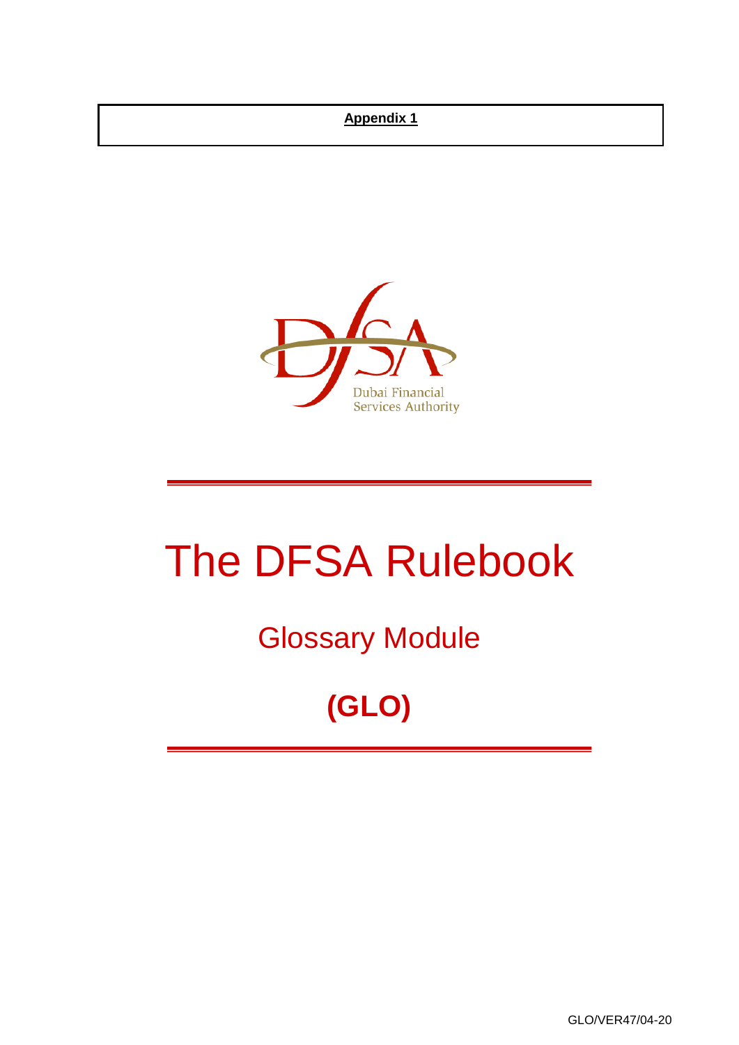**Appendix 1**

Dubai Financial Services Authority

# The DFSA Rulebook

## Glossary Module

## (GLO)

GLO/VER47/04-20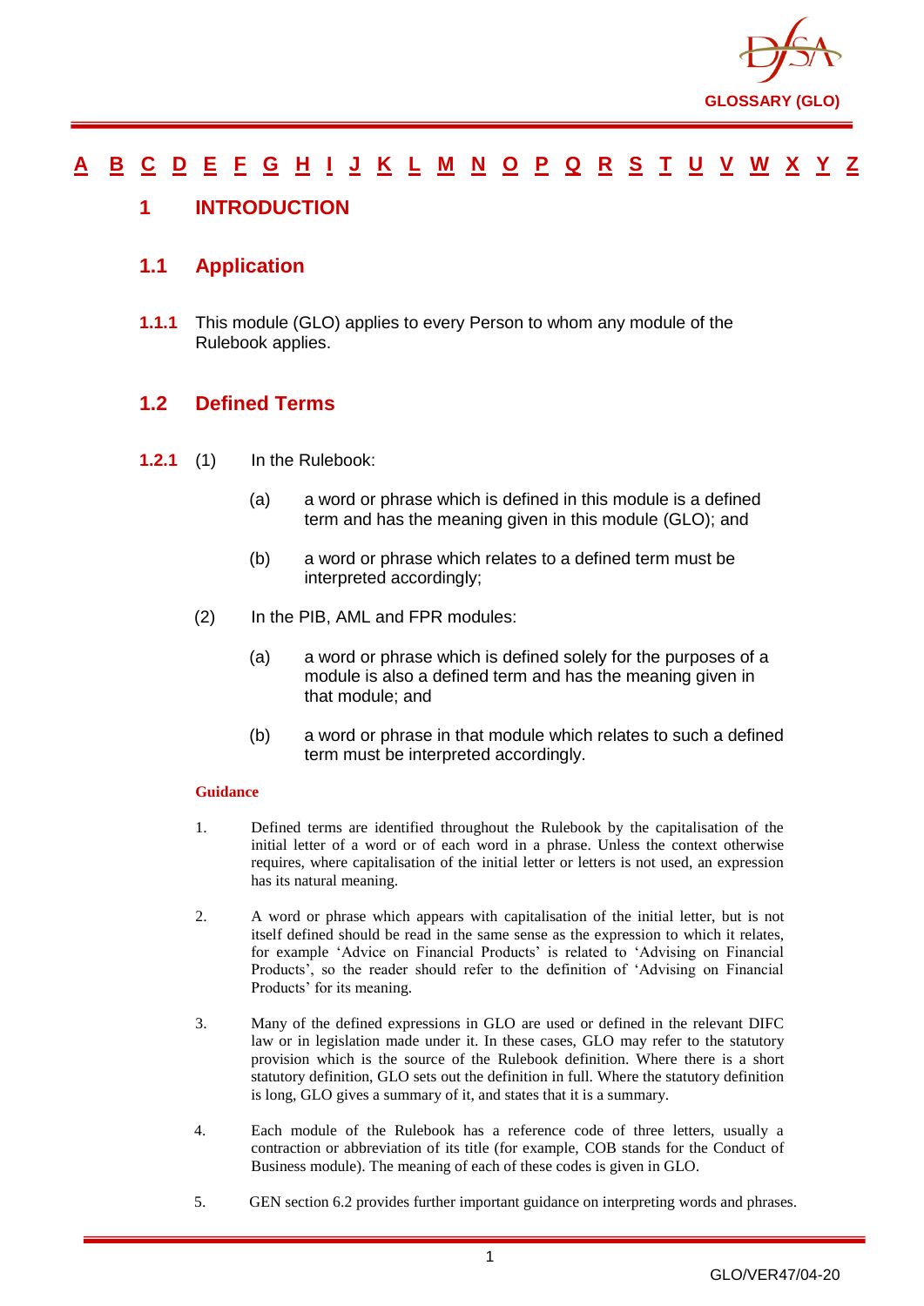A B C D E F G H I J K L M N O P Q R S T U V W X Y Z

# 1 INTRODUCTION

## 1.1 Application

**1.1.1** This module (GLO) applies to every Person to whom any module of the Rulebook applies.

## 1.2 Defined Terms

**1.2.1** (1) In the Rulebook:

(a) a word or phrase which is defined in this module is a defined term and has the meaning given in this module (GLO); and

(b) a word or phrase which relates to a defined term must be interpreted accordingly;

(2) In the PIB, AML and FPR modules:

(a) a word or phrase which is defined solely for the purposes of a module is also a defined term and has the meaning given in that module; and

(b) a word or phrase in that module which relates to such a defined term must be interpreted accordingly.

**Guidance**

1. Defined terms are identified throughout the Rulebook by the capitalisation of the initial letter of a word or of each word in a phrase. Unless the context otherwise requires, where capitalisation of the initial letter or letters is not used, an expression has its natural meaning.

2. A word or phrase which appears with capitalisation of the initial letter, but is not itself defined should be read in the same sense as the expression to which it relates, for example 'Advice on Financial Products' is related to 'Advising on Financial Products', so the reader should refer to the definition of 'Advising on Financial Products' for its meaning.

3. Many of the defined expressions in GLO are used or defined in the relevant DIFC law or in legislation made under it. In these cases, GLO may refer to the statutory provision which is the source of the Rulebook definition. Where there is a short statutory definition, GLO sets out the definition in full. Where the statutory definition is long, GLO gives a summary of it, and states that it is a summary.

4. Each module of the Rulebook has a reference code of three letters, usually a contraction or abbreviation of its title (for example, COB stands for the Conduct of Business module). The meaning of each of these codes is given in GLO.

5. GEN section 6.2 provides further important guidance on interpreting words and phrases.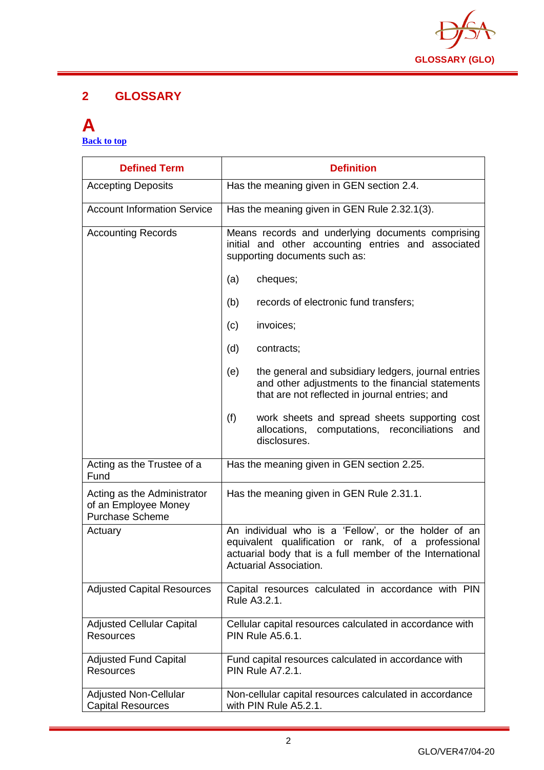## 2 GLOSSARY

### A

Back to top

| Defined Term | Definition |
|---|---|
| Accepting Deposits | Has the meaning given in GEN section 2.4. |
| Account Information Service | Has the meaning given in GEN Rule 2.32.1(3). |
| Accounting Records | Means records and underlying documents comprising initial and other accounting entries and associated supporting documents such as:<br><br>(a) cheques;<br><br>(b) records of electronic fund transfers;<br><br>(c) invoices;<br><br>(d) contracts;<br><br>(e) the general and subsidiary ledgers, journal entries and other adjustments to the financial statements that are not reflected in journal entries; and<br><br>(f) work sheets and spread sheets supporting cost allocations, computations, reconciliations and disclosures. |
| Acting as the Trustee of a Fund | Has the meaning given in GEN section 2.25. |
| Acting as the Administrator of an Employee Money Purchase Scheme | Has the meaning given in GEN Rule 2.31.1. |
| Actuary | An individual who is a 'Fellow', or the holder of an equivalent qualification or rank, of a professional actuarial body that is a full member of the International Actuarial Association. |
| Adjusted Capital Resources | Capital resources calculated in accordance with PIN Rule A3.2.1. |
| Adjusted Cellular Capital Resources | Cellular capital resources calculated in accordance with PIN Rule A5.6.1. |
| Adjusted Fund Capital Resources | Fund capital resources calculated in accordance with PIN Rule A7.2.1. |
| Adjusted Non-Cellular Capital Resources | Non-cellular capital resources calculated in accordance with PIN Rule A5.2.1. |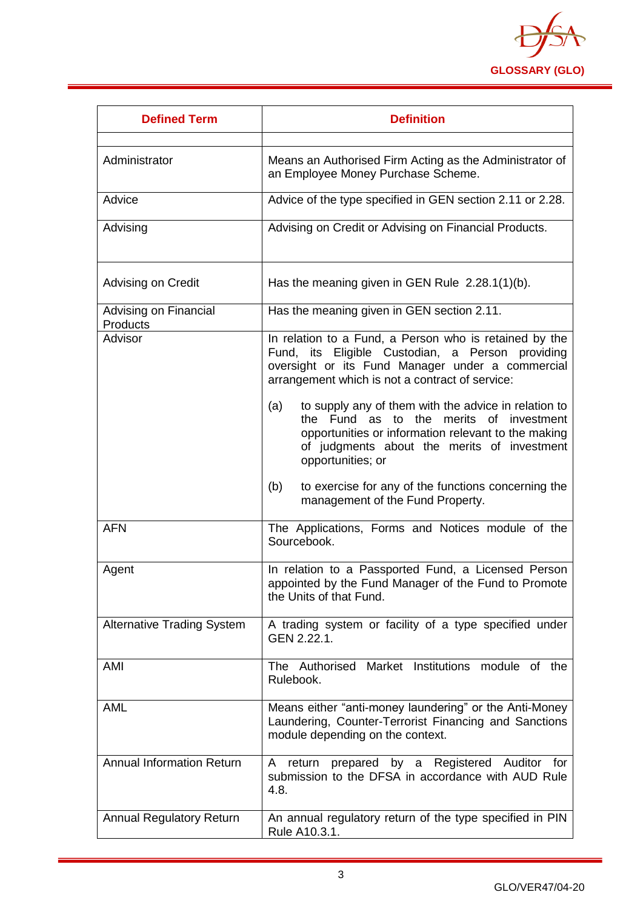| Defined Term | Definition |
|---|---|
| | |
| Administrator | Means an Authorised Firm Acting as the Administrator of an Employee Money Purchase Scheme. |
| Advice | Advice of the type specified in GEN section 2.11 or 2.28. |
| Advising | Advising on Credit or Advising on Financial Products. |
| Advising on Credit | Has the meaning given in GEN Rule 2.28.1(1)(b). |
| Advising on Financial Products | Has the meaning given in GEN section 2.11. |
| Advisor | In relation to a Fund, a Person who is retained by the Fund, its Eligible Custodian, a Person providing oversight or its Fund Manager under a commercial arrangement which is not a contract of service:<br><br>(a) to supply any of them with the advice in relation to the Fund as to the merits of investment opportunities or information relevant to the making of judgments about the merits of investment opportunities; or<br><br>(b) to exercise for any of the functions concerning the management of the Fund Property. |
| AFN | The Applications, Forms and Notices module of the Sourcebook. |
| Agent | In relation to a Passported Fund, a Licensed Person appointed by the Fund Manager of the Fund to Promote the Units of that Fund. |
| Alternative Trading System | A trading system or facility of a type specified under GEN 2.22.1. |
| AMI | The Authorised Market Institutions module of the Rulebook. |
| AML | Means either "anti-money laundering" or the Anti-Money Laundering, Counter-Terrorist Financing and Sanctions module depending on the context. |
| Annual Information Return | A return prepared by a Registered Auditor for submission to the DFSA in accordance with AUD Rule 4.8. |
| Annual Regulatory Return | An annual regulatory return of the type specified in PIN Rule A10.3.1. |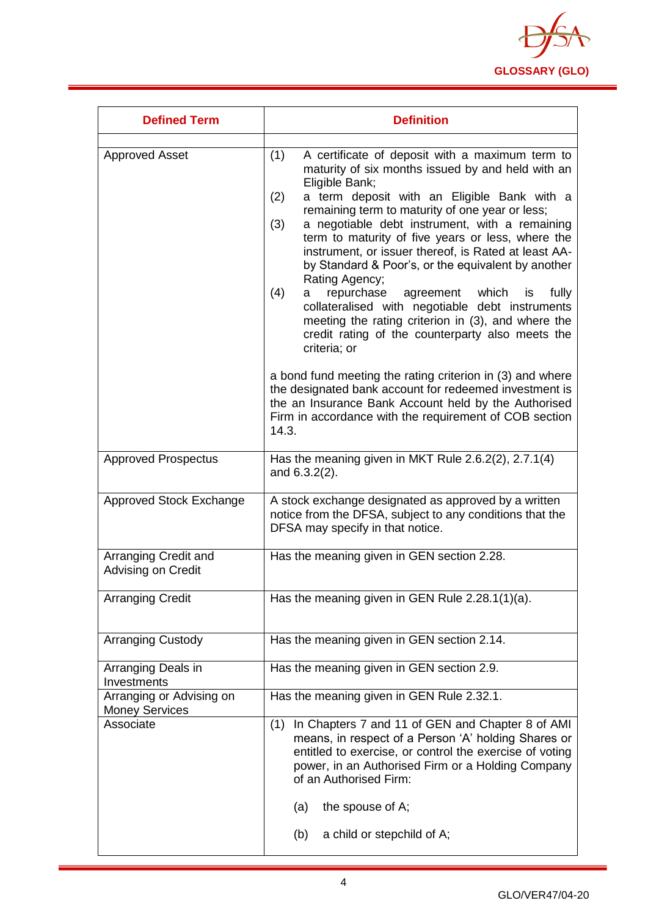| Defined Term | Definition |
|---|---|
| | |
| Approved Asset | (1) A certificate of deposit with a maximum term to maturity of six months issued by and held with an Eligible Bank;<br>(2) a term deposit with an Eligible Bank with a remaining term to maturity of one year or less;<br>(3) a negotiable debt instrument, with a remaining term to maturity of five years or less, where the instrument, or issuer thereof, is Rated at least AA- by Standard & Poor's, or the equivalent by another Rating Agency;<br>(4) a repurchase agreement which is fully collateralised with negotiable debt instruments meeting the rating criterion in (3), and where the credit rating of the counterparty also meets the criteria; or<br><br>a bond fund meeting the rating criterion in (3) and where the designated bank account for redeemed investment is the an Insurance Bank Account held by the Authorised Firm in accordance with the requirement of COB section 14.3. |
| Approved Prospectus | Has the meaning given in MKT Rule 2.6.2(2), 2.7.1(4) and 6.3.2(2). |
| Approved Stock Exchange | A stock exchange designated as approved by a written notice from the DFSA, subject to any conditions that the DFSA may specify in that notice. |
| Arranging Credit and Advising on Credit | Has the meaning given in GEN section 2.28. |
| Arranging Credit | Has the meaning given in GEN Rule 2.28.1(1)(a). |
| Arranging Custody | Has the meaning given in GEN section 2.14. |
| Arranging Deals in Investments | Has the meaning given in GEN section 2.9. |
| Arranging or Advising on Money Services | Has the meaning given in GEN Rule 2.32.1. |
| Associate | (1) In Chapters 7 and 11 of GEN and Chapter 8 of AMI means, in respect of a Person 'A' holding Shares or entitled to exercise, or control the exercise of voting power, in an Authorised Firm or a Holding Company of an Authorised Firm:<br><br>(a) the spouse of A;<br><br>(b) a child or stepchild of A; |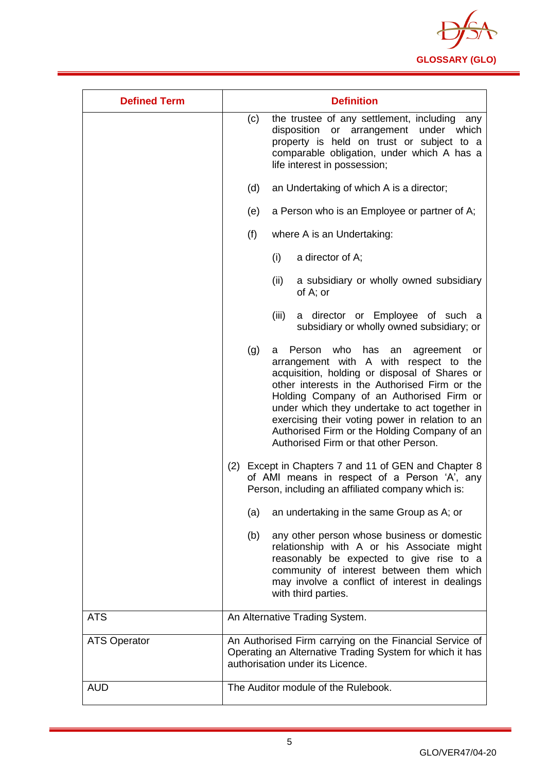| Defined Term | Definition |
|---|---|
| | (c) the trustee of any settlement, including any disposition or arrangement under which property is held on trust or subject to a comparable obligation, under which A has a life interest in possession;<br><br>(d) an Undertaking of which A is a director;<br><br>(e) a Person who is an Employee or partner of A;<br><br>(f) where A is an Undertaking:<br><br>(i) a director of A;<br><br>(ii) a subsidiary or wholly owned subsidiary of A; or<br><br>(iii) a director or Employee of such a subsidiary or wholly owned subsidiary; or<br><br>(g) a Person who has an agreement or arrangement with A with respect to the acquisition, holding or disposal of Shares or other interests in the Authorised Firm or the Holding Company of an Authorised Firm or under which they undertake to act together in exercising their voting power in relation to an Authorised Firm or the Holding Company of an Authorised Firm or that other Person.<br><br>(2) Except in Chapters 7 and 11 of GEN and Chapter 8 of AMI means in respect of a Person 'A', any Person, including an affiliated company which is:<br><br>(a) an undertaking in the same Group as A; or<br><br>(b) any other person whose business or domestic relationship with A or his Associate might reasonably be expected to give rise to a community of interest between them which may involve a conflict of interest in dealings with third parties. |
| ATS | An Alternative Trading System. |
| ATS Operator | An Authorised Firm carrying on the Financial Service of Operating an Alternative Trading System for which it has authorisation under its Licence. |
| AUD | The Auditor module of the Rulebook. |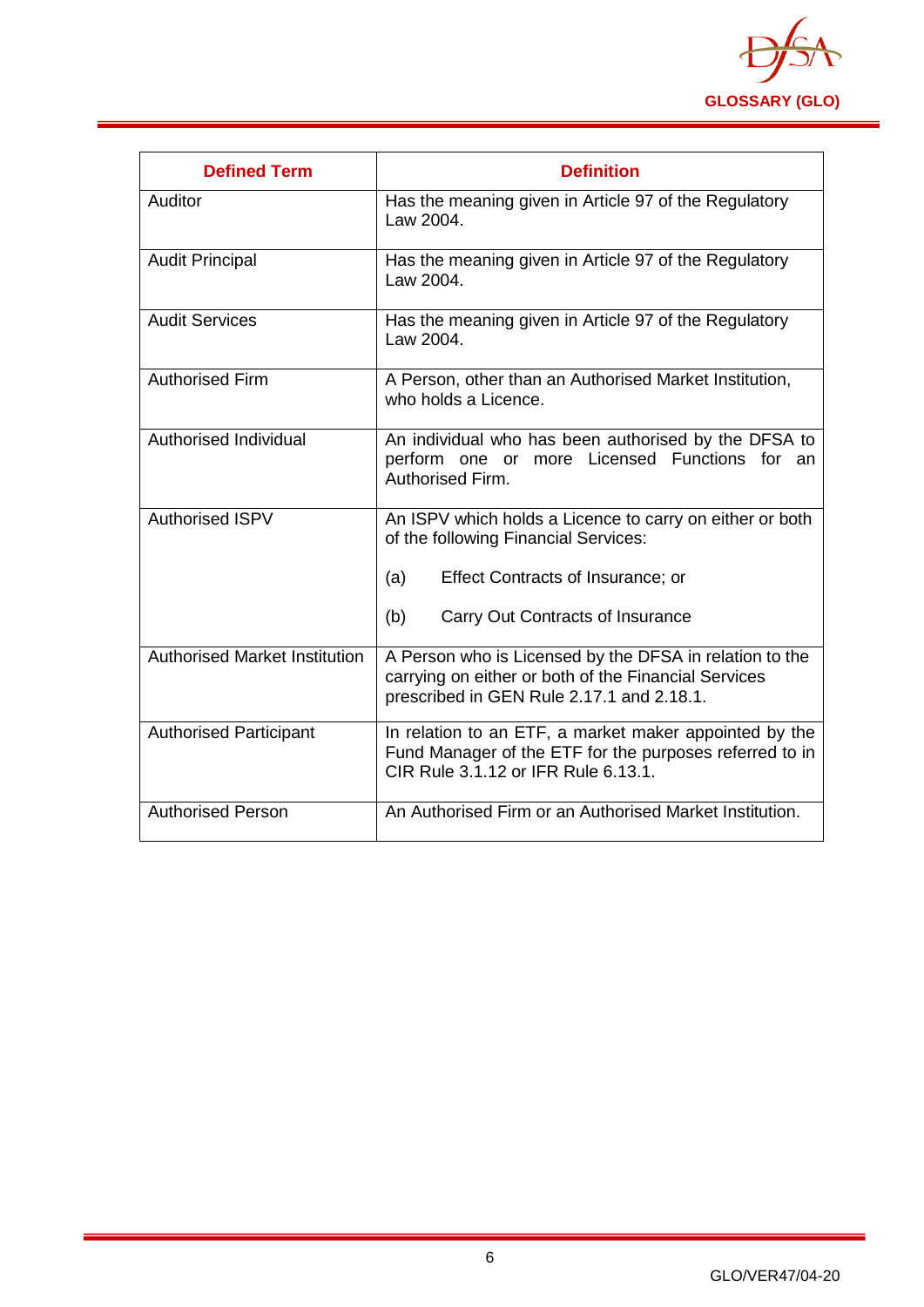| Defined Term | Definition |
|---|---|
| Auditor | Has the meaning given in Article 97 of the Regulatory Law 2004. |
| Audit Principal | Has the meaning given in Article 97 of the Regulatory Law 2004. |
| Audit Services | Has the meaning given in Article 97 of the Regulatory Law 2004. |
| Authorised Firm | A Person, other than an Authorised Market Institution, who holds a Licence. |
| Authorised Individual | An individual who has been authorised by the DFSA to perform one or more Licensed Functions for an Authorised Firm. |
| Authorised ISPV | An ISPV which holds a Licence to carry on either or both of the following Financial Services:<br><br>(a) Effect Contracts of Insurance; or<br><br>(b) Carry Out Contracts of Insurance |
| Authorised Market Institution | A Person who is Licensed by the DFSA in relation to the carrying on either or both of the Financial Services prescribed in GEN Rule 2.17.1 and 2.18.1. |
| Authorised Participant | In relation to an ETF, a market maker appointed by the Fund Manager of the ETF for the purposes referred to in CIR Rule 3.1.12 or IFR Rule 6.13.1. |
| Authorised Person | An Authorised Firm or an Authorised Market Institution. |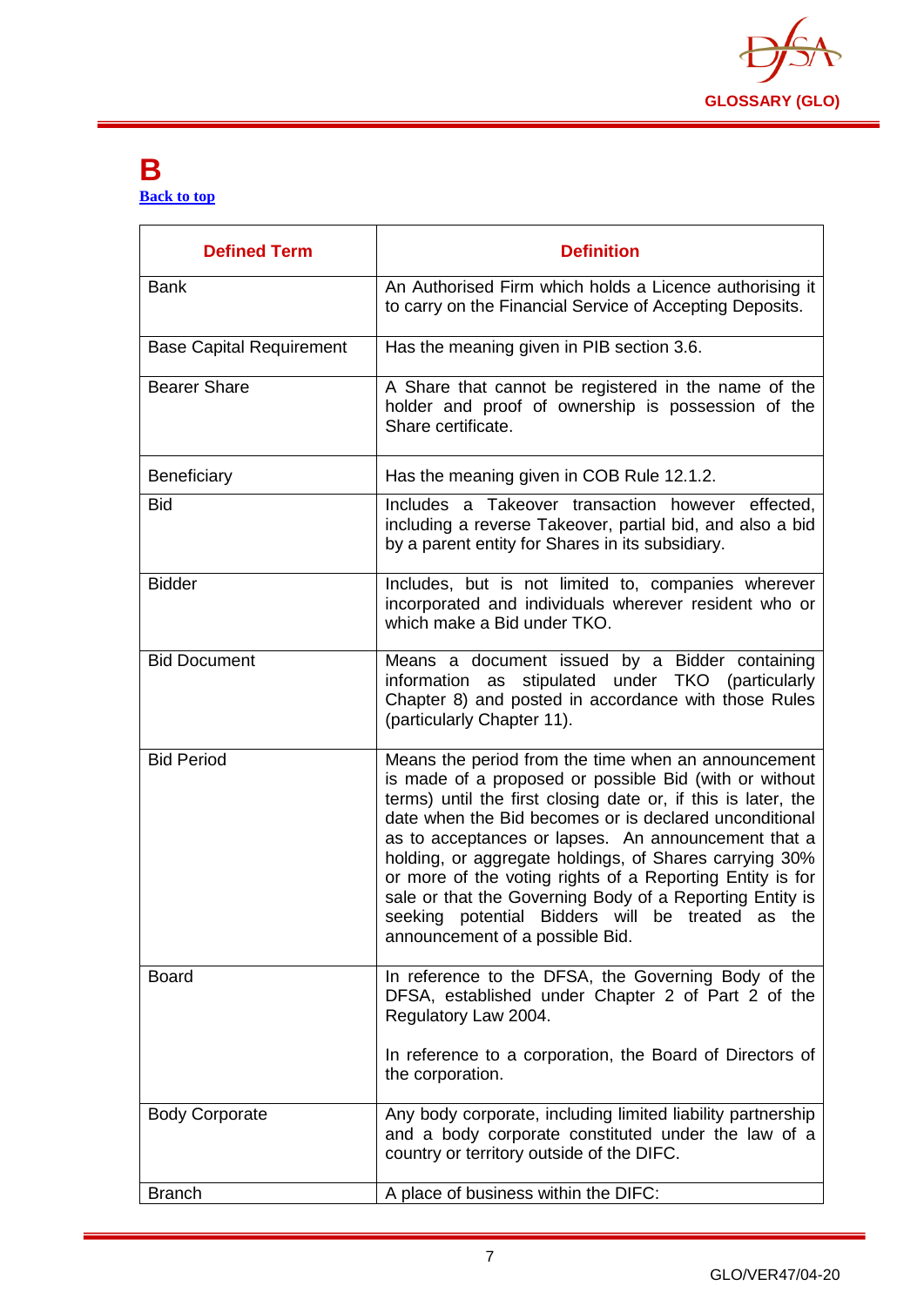# B

[Back to top](#)

| Defined Term | Definition |
|---|---|
| Bank | An Authorised Firm which holds a Licence authorising it to carry on the Financial Service of Accepting Deposits. |
| Base Capital Requirement | Has the meaning given in PIB section 3.6. |
| Bearer Share | A Share that cannot be registered in the name of the holder and proof of ownership is possession of the Share certificate. |
| Beneficiary | Has the meaning given in COB Rule 12.1.2. |
| Bid | Includes a Takeover transaction however effected, including a reverse Takeover, partial bid, and also a bid by a parent entity for Shares in its subsidiary. |
| Bidder | Includes, but is not limited to, companies wherever incorporated and individuals wherever resident who or which make a Bid under TKO. |
| Bid Document | Means a document issued by a Bidder containing information as stipulated under TKO (particularly Chapter 8) and posted in accordance with those Rules (particularly Chapter 11). |
| Bid Period | Means the period from the time when an announcement is made of a proposed or possible Bid (with or without terms) until the first closing date or, if this is later, the date when the Bid becomes or is declared unconditional as to acceptances or lapses. An announcement that a holding, or aggregate holdings, of Shares carrying 30% or more of the voting rights of a Reporting Entity is for sale or that the Governing Body of a Reporting Entity is seeking potential Bidders will be treated as the announcement of a possible Bid. |
| Board | In reference to the DFSA, the Governing Body of the DFSA, established under Chapter 2 of Part 2 of the Regulatory Law 2004.<br><br>In reference to a corporation, the Board of Directors of the corporation. |
| Body Corporate | Any body corporate, including limited liability partnership and a body corporate constituted under the law of a country or territory outside of the DIFC. |
| Branch | A place of business within the DIFC: |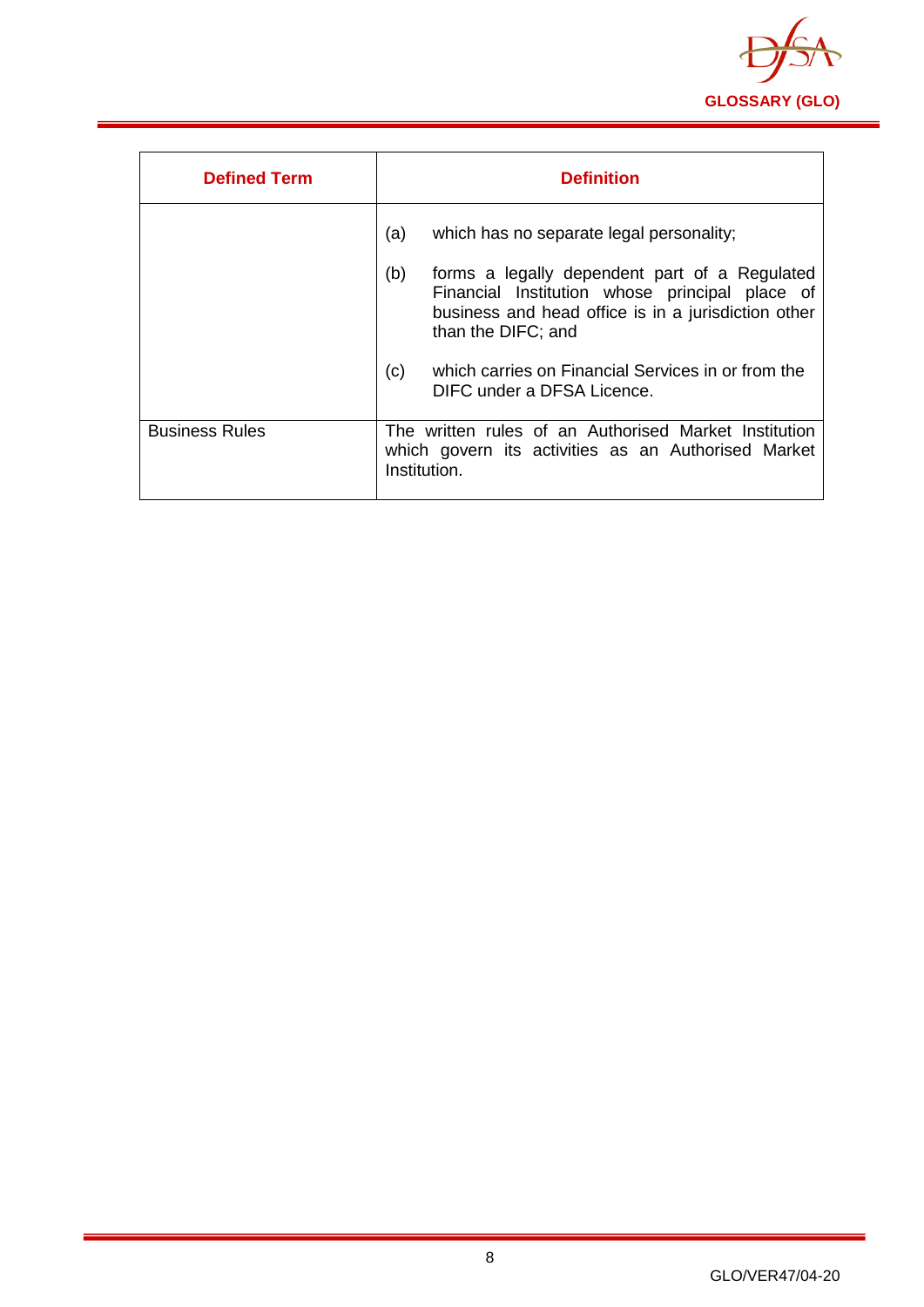| Defined Term | Definition |
|---|---|
| | (a) which has no separate legal personality;<br><br>(b) forms a legally dependent part of a Regulated Financial Institution whose principal place of business and head office is in a jurisdiction other than the DIFC; and<br><br>(c) which carries on Financial Services in or from the DIFC under a DFSA Licence. |
| Business Rules | The written rules of an Authorised Market Institution which govern its activities as an Authorised Market Institution. |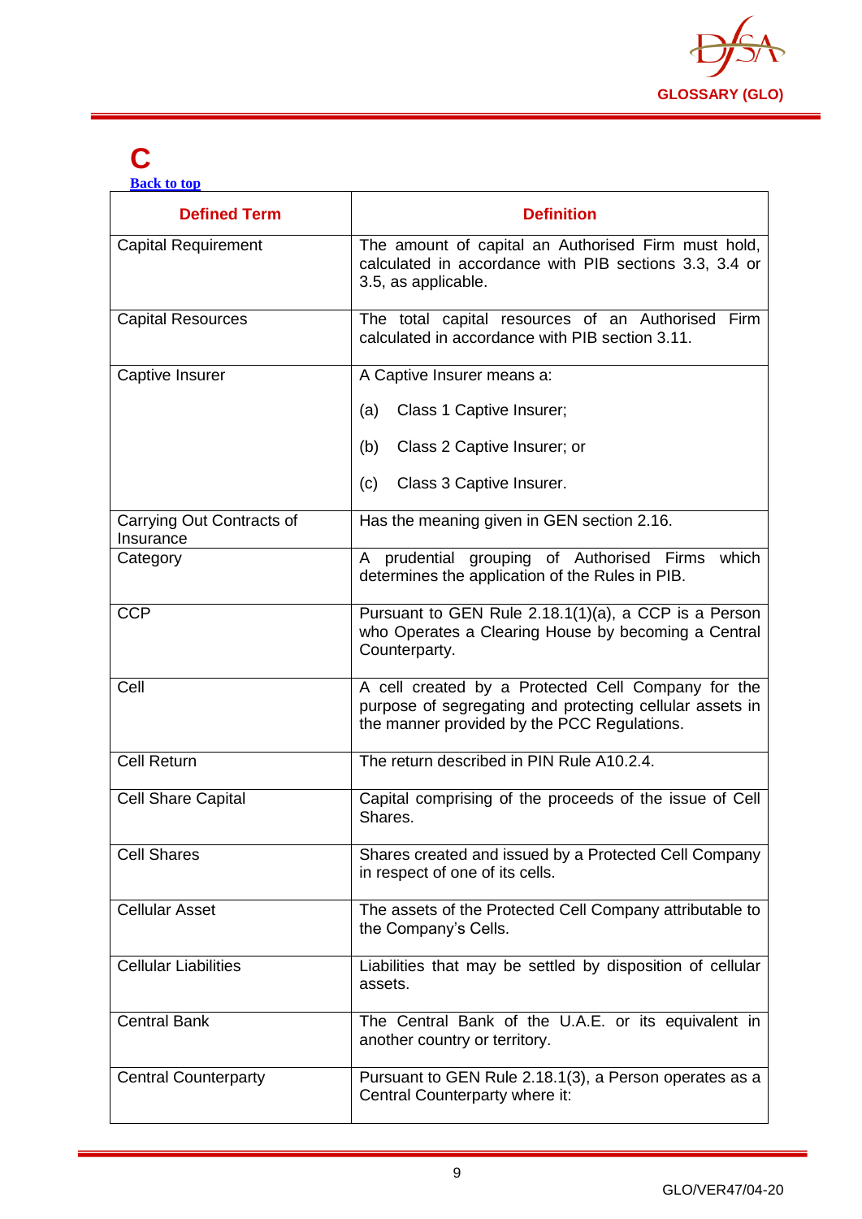# C

[Back to top]

| Defined Term | Definition |
| --- | --- |
| Capital Requirement | The amount of capital an Authorised Firm must hold, calculated in accordance with PIB sections 3.3, 3.4 or 3.5, as applicable. |
| Capital Resources | The total capital resources of an Authorised Firm calculated in accordance with PIB section 3.11. |
| Captive Insurer | A Captive Insurer means a:<br><br>(a) Class 1 Captive Insurer;<br><br>(b) Class 2 Captive Insurer; or<br><br>(c) Class 3 Captive Insurer. |
| Carrying Out Contracts of Insurance | Has the meaning given in GEN section 2.16. |
| Category | A prudential grouping of Authorised Firms which determines the application of the Rules in PIB. |
| CCP | Pursuant to GEN Rule 2.18.1(1)(a), a CCP is a Person who Operates a Clearing House by becoming a Central Counterparty. |
| Cell | A cell created by a Protected Cell Company for the purpose of segregating and protecting cellular assets in the manner provided by the PCC Regulations. |
| Cell Return | The return described in PIN Rule A10.2.4. |
| Cell Share Capital | Capital comprising of the proceeds of the issue of Cell Shares. |
| Cell Shares | Shares created and issued by a Protected Cell Company in respect of one of its cells. |
| Cellular Asset | The assets of the Protected Cell Company attributable to the Company's Cells. |
| Cellular Liabilities | Liabilities that may be settled by disposition of cellular assets. |
| Central Bank | The Central Bank of the U.A.E. or its equivalent in another country or territory. |
| Central Counterparty | Pursuant to GEN Rule 2.18.1(3), a Person operates as a Central Counterparty where it: |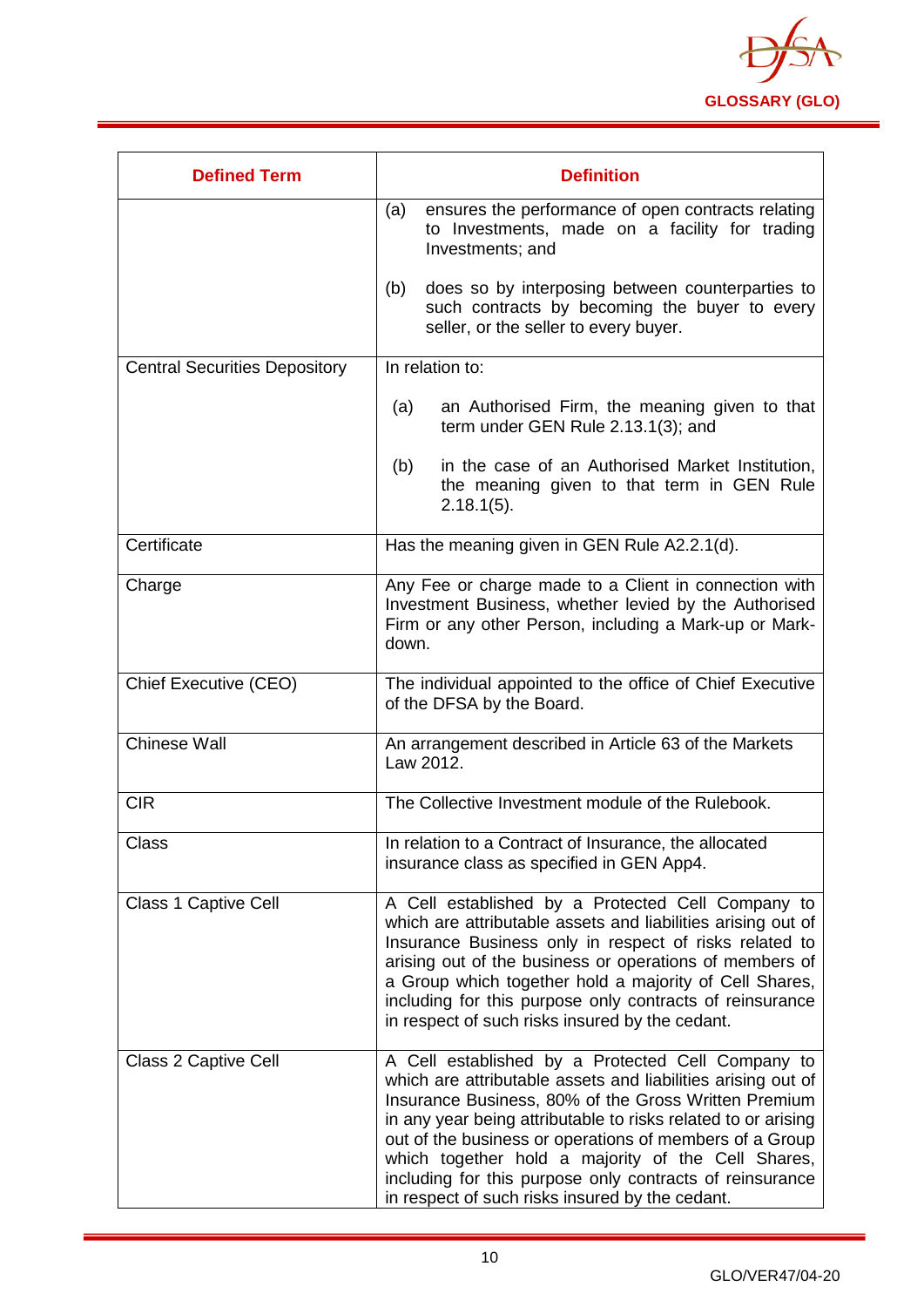| Defined Term | Definition |
|---|---|
| | (a) ensures the performance of open contracts relating to Investments, made on a facility for trading Investments; and<br><br>(b) does so by interposing between counterparties to such contracts by becoming the buyer to every seller, or the seller to every buyer. |
| Central Securities Depository | In relation to:<br><br>(a) an Authorised Firm, the meaning given to that term under GEN Rule 2.13.1(3); and<br><br>(b) in the case of an Authorised Market Institution, the meaning given to that term in GEN Rule 2.18.1(5). |
| Certificate | Has the meaning given in GEN Rule A2.2.1(d). |
| Charge | Any Fee or charge made to a Client in connection with Investment Business, whether levied by the Authorised Firm or any other Person, including a Mark-up or Mark-down. |
| Chief Executive (CEO) | The individual appointed to the office of Chief Executive of the DFSA by the Board. |
| Chinese Wall | An arrangement described in Article 63 of the Markets Law 2012. |
| CIR | The Collective Investment module of the Rulebook. |
| Class | In relation to a Contract of Insurance, the allocated insurance class as specified in GEN App4. |
| Class 1 Captive Cell | A Cell established by a Protected Cell Company to which are attributable assets and liabilities arising out of Insurance Business only in respect of risks related to arising out of the business or operations of members of a Group which together hold a majority of Cell Shares, including for this purpose only contracts of reinsurance in respect of such risks insured by the cedant. |
| Class 2 Captive Cell | A Cell established by a Protected Cell Company to which are attributable assets and liabilities arising out of Insurance Business, 80% of the Gross Written Premium in any year being attributable to risks related to or arising out of the business or operations of members of a Group which together hold a majority of the Cell Shares, including for this purpose only contracts of reinsurance in respect of such risks insured by the cedant. |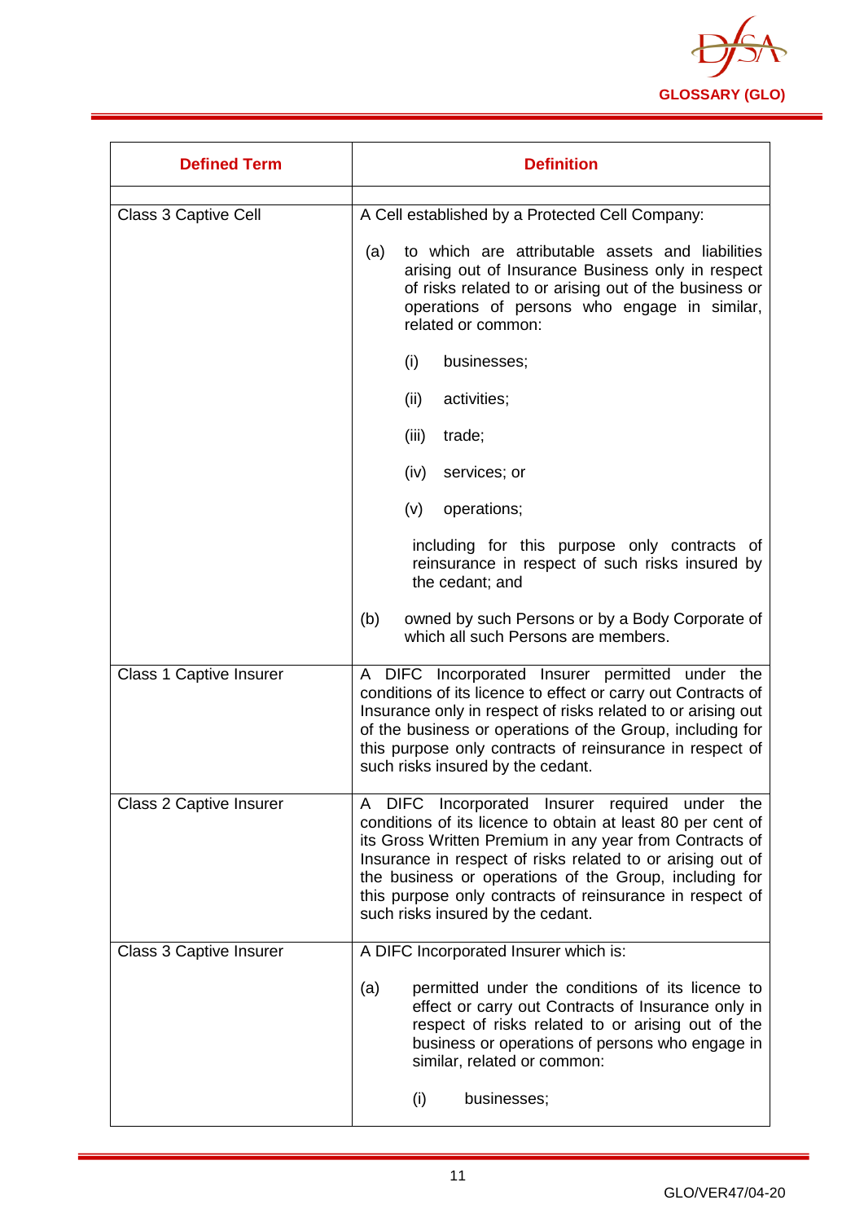| Defined Term | Definition |
|---|---|
| | |
| Class 3 Captive Cell | A Cell established by a Protected Cell Company:<br><br>(a) to which are attributable assets and liabilities arising out of Insurance Business only in respect of risks related to or arising out of the business or operations of persons who engage in similar, related or common:<br><br>(i) businesses;<br><br>(ii) activities;<br><br>(iii) trade;<br><br>(iv) services; or<br><br>(v) operations;<br><br>including for this purpose only contracts of reinsurance in respect of such risks insured by the cedant; and<br><br>(b) owned by such Persons or by a Body Corporate of which all such Persons are members. |
| Class 1 Captive Insurer | A DIFC Incorporated Insurer permitted under the conditions of its licence to effect or carry out Contracts of Insurance only in respect of risks related to or arising out of the business or operations of the Group, including for this purpose only contracts of reinsurance in respect of such risks insured by the cedant. |
| Class 2 Captive Insurer | A DIFC Incorporated Insurer required under the conditions of its licence to obtain at least 80 per cent of its Gross Written Premium in any year from Contracts of Insurance in respect of risks related to or arising out of the business or operations of the Group, including for this purpose only contracts of reinsurance in respect of such risks insured by the cedant. |
| Class 3 Captive Insurer | A DIFC Incorporated Insurer which is:<br><br>(a) permitted under the conditions of its licence to effect or carry out Contracts of Insurance only in respect of risks related to or arising out of the business or operations of persons who engage in similar, related or common:<br><br>(i) businesses; |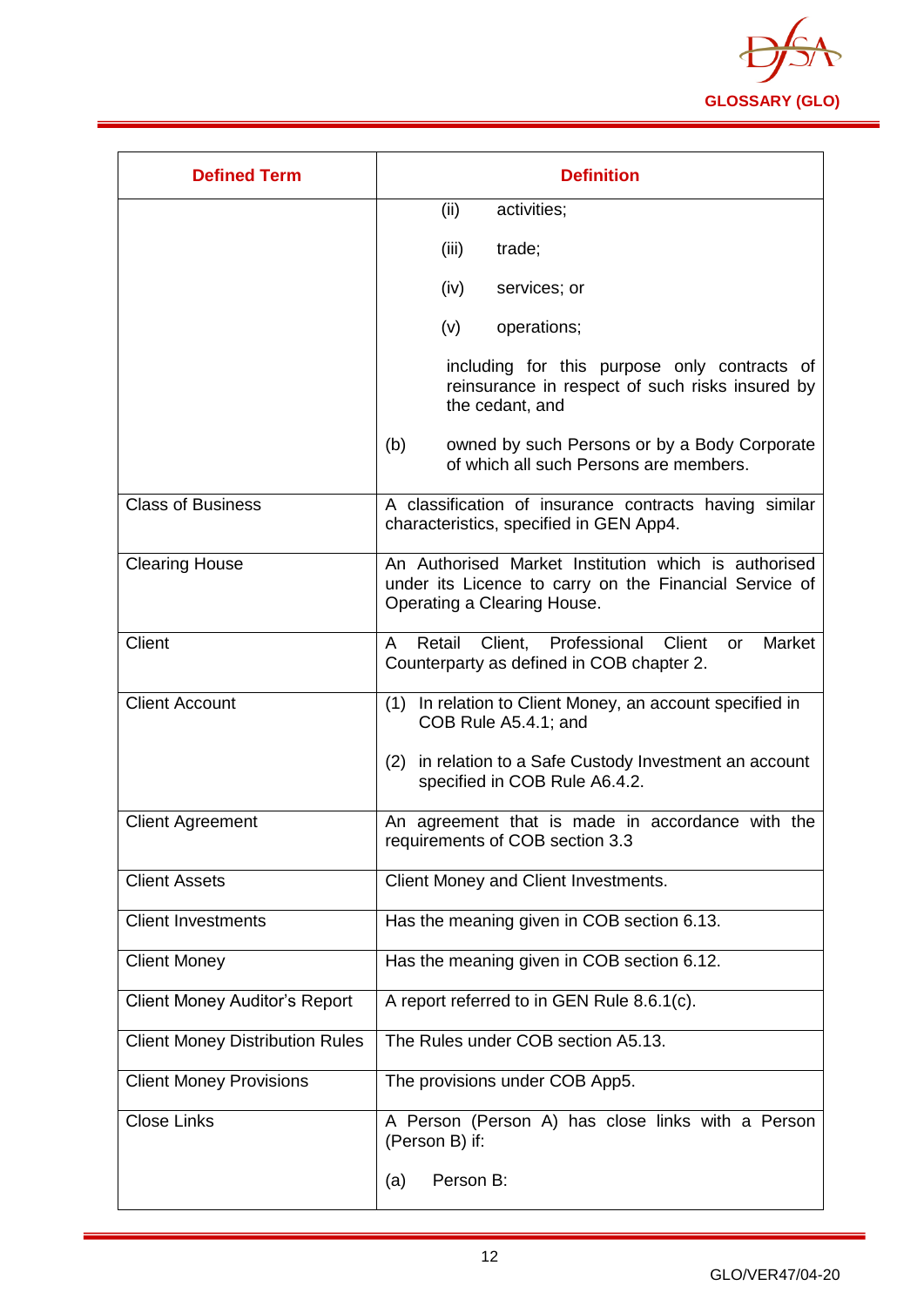| Defined Term | Definition |
|---|---|
| | (ii) activities;<br><br>(iii) trade;<br><br>(iv) services; or<br><br>(v) operations;<br><br>including for this purpose only contracts of reinsurance in respect of such risks insured by the cedant, and<br><br>(b) owned by such Persons or by a Body Corporate of which all such Persons are members. |
| Class of Business | A classification of insurance contracts having similar characteristics, specified in GEN App4. |
| Clearing House | An Authorised Market Institution which is authorised under its Licence to carry on the Financial Service of Operating a Clearing House. |
| Client | A Retail Client, Professional Client or Market Counterparty as defined in COB chapter 2. |
| Client Account | (1) In relation to Client Money, an account specified in COB Rule A5.4.1; and<br><br>(2) in relation to a Safe Custody Investment an account specified in COB Rule A6.4.2. |
| Client Agreement | An agreement that is made in accordance with the requirements of COB section 3.3 |
| Client Assets | Client Money and Client Investments. |
| Client Investments | Has the meaning given in COB section 6.13. |
| Client Money | Has the meaning given in COB section 6.12. |
| Client Money Auditor's Report | A report referred to in GEN Rule 8.6.1(c). |
| Client Money Distribution Rules | The Rules under COB section A5.13. |
| Client Money Provisions | The provisions under COB App5. |
| Close Links | A Person (Person A) has close links with a Person (Person B) if:<br><br>(a) Person B: |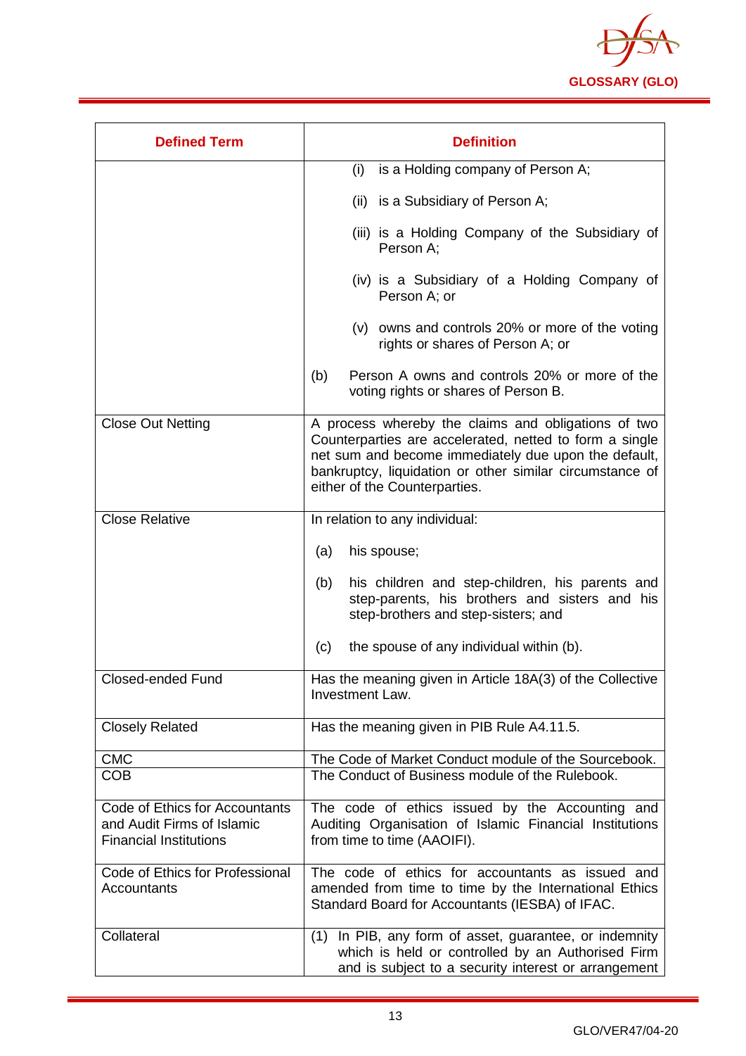| Defined Term | Definition |
|---|---|
| | (i) is a Holding company of Person A;<br><br>(ii) is a Subsidiary of Person A;<br><br>(iii) is a Holding Company of the Subsidiary of Person A;<br><br>(iv) is a Subsidiary of a Holding Company of Person A; or<br><br>(v) owns and controls 20% or more of the voting rights or shares of Person A; or<br><br>(b) Person A owns and controls 20% or more of the voting rights or shares of Person B. |
| Close Out Netting | A process whereby the claims and obligations of two Counterparties are accelerated, netted to form a single net sum and become immediately due upon the default, bankruptcy, liquidation or other similar circumstance of either of the Counterparties. |
| Close Relative | In relation to any individual:<br><br>(a) his spouse;<br><br>(b) his children and step-children, his parents and step-parents, his brothers and sisters and his step-brothers and step-sisters; and<br><br>(c) the spouse of any individual within (b). |
| Closed-ended Fund | Has the meaning given in Article 18A(3) of the Collective Investment Law. |
| Closely Related | Has the meaning given in PIB Rule A4.11.5. |
| CMC | The Code of Market Conduct module of the Sourcebook. |
| COB | The Conduct of Business module of the Rulebook. |
| Code of Ethics for Accountants and Audit Firms of Islamic Financial Institutions | The code of ethics issued by the Accounting and Auditing Organisation of Islamic Financial Institutions from time to time (AAOIFI). |
| Code of Ethics for Professional Accountants | The code of ethics for accountants as issued and amended from time to time by the International Ethics Standard Board for Accountants (IESBA) of IFAC. |
| Collateral | (1) In PIB, any form of asset, guarantee, or indemnity which is held or controlled by an Authorised Firm and is subject to a security interest or arrangement |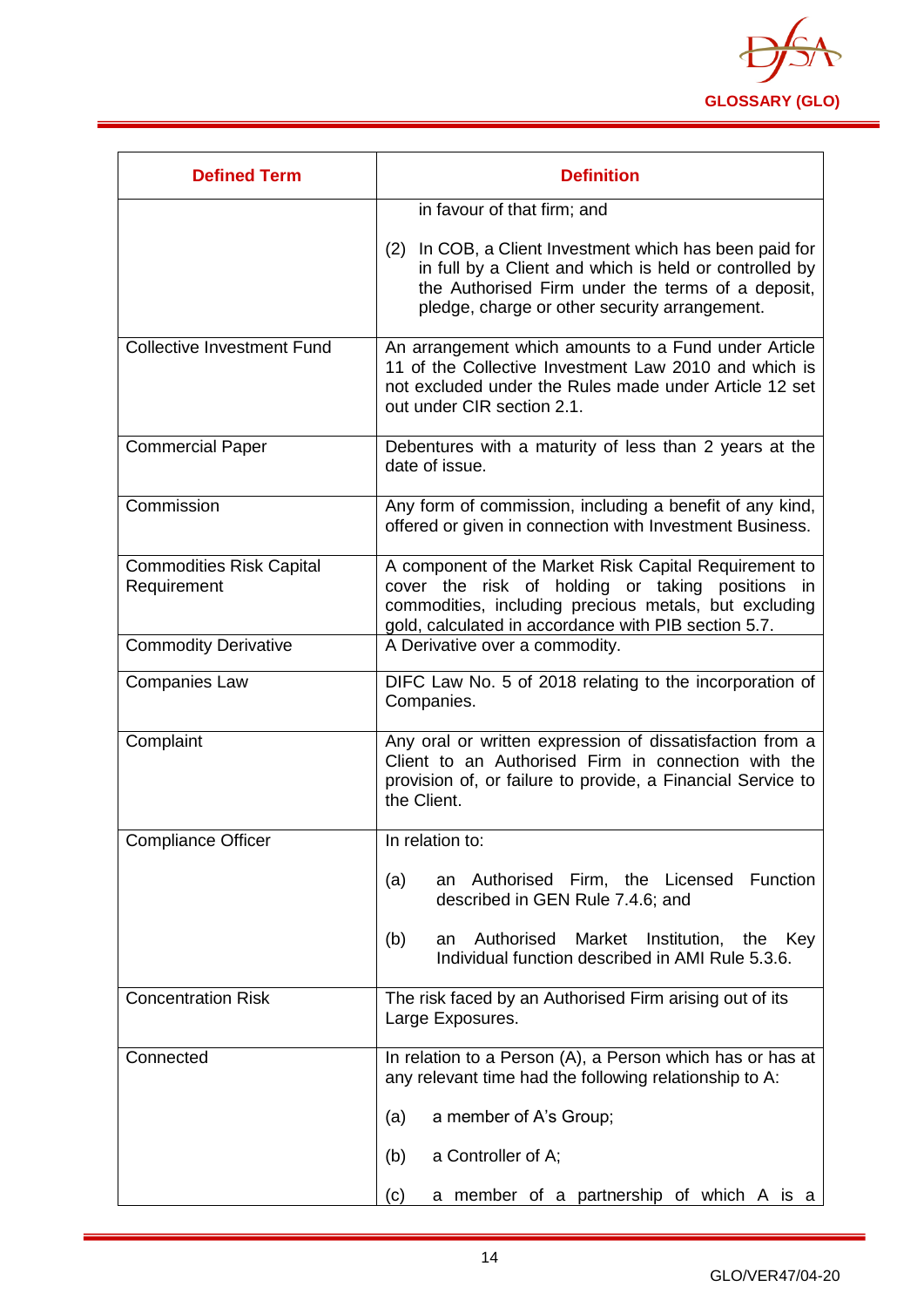| Defined Term | Definition |
|---|---|
| | in favour of that firm; and<br><br>(2) In COB, a Client Investment which has been paid for in full by a Client and which is held or controlled by the Authorised Firm under the terms of a deposit, pledge, charge or other security arrangement. |
| Collective Investment Fund | An arrangement which amounts to a Fund under Article 11 of the Collective Investment Law 2010 and which is not excluded under the Rules made under Article 12 set out under CIR section 2.1. |
| Commercial Paper | Debentures with a maturity of less than 2 years at the date of issue. |
| Commission | Any form of commission, including a benefit of any kind, offered or given in connection with Investment Business. |
| Commodities Risk Capital Requirement | A component of the Market Risk Capital Requirement to cover the risk of holding or taking positions in commodities, including precious metals, but excluding gold, calculated in accordance with PIB section 5.7. |
| Commodity Derivative | A Derivative over a commodity. |
| Companies Law | DIFC Law No. 5 of 2018 relating to the incorporation of Companies. |
| Complaint | Any oral or written expression of dissatisfaction from a Client to an Authorised Firm in connection with the provision of, or failure to provide, a Financial Service to the Client. |
| Compliance Officer | In relation to:<br><br>(a) an Authorised Firm, the Licensed Function described in GEN Rule 7.4.6; and<br><br>(b) an Authorised Market Institution, the Key Individual function described in AMI Rule 5.3.6. |
| Concentration Risk | The risk faced by an Authorised Firm arising out of its Large Exposures. |
| Connected | In relation to a Person (A), a Person which has or has at any relevant time had the following relationship to A:<br><br>(a) a member of A's Group;<br><br>(b) a Controller of A;<br><br>(c) a member of a partnership of which A is a |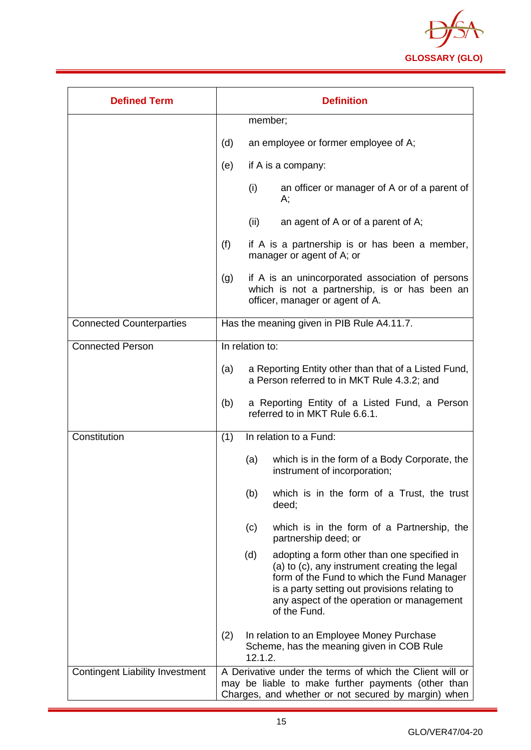| Defined Term | Definition |
|---|---|
| | member;<br><br>(d) an employee or former employee of A;<br><br>(e) if A is a company:<br><br>(i) an officer or manager of A or of a parent of A;<br><br>(ii) an agent of A or of a parent of A;<br><br>(f) if A is a partnership is or has been a member, manager or agent of A; or<br><br>(g) if A is an unincorporated association of persons which is not a partnership, is or has been an officer, manager or agent of A. |
| Connected Counterparties | Has the meaning given in PIB Rule A4.11.7. |
| Connected Person | In relation to:<br><br>(a) a Reporting Entity other than that of a Listed Fund, a Person referred to in MKT Rule 4.3.2; and<br><br>(b) a Reporting Entity of a Listed Fund, a Person referred to in MKT Rule 6.6.1. |
| Constitution | (1) In relation to a Fund:<br><br>(a) which is in the form of a Body Corporate, the instrument of incorporation;<br><br>(b) which is in the form of a Trust, the trust deed;<br><br>(c) which is in the form of a Partnership, the partnership deed; or<br><br>(d) adopting a form other than one specified in (a) to (c), any instrument creating the legal form of the Fund to which the Fund Manager is a party setting out provisions relating to any aspect of the operation or management of the Fund.<br><br>(2) In relation to an Employee Money Purchase Scheme, has the meaning given in COB Rule 12.1.2. |
| Contingent Liability Investment | A Derivative under the terms of which the Client will or may be liable to make further payments (other than Charges, and whether or not secured by margin) when |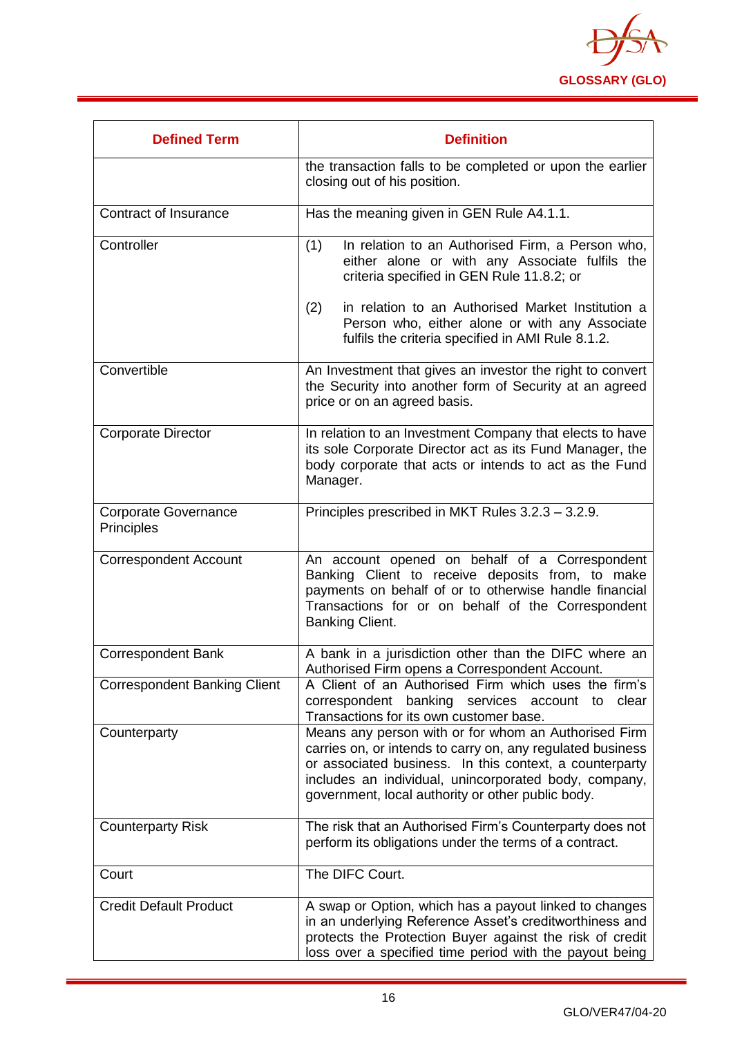| Defined Term | Definition |
|---|---|
| | the transaction falls to be completed or upon the earlier closing out of his position. |
| Contract of Insurance | Has the meaning given in GEN Rule A4.1.1. |
| Controller | (1) In relation to an Authorised Firm, a Person who, either alone or with any Associate fulfils the criteria specified in GEN Rule 11.8.2; or<br><br>(2) in relation to an Authorised Market Institution a Person who, either alone or with any Associate fulfils the criteria specified in AMI Rule 8.1.2. |
| Convertible | An Investment that gives an investor the right to convert the Security into another form of Security at an agreed price or on an agreed basis. |
| Corporate Director | In relation to an Investment Company that elects to have its sole Corporate Director act as its Fund Manager, the body corporate that acts or intends to act as the Fund Manager. |
| Corporate Governance Principles | Principles prescribed in MKT Rules 3.2.3 – 3.2.9. |
| Correspondent Account | An account opened on behalf of a Correspondent Banking Client to receive deposits from, to make payments on behalf of or to otherwise handle financial Transactions for or on behalf of the Correspondent Banking Client. |
| Correspondent Bank | A bank in a jurisdiction other than the DIFC where an Authorised Firm opens a Correspondent Account. |
| Correspondent Banking Client | A Client of an Authorised Firm which uses the firm's correspondent banking services account to clear Transactions for its own customer base. |
| Counterparty | Means any person with or for whom an Authorised Firm carries on, or intends to carry on, any regulated business or associated business. In this context, a counterparty includes an individual, unincorporated body, company, government, local authority or other public body. |
| Counterparty Risk | The risk that an Authorised Firm's Counterparty does not perform its obligations under the terms of a contract. |
| Court | The DIFC Court. |
| Credit Default Product | A swap or Option, which has a payout linked to changes in an underlying Reference Asset's creditworthiness and protects the Protection Buyer against the risk of credit loss over a specified time period with the payout being |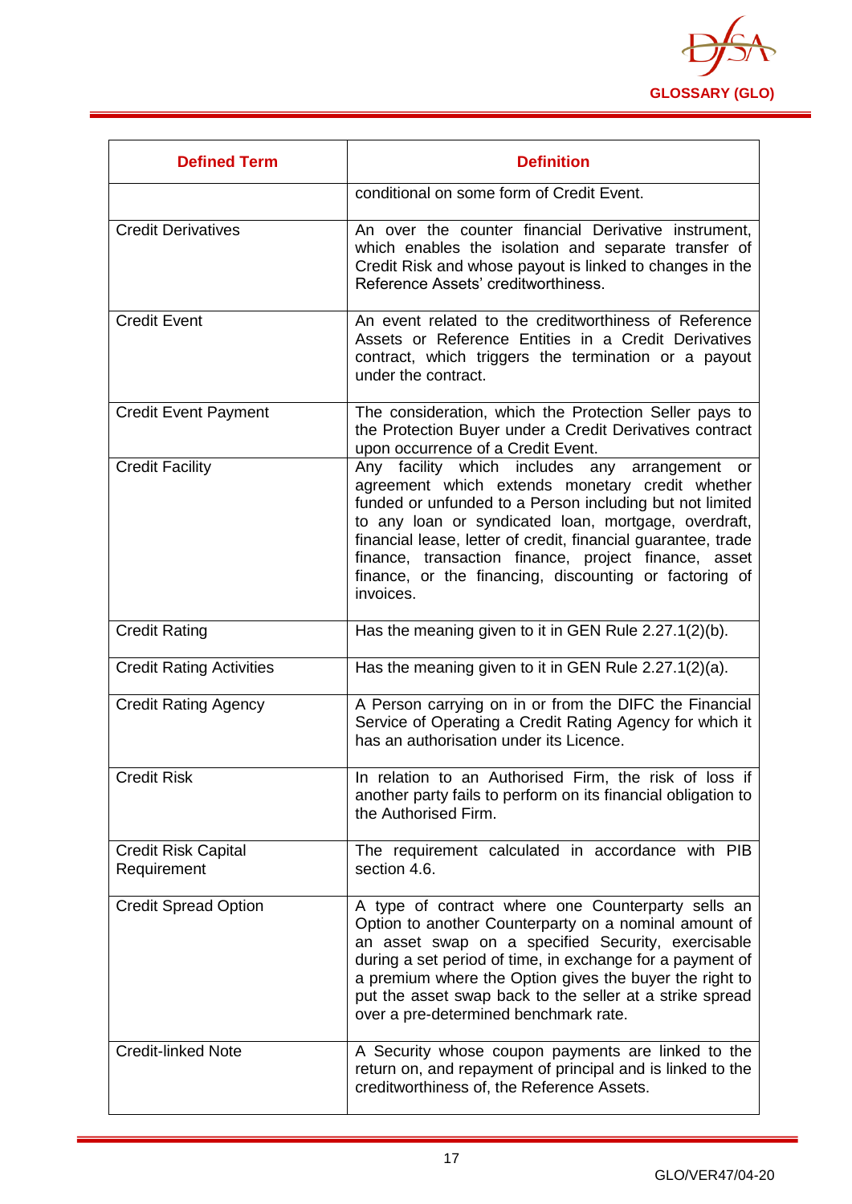| Defined Term | Definition |
| --- | --- |
| | conditional on some form of Credit Event. |
| Credit Derivatives | An over the counter financial Derivative instrument, which enables the isolation and separate transfer of Credit Risk and whose payout is linked to changes in the Reference Assets' creditworthiness. |
| Credit Event | An event related to the creditworthiness of Reference Assets or Reference Entities in a Credit Derivatives contract, which triggers the termination or a payout under the contract. |
| Credit Event Payment | The consideration, which the Protection Seller pays to the Protection Buyer under a Credit Derivatives contract upon occurrence of a Credit Event. |
| Credit Facility | Any facility which includes any arrangement or agreement which extends monetary credit whether funded or unfunded to a Person including but not limited to any loan or syndicated loan, mortgage, overdraft, financial lease, letter of credit, financial guarantee, trade finance, transaction finance, project finance, asset finance, or the financing, discounting or factoring of invoices. |
| Credit Rating | Has the meaning given to it in GEN Rule 2.27.1(2)(b). |
| Credit Rating Activities | Has the meaning given to it in GEN Rule 2.27.1(2)(a). |
| Credit Rating Agency | A Person carrying on in or from the DIFC the Financial Service of Operating a Credit Rating Agency for which it has an authorisation under its Licence. |
| Credit Risk | In relation to an Authorised Firm, the risk of loss if another party fails to perform on its financial obligation to the Authorised Firm. |
| Credit Risk Capital Requirement | The requirement calculated in accordance with PIB section 4.6. |
| Credit Spread Option | A type of contract where one Counterparty sells an Option to another Counterparty on a nominal amount of an asset swap on a specified Security, exercisable during a set period of time, in exchange for a payment of a premium where the Option gives the buyer the right to put the asset swap back to the seller at a strike spread over a pre-determined benchmark rate. |
| Credit-linked Note | A Security whose coupon payments are linked to the return on, and repayment of principal and is linked to the creditworthiness of, the Reference Assets. |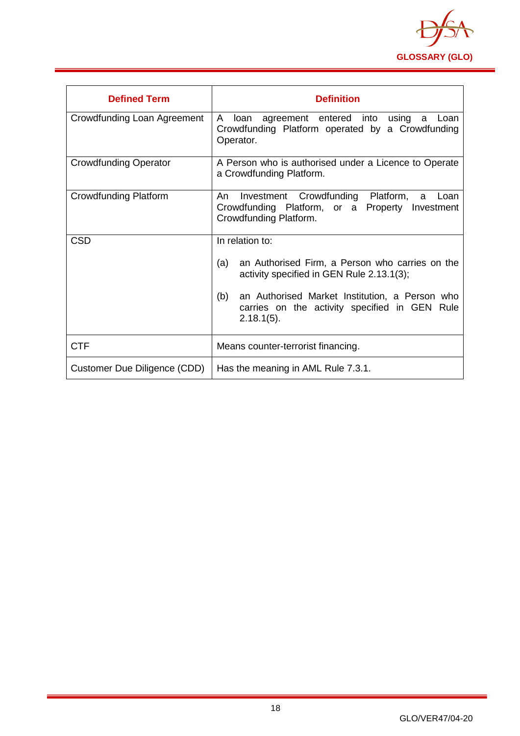| Defined Term | Definition |
|---|---|
| Crowdfunding Loan Agreement | A loan agreement entered into using a Loan Crowdfunding Platform operated by a Crowdfunding Operator. |
| Crowdfunding Operator | A Person who is authorised under a Licence to Operate a Crowdfunding Platform. |
| Crowdfunding Platform | An Investment Crowdfunding Platform, a Loan Crowdfunding Platform, or a Property Investment Crowdfunding Platform. |
| CSD | In relation to:<br><br>(a) an Authorised Firm, a Person who carries on the activity specified in GEN Rule 2.13.1(3);<br><br>(b) an Authorised Market Institution, a Person who carries on the activity specified in GEN Rule 2.18.1(5). |
| CTF | Means counter-terrorist financing. |
| Customer Due Diligence (CDD) | Has the meaning in AML Rule 7.3.1. |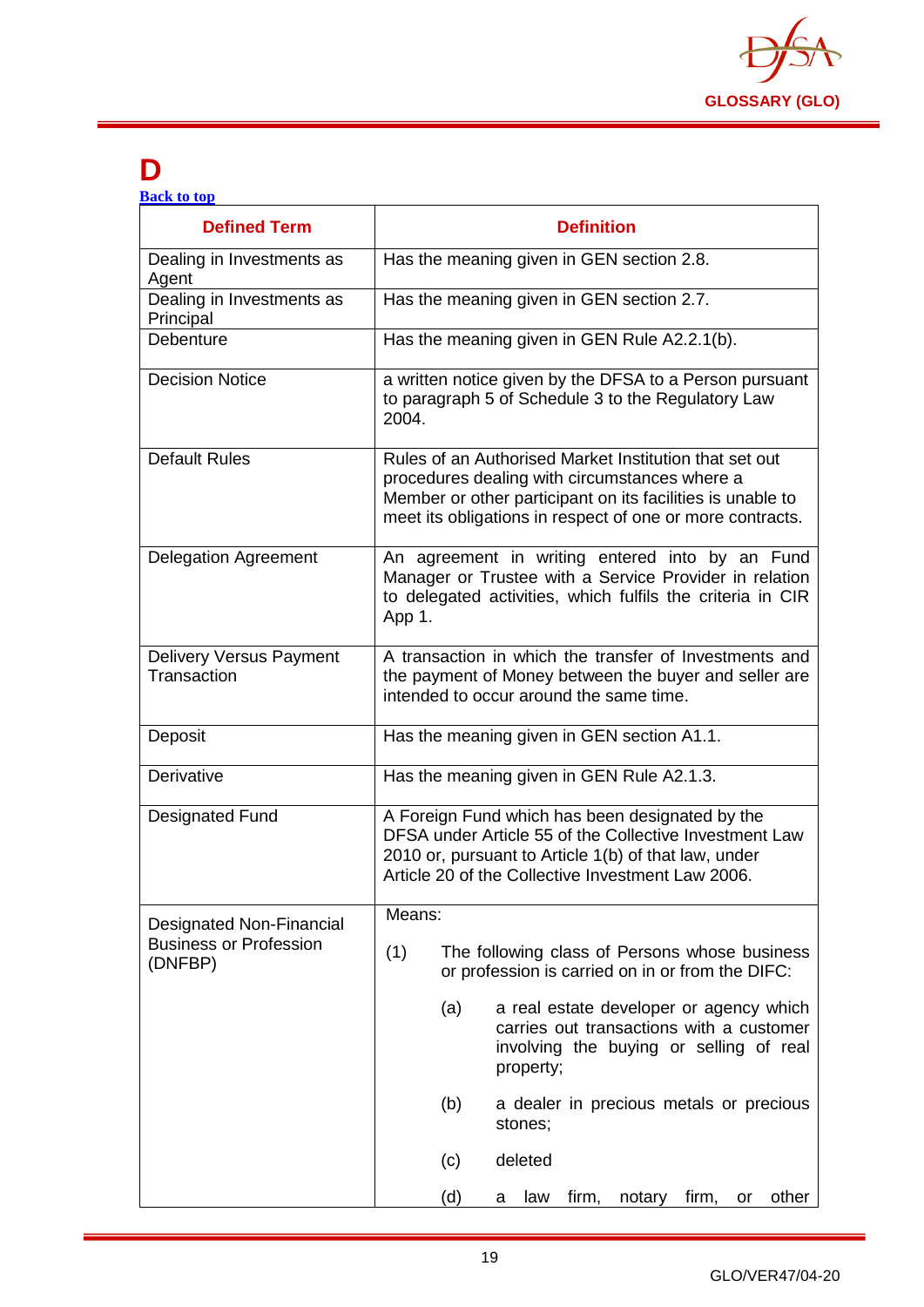# D

Back to top

| Defined Term | Definition |
|---|---|
| Dealing in Investments as Agent | Has the meaning given in GEN section 2.8. |
| Dealing in Investments as Principal | Has the meaning given in GEN section 2.7. |
| Debenture | Has the meaning given in GEN Rule A2.2.1(b). |
| Decision Notice | a written notice given by the DFSA to a Person pursuant to paragraph 5 of Schedule 3 to the Regulatory Law 2004. |
| Default Rules | Rules of an Authorised Market Institution that set out procedures dealing with circumstances where a Member or other participant on its facilities is unable to meet its obligations in respect of one or more contracts. |
| Delegation Agreement | An agreement in writing entered into by an Fund Manager or Trustee with a Service Provider in relation to delegated activities, which fulfils the criteria in CIR App 1. |
| Delivery Versus Payment Transaction | A transaction in which the transfer of Investments and the payment of Money between the buyer and seller are intended to occur around the same time. |
| Deposit | Has the meaning given in GEN section A1.1. |
| Derivative | Has the meaning given in GEN Rule A2.1.3. |
| Designated Fund | A Foreign Fund which has been designated by the DFSA under Article 55 of the Collective Investment Law 2010 or, pursuant to Article 1(b) of that law, under Article 20 of the Collective Investment Law 2006. |
| Designated Non-Financial Business or Profession (DNFBP) | Means:<br><br>(1) The following class of Persons whose business or profession is carried on in or from the DIFC:<br><br>(a) a real estate developer or agency which carries out transactions with a customer involving the buying or selling of real property;<br><br>(b) a dealer in precious metals or precious stones;<br><br>(c) deleted<br><br>(d) a law firm, notary firm, or other |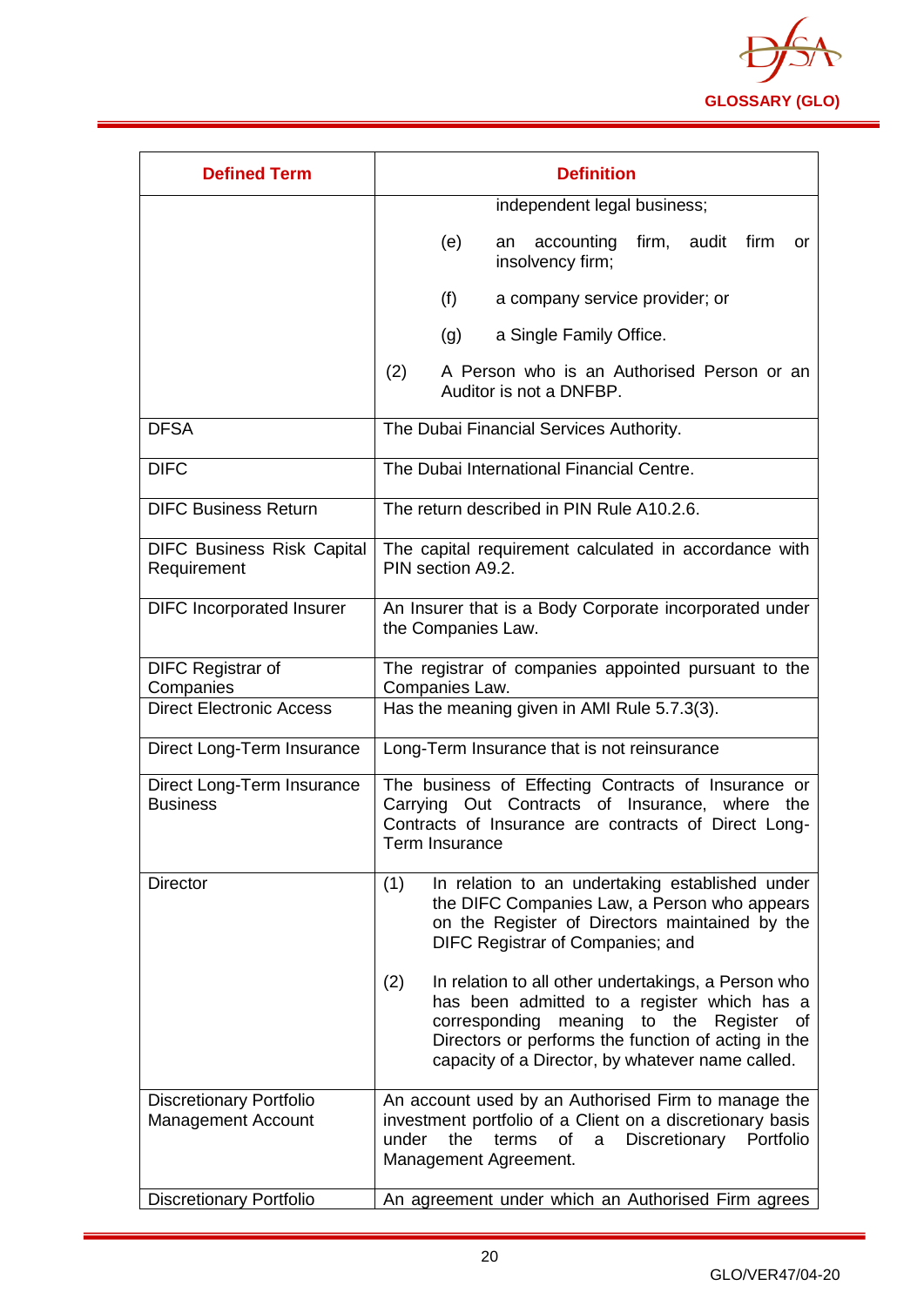| Defined Term | Definition |
|---|---|
| | independent legal business; (e) an accounting firm, audit firm or insolvency firm; (f) a company service provider; or (g) a Single Family Office. (2) A Person who is an Authorised Person or an Auditor is not a DNFBP. |
| DFSA | The Dubai Financial Services Authority. |
| DIFC | The Dubai International Financial Centre. |
| DIFC Business Return | The return described in PIN Rule A10.2.6. |
| DIFC Business Risk Capital Requirement | The capital requirement calculated in accordance with PIN section A9.2. |
| DIFC Incorporated Insurer | An Insurer that is a Body Corporate incorporated under the Companies Law. |
| DIFC Registrar of Companies | The registrar of companies appointed pursuant to the Companies Law. |
| Direct Electronic Access | Has the meaning given in AMI Rule 5.7.3(3). |
| Direct Long-Term Insurance | Long-Term Insurance that is not reinsurance |
| Direct Long-Term Insurance Business | The business of Effecting Contracts of Insurance or Carrying Out Contracts of Insurance, where the Contracts of Insurance are contracts of Direct Long-Term Insurance |
| Director | (1) In relation to an undertaking established under the DIFC Companies Law, a Person who appears on the Register of Directors maintained by the DIFC Registrar of Companies; and (2) In relation to all other undertakings, a Person who has been admitted to a register which has a corresponding meaning to the Register of Directors or performs the function of acting in the capacity of a Director, by whatever name called. |
| Discretionary Portfolio Management Account | An account used by an Authorised Firm to manage the investment portfolio of a Client on a discretionary basis under the terms of a Discretionary Portfolio Management Agreement. |
| Discretionary Portfolio | An agreement under which an Authorised Firm agrees |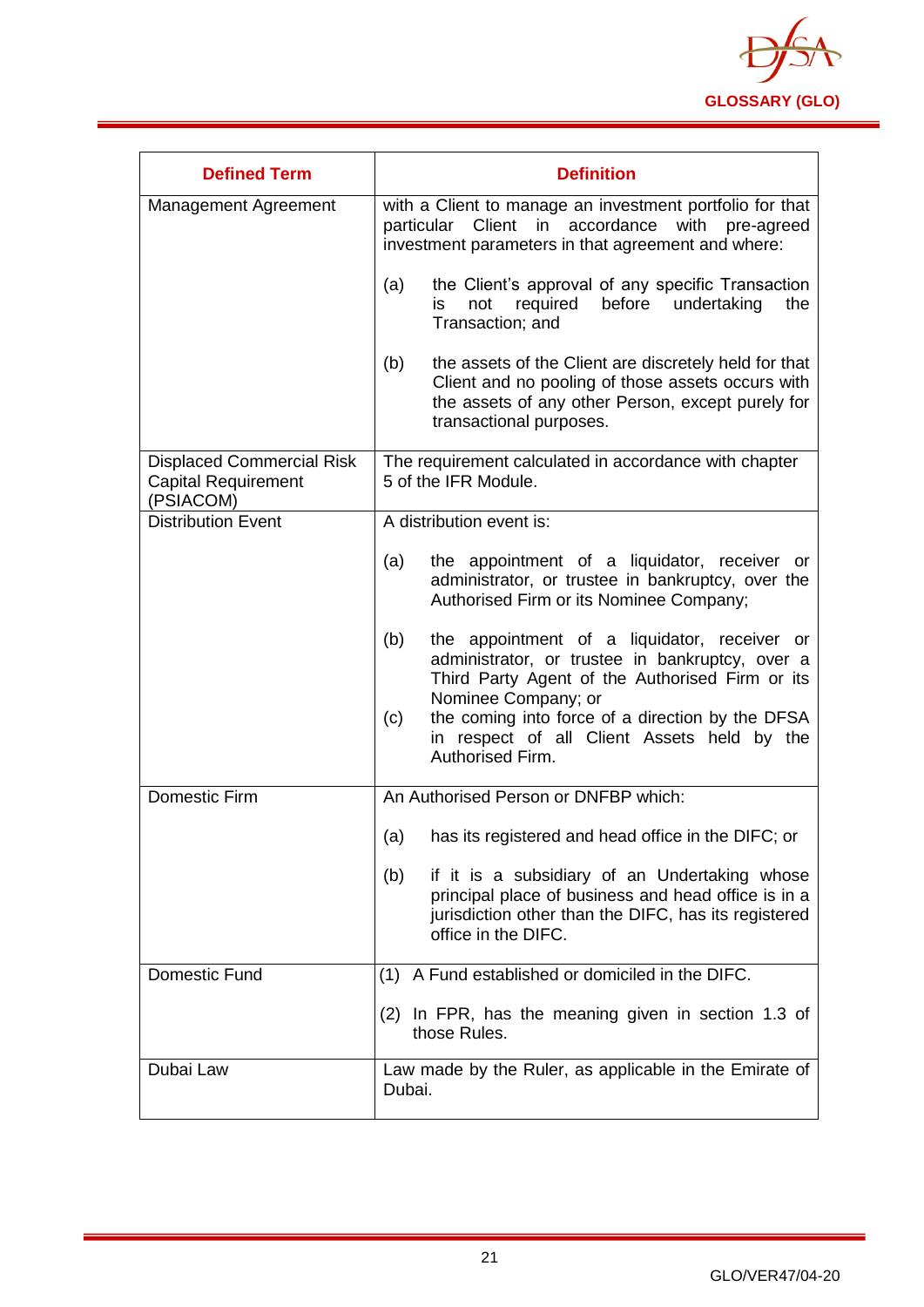| Defined Term | Definition |
|---|---|
| Management Agreement | with a Client to manage an investment portfolio for that particular Client in accordance with pre-agreed investment parameters in that agreement and where:<br><br>(a) the Client's approval of any specific Transaction is not required before undertaking the Transaction; and<br><br>(b) the assets of the Client are discretely held for that Client and no pooling of those assets occurs with the assets of any other Person, except purely for transactional purposes. |
| Displaced Commercial Risk Capital Requirement (PSIACOM) | The requirement calculated in accordance with chapter 5 of the IFR Module. |
| Distribution Event | A distribution event is:<br><br>(a) the appointment of a liquidator, receiver or administrator, or trustee in bankruptcy, over the Authorised Firm or its Nominee Company;<br><br>(b) the appointment of a liquidator, receiver or administrator, or trustee in bankruptcy, over a Third Party Agent of the Authorised Firm or its Nominee Company; or<br>(c) the coming into force of a direction by the DFSA in respect of all Client Assets held by the Authorised Firm. |
| Domestic Firm | An Authorised Person or DNFBP which:<br><br>(a) has its registered and head office in the DIFC; or<br><br>(b) if it is a subsidiary of an Undertaking whose principal place of business and head office is in a jurisdiction other than the DIFC, has its registered office in the DIFC. |
| Domestic Fund | (1) A Fund established or domiciled in the DIFC.<br><br>(2) In FPR, has the meaning given in section 1.3 of those Rules. |
| Dubai Law | Law made by the Ruler, as applicable in the Emirate of Dubai. |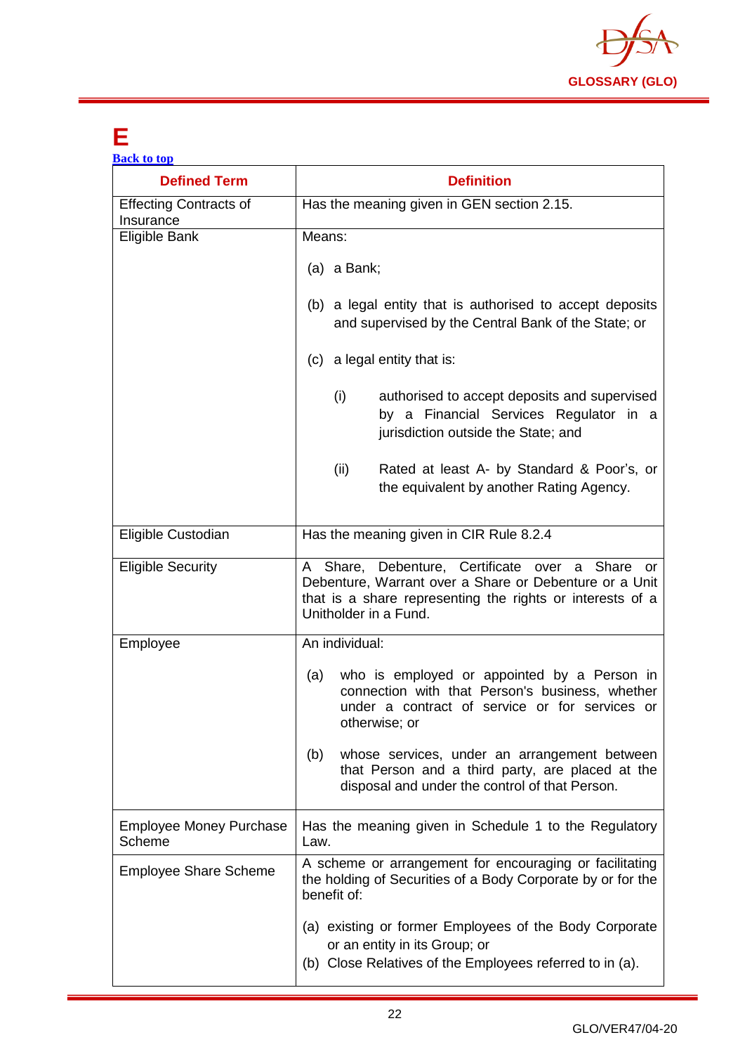# E

[Back to top]

| Defined Term | Definition |
|---|---|
| Effecting Contracts of Insurance | Has the meaning given in GEN section 2.15. |
| Eligible Bank | Means:<br><br>(a) a Bank;<br><br>(b) a legal entity that is authorised to accept deposits and supervised by the Central Bank of the State; or<br><br>(c) a legal entity that is:<br><br>(i) authorised to accept deposits and supervised by a Financial Services Regulator in a jurisdiction outside the State; and<br><br>(ii) Rated at least A- by Standard & Poor's, or the equivalent by another Rating Agency. |
| Eligible Custodian | Has the meaning given in CIR Rule 8.2.4 |
| Eligible Security | A Share, Debenture, Certificate over a Share or Debenture, Warrant over a Share or Debenture or a Unit that is a share representing the rights or interests of a Unitholder in a Fund. |
| Employee | An individual:<br><br>(a) who is employed or appointed by a Person in connection with that Person's business, whether under a contract of service or for services or otherwise; or<br><br>(b) whose services, under an arrangement between that Person and a third party, are placed at the disposal and under the control of that Person. |
| Employee Money Purchase Scheme | Has the meaning given in Schedule 1 to the Regulatory Law. |
| Employee Share Scheme | A scheme or arrangement for encouraging or facilitating the holding of Securities of a Body Corporate by or for the benefit of:<br><br>(a) existing or former Employees of the Body Corporate or an entity in its Group; or<br>(b) Close Relatives of the Employees referred to in (a). |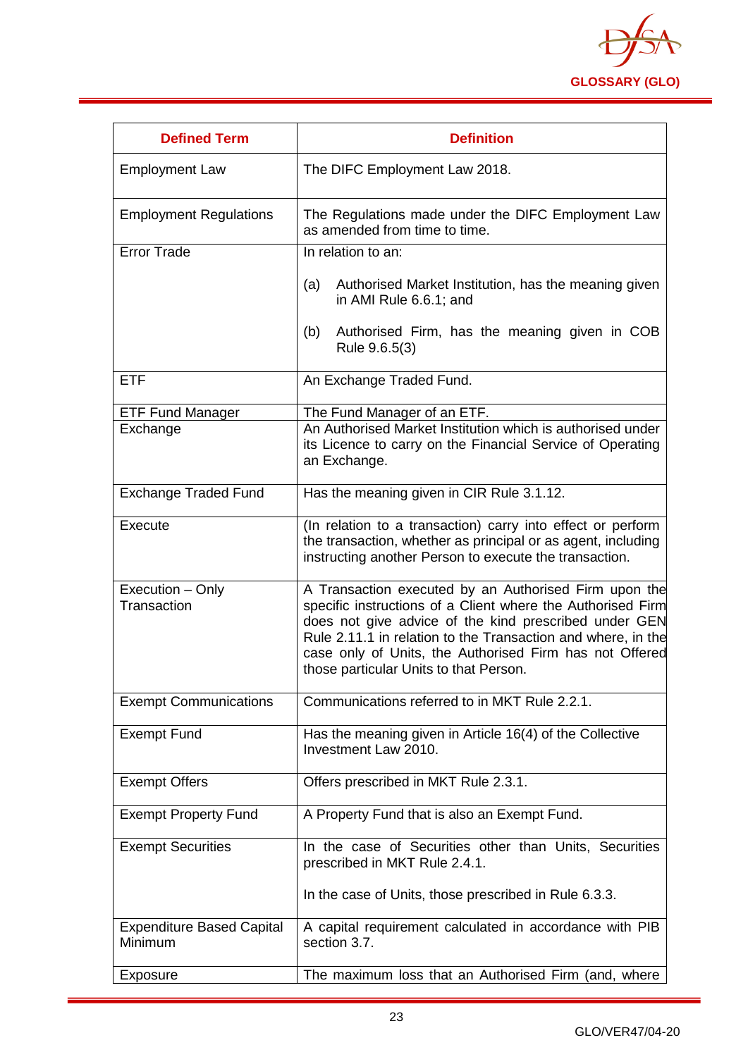| Defined Term | Definition |
| --- | --- |
| Employment Law | The DIFC Employment Law 2018. |
| Employment Regulations | The Regulations made under the DIFC Employment Law as amended from time to time. |
| Error Trade | In relation to an:<br><br>(a) Authorised Market Institution, has the meaning given in AMI Rule 6.6.1; and<br><br>(b) Authorised Firm, has the meaning given in COB Rule 9.6.5(3) |
| ETF | An Exchange Traded Fund. |
| ETF Fund Manager | The Fund Manager of an ETF. |
| Exchange | An Authorised Market Institution which is authorised under its Licence to carry on the Financial Service of Operating an Exchange. |
| Exchange Traded Fund | Has the meaning given in CIR Rule 3.1.12. |
| Execute | (In relation to a transaction) carry into effect or perform the transaction, whether as principal or as agent, including instructing another Person to execute the transaction. |
| Execution – Only Transaction | A Transaction executed by an Authorised Firm upon the specific instructions of a Client where the Authorised Firm does not give advice of the kind prescribed under GEN Rule 2.11.1 in relation to the Transaction and where, in the case only of Units, the Authorised Firm has not Offered those particular Units to that Person. |
| Exempt Communications | Communications referred to in MKT Rule 2.2.1. |
| Exempt Fund | Has the meaning given in Article 16(4) of the Collective Investment Law 2010. |
| Exempt Offers | Offers prescribed in MKT Rule 2.3.1. |
| Exempt Property Fund | A Property Fund that is also an Exempt Fund. |
| Exempt Securities | In the case of Securities other than Units, Securities prescribed in MKT Rule 2.4.1.<br><br>In the case of Units, those prescribed in Rule 6.3.3. |
| Expenditure Based Capital Minimum | A capital requirement calculated in accordance with PIB section 3.7. |
| Exposure | The maximum loss that an Authorised Firm (and, where |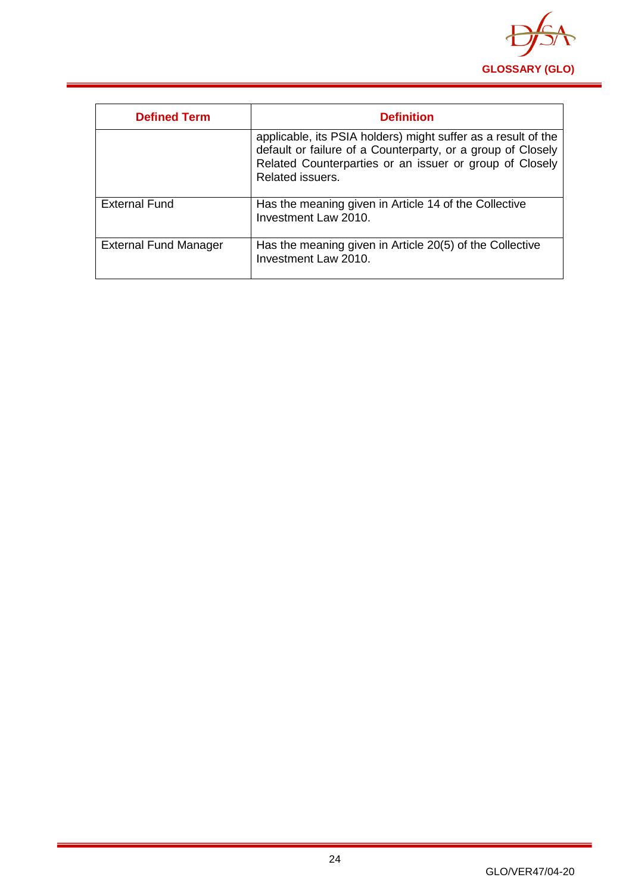| Defined Term | Definition |
|---|---|
| | applicable, its PSIA holders) might suffer as a result of the default or failure of a Counterparty, or a group of Closely Related Counterparties or an issuer or group of Closely Related issuers. |
| External Fund | Has the meaning given in Article 14 of the Collective Investment Law 2010. |
| External Fund Manager | Has the meaning given in Article 20(5) of the Collective Investment Law 2010. |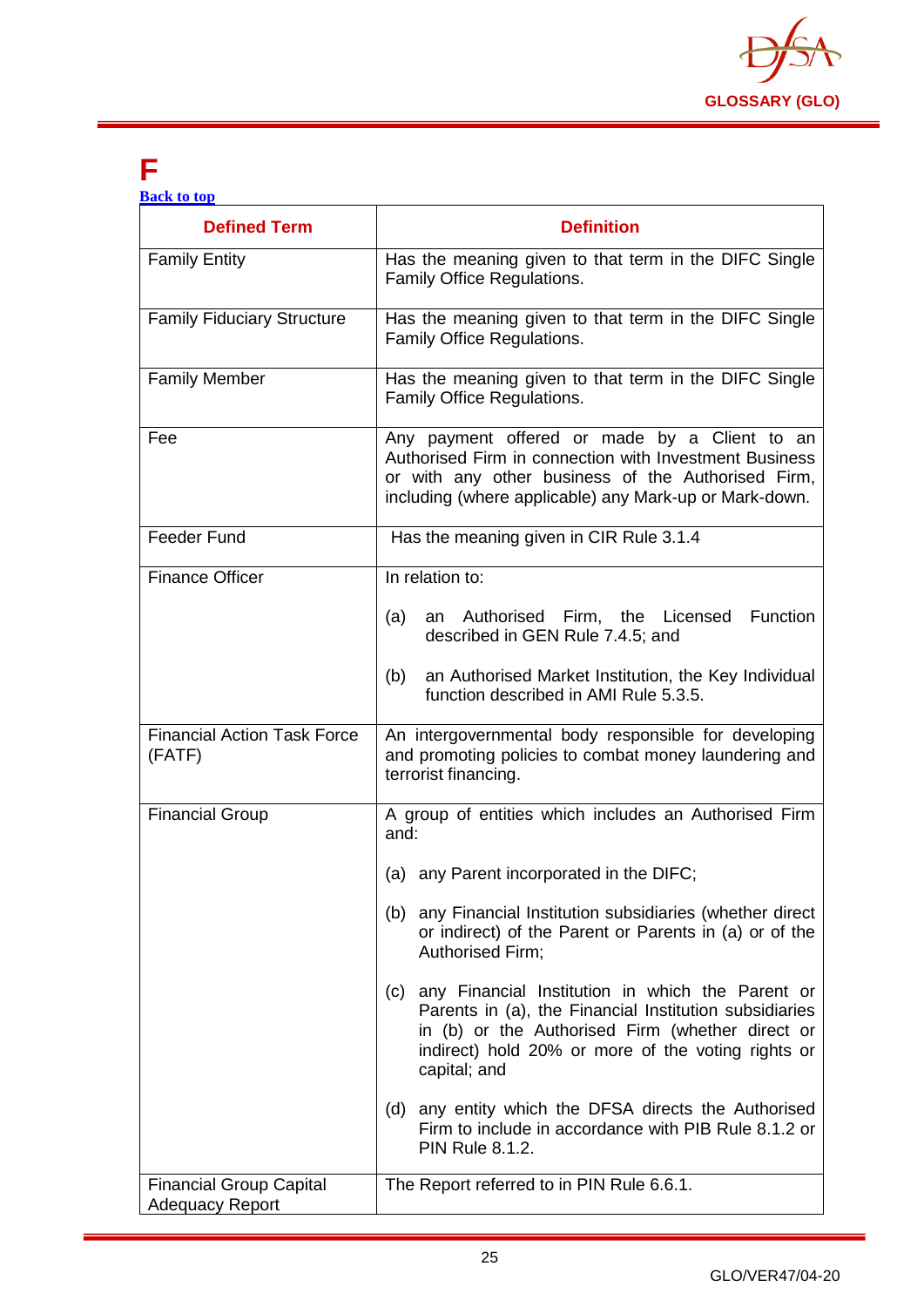# F

[Back to top](#)

| Defined Term | Definition |
|---|---|
| Family Entity | Has the meaning given to that term in the DIFC Single Family Office Regulations. |
| Family Fiduciary Structure | Has the meaning given to that term in the DIFC Single Family Office Regulations. |
| Family Member | Has the meaning given to that term in the DIFC Single Family Office Regulations. |
| Fee | Any payment offered or made by a Client to an Authorised Firm in connection with Investment Business or with any other business of the Authorised Firm, including (where applicable) any Mark-up or Mark-down. |
| Feeder Fund | Has the meaning given in CIR Rule 3.1.4 |
| Finance Officer | In relation to:<br><br>(a) an Authorised Firm, the Licensed Function described in GEN Rule 7.4.5; and<br><br>(b) an Authorised Market Institution, the Key Individual function described in AMI Rule 5.3.5. |
| Financial Action Task Force (FATF) | An intergovernmental body responsible for developing and promoting policies to combat money laundering and terrorist financing. |
| Financial Group | A group of entities which includes an Authorised Firm and:<br><br>(a) any Parent incorporated in the DIFC;<br><br>(b) any Financial Institution subsidiaries (whether direct or indirect) of the Parent or Parents in (a) or of the Authorised Firm;<br><br>(c) any Financial Institution in which the Parent or Parents in (a), the Financial Institution subsidiaries in (b) or the Authorised Firm (whether direct or indirect) hold 20% or more of the voting rights or capital; and<br><br>(d) any entity which the DFSA directs the Authorised Firm to include in accordance with PIB Rule 8.1.2 or PIN Rule 8.1.2. |
| Financial Group Capital Adequacy Report | The Report referred to in PIN Rule 6.6.1. |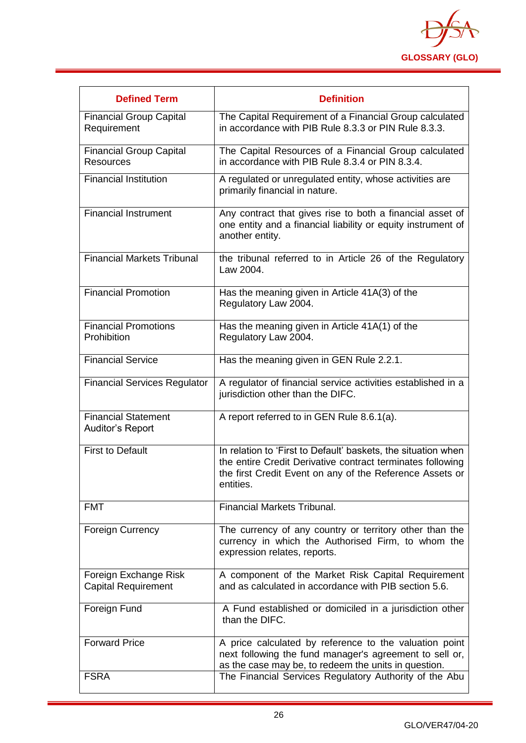| Defined Term | Definition |
|---|---|
| Financial Group Capital Requirement | The Capital Requirement of a Financial Group calculated in accordance with PIB Rule 8.3.3 or PIN Rule 8.3.3. |
| Financial Group Capital Resources | The Capital Resources of a Financial Group calculated in accordance with PIB Rule 8.3.4 or PIN 8.3.4. |
| Financial Institution | A regulated or unregulated entity, whose activities are primarily financial in nature. |
| Financial Instrument | Any contract that gives rise to both a financial asset of one entity and a financial liability or equity instrument of another entity. |
| Financial Markets Tribunal | the tribunal referred to in Article 26 of the Regulatory Law 2004. |
| Financial Promotion | Has the meaning given in Article 41A(3) of the Regulatory Law 2004. |
| Financial Promotions Prohibition | Has the meaning given in Article 41A(1) of the Regulatory Law 2004. |
| Financial Service | Has the meaning given in GEN Rule 2.2.1. |
| Financial Services Regulator | A regulator of financial service activities established in a jurisdiction other than the DIFC. |
| Financial Statement Auditor's Report | A report referred to in GEN Rule 8.6.1(a). |
| First to Default | In relation to 'First to Default' baskets, the situation when the entire Credit Derivative contract terminates following the first Credit Event on any of the Reference Assets or entities. |
| FMT | Financial Markets Tribunal. |
| Foreign Currency | The currency of any country or territory other than the currency in which the Authorised Firm, to whom the expression relates, reports. |
| Foreign Exchange Risk Capital Requirement | A component of the Market Risk Capital Requirement and as calculated in accordance with PIB section 5.6. |
| Foreign Fund | A Fund established or domiciled in a jurisdiction other than the DIFC. |
| Forward Price | A price calculated by reference to the valuation point next following the fund manager's agreement to sell or, as the case may be, to redeem the units in question. |
| FSRA | The Financial Services Regulatory Authority of the Abu |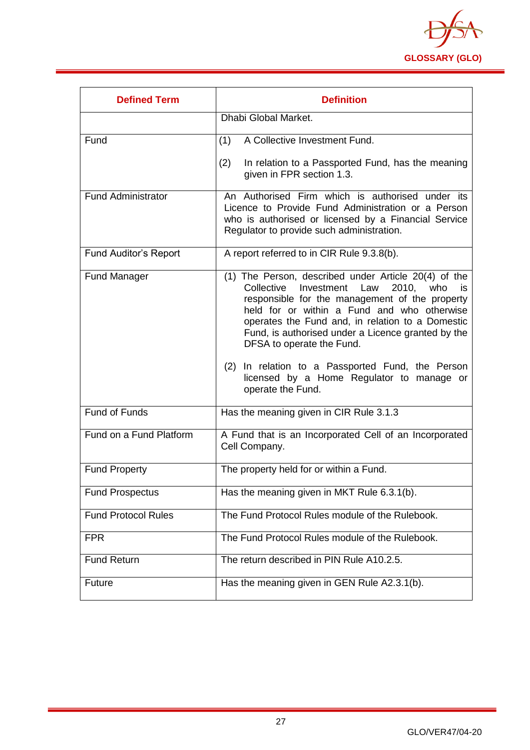| Defined Term | Definition |
|---|---|
| | Dhabi Global Market. |
| Fund | (1) A Collective Investment Fund.<br><br>(2) In relation to a Passported Fund, has the meaning given in FPR section 1.3. |
| Fund Administrator | An Authorised Firm which is authorised under its Licence to Provide Fund Administration or a Person who is authorised or licensed by a Financial Service Regulator to provide such administration. |
| Fund Auditor's Report | A report referred to in CIR Rule 9.3.8(b). |
| Fund Manager | (1) The Person, described under Article 20(4) of the Collective Investment Law 2010, who is responsible for the management of the property held for or within a Fund and who otherwise operates the Fund and, in relation to a Domestic Fund, is authorised under a Licence granted by the DFSA to operate the Fund.<br><br>(2) In relation to a Passported Fund, the Person licensed by a Home Regulator to manage or operate the Fund. |
| Fund of Funds | Has the meaning given in CIR Rule 3.1.3 |
| Fund on a Fund Platform | A Fund that is an Incorporated Cell of an Incorporated Cell Company. |
| Fund Property | The property held for or within a Fund. |
| Fund Prospectus | Has the meaning given in MKT Rule 6.3.1(b). |
| Fund Protocol Rules | The Fund Protocol Rules module of the Rulebook. |
| FPR | The Fund Protocol Rules module of the Rulebook. |
| Fund Return | The return described in PIN Rule A10.2.5. |
| Future | Has the meaning given in GEN Rule A2.3.1(b). |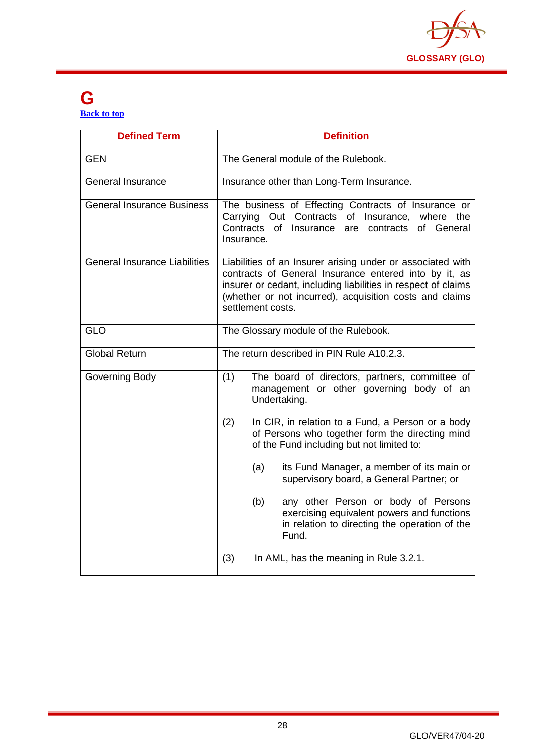# G

[Back to top]

| Defined Term | Definition |
|---|---|
| GEN | The General module of the Rulebook. |
| General Insurance | Insurance other than Long-Term Insurance. |
| General Insurance Business | The business of Effecting Contracts of Insurance or Carrying Out Contracts of Insurance, where the Contracts of Insurance are contracts of General Insurance. |
| General Insurance Liabilities | Liabilities of an Insurer arising under or associated with contracts of General Insurance entered into by it, as insurer or cedant, including liabilities in respect of claims (whether or not incurred), acquisition costs and claims settlement costs. |
| GLO | The Glossary module of the Rulebook. |
| Global Return | The return described in PIN Rule A10.2.3. |
| Governing Body | (1) The board of directors, partners, committee of management or other governing body of an Undertaking.<br><br>(2) In CIR, in relation to a Fund, a Person or a body of Persons who together form the directing mind of the Fund including but not limited to:<br><br>(a) its Fund Manager, a member of its main or supervisory board, a General Partner; or<br><br>(b) any other Person or body of Persons exercising equivalent powers and functions in relation to directing the operation of the Fund.<br><br>(3) In AML, has the meaning in Rule 3.2.1. |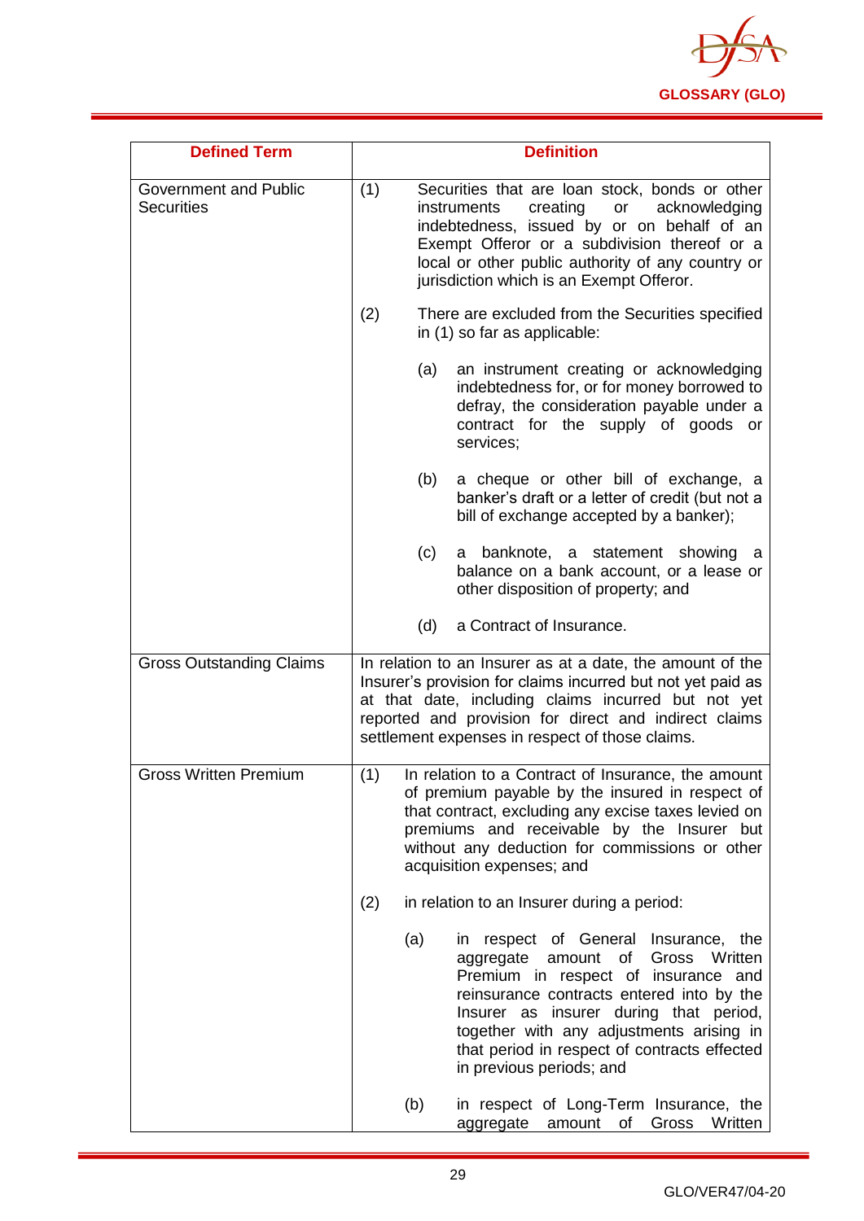| Defined Term | Definition |
|---|---|
| Government and Public Securities | (1) Securities that are loan stock, bonds or other instruments creating or acknowledging indebtedness, issued by or on behalf of an Exempt Offeror or a subdivision thereof or a local or other public authority of any country or jurisdiction which is an Exempt Offeror.<br><br>(2) There are excluded from the Securities specified in (1) so far as applicable:<br><br>(a) an instrument creating or acknowledging indebtedness for, or for money borrowed to defray, the consideration payable under a contract for the supply of goods or services;<br><br>(b) a cheque or other bill of exchange, a banker's draft or a letter of credit (but not a bill of exchange accepted by a banker);<br><br>(c) a banknote, a statement showing a balance on a bank account, or a lease or other disposition of property; and<br><br>(d) a Contract of Insurance. |
| Gross Outstanding Claims | In relation to an Insurer as at a date, the amount of the Insurer's provision for claims incurred but not yet paid as at that date, including claims incurred but not yet reported and provision for direct and indirect claims settlement expenses in respect of those claims. |
| Gross Written Premium | (1) In relation to a Contract of Insurance, the amount of premium payable by the insured in respect of that contract, excluding any excise taxes levied on premiums and receivable by the Insurer but without any deduction for commissions or other acquisition expenses; and<br><br>(2) in relation to an Insurer during a period:<br><br>(a) in respect of General Insurance, the aggregate amount of Gross Written Premium in respect of insurance and reinsurance contracts entered into by the Insurer as insurer during that period, together with any adjustments arising in that period in respect of contracts effected in previous periods; and<br><br>(b) in respect of Long-Term Insurance, the aggregate amount of Gross Written |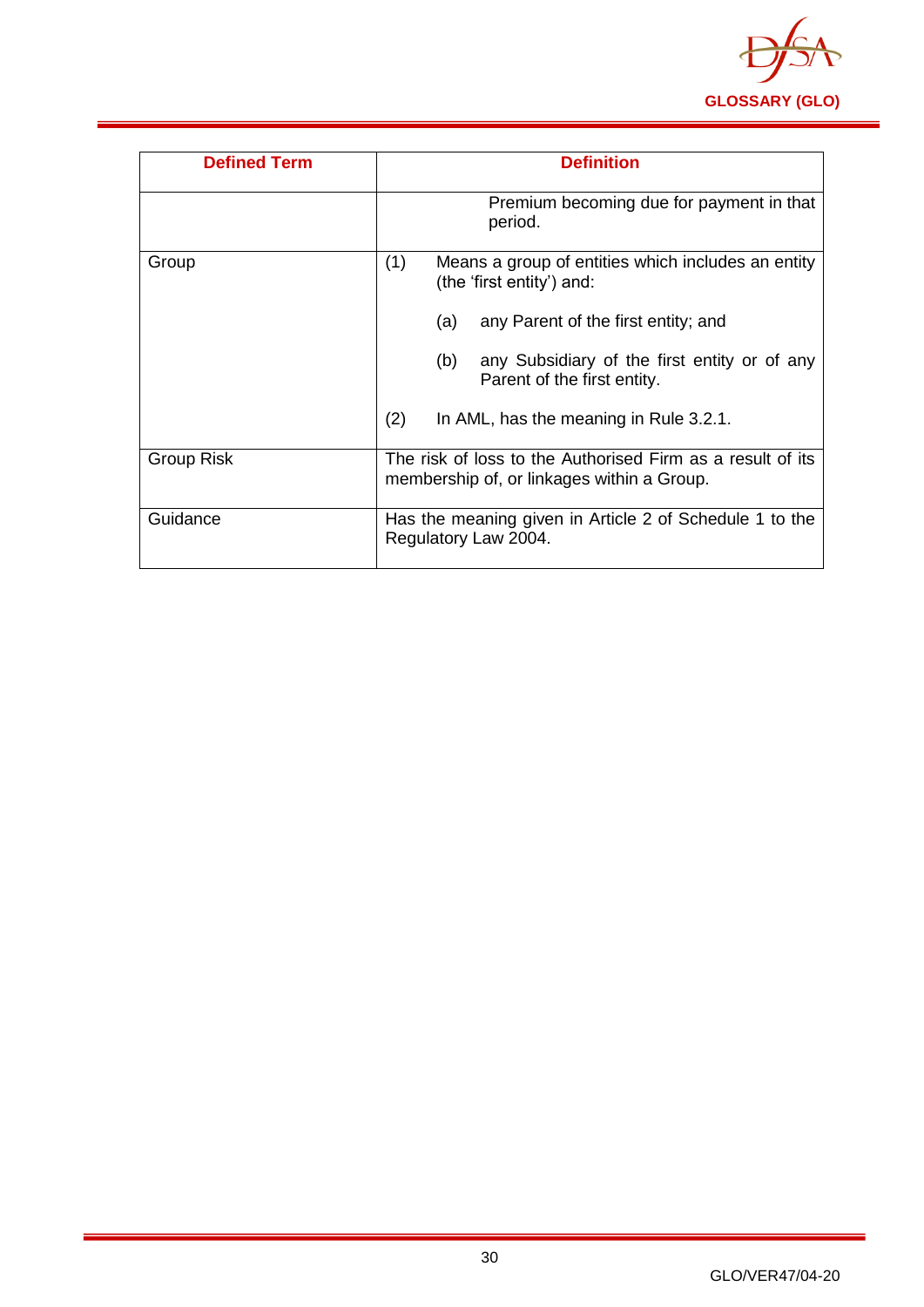| Defined Term | Definition |
|---|---|
| | Premium becoming due for payment in that period. |
| Group | (1) Means a group of entities which includes an entity (the 'first entity') and:<br><br>(a) any Parent of the first entity; and<br><br>(b) any Subsidiary of the first entity or of any Parent of the first entity.<br><br>(2) In AML, has the meaning in Rule 3.2.1. |
| Group Risk | The risk of loss to the Authorised Firm as a result of its membership of, or linkages within a Group. |
| Guidance | Has the meaning given in Article 2 of Schedule 1 to the Regulatory Law 2004. |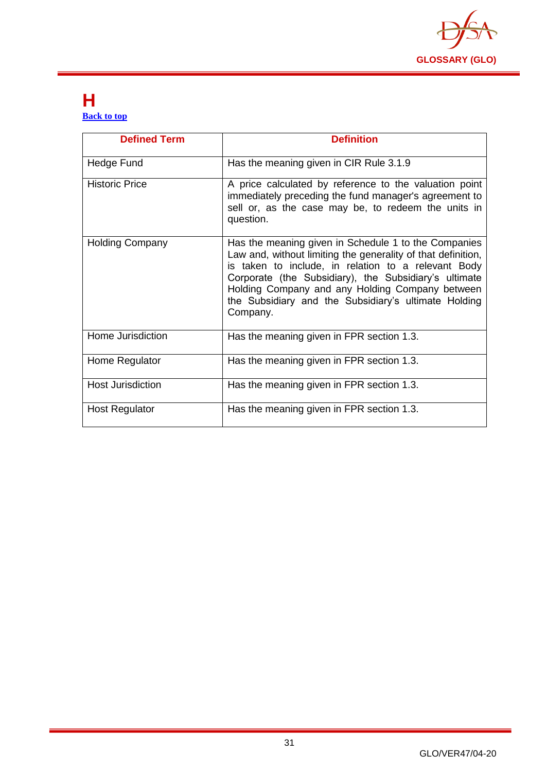# H

[Back to top]

| Defined Term | Definition |
|---|---|
| Hedge Fund | Has the meaning given in CIR Rule 3.1.9 |
| Historic Price | A price calculated by reference to the valuation point immediately preceding the fund manager's agreement to sell or, as the case may be, to redeem the units in question. |
| Holding Company | Has the meaning given in Schedule 1 to the Companies Law and, without limiting the generality of that definition, is taken to include, in relation to a relevant Body Corporate (the Subsidiary), the Subsidiary's ultimate Holding Company and any Holding Company between the Subsidiary and the Subsidiary's ultimate Holding Company. |
| Home Jurisdiction | Has the meaning given in FPR section 1.3. |
| Home Regulator | Has the meaning given in FPR section 1.3. |
| Host Jurisdiction | Has the meaning given in FPR section 1.3. |
| Host Regulator | Has the meaning given in FPR section 1.3. |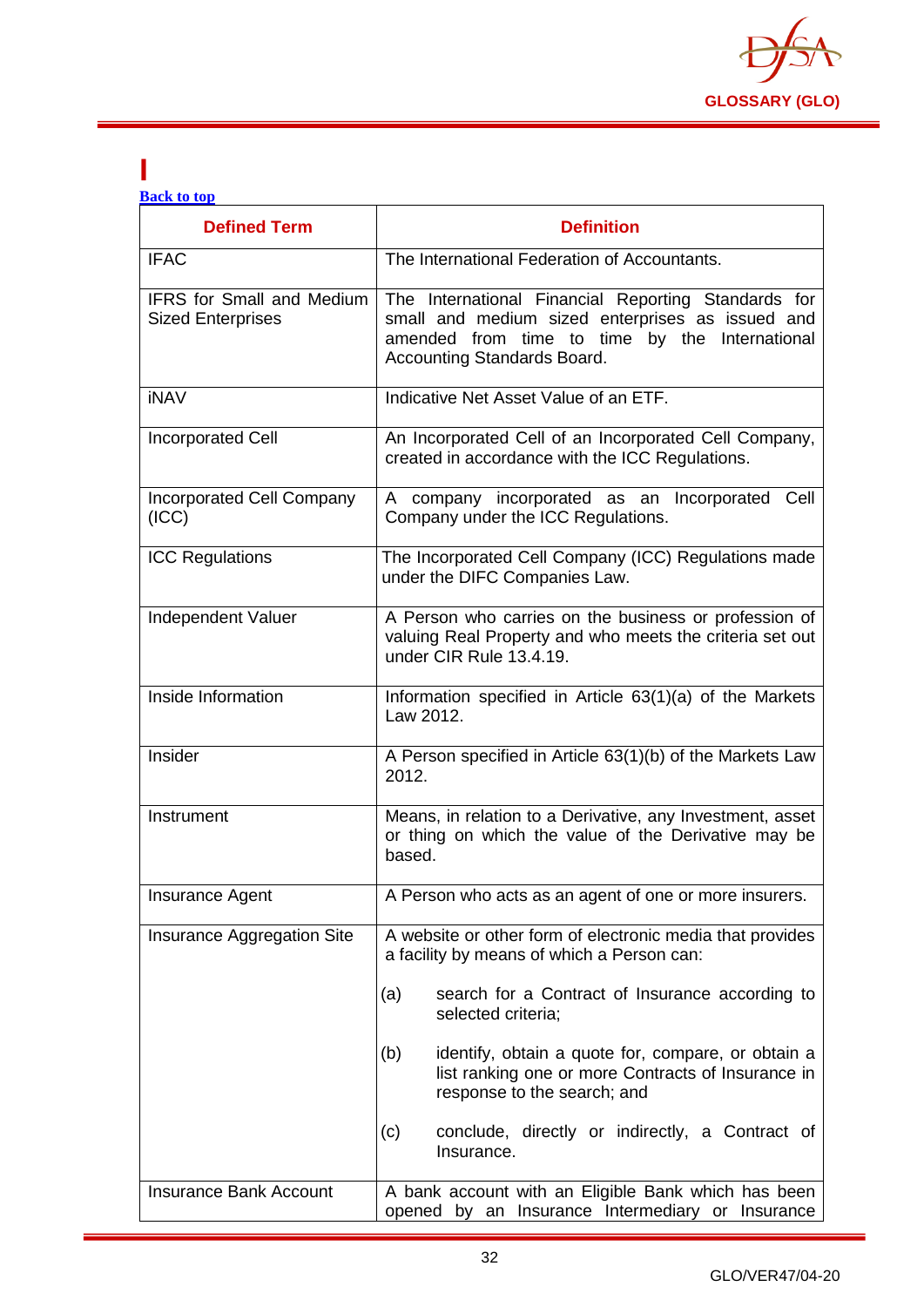# I

Back to top

| Defined Term | Definition |
|---|---|
| IFAC | The International Federation of Accountants. |
| IFRS for Small and Medium Sized Enterprises | The International Financial Reporting Standards for small and medium sized enterprises as issued and amended from time to time by the International Accounting Standards Board. |
| iNAV | Indicative Net Asset Value of an ETF. |
| Incorporated Cell | An Incorporated Cell of an Incorporated Cell Company, created in accordance with the ICC Regulations. |
| Incorporated Cell Company (ICC) | A company incorporated as an Incorporated Cell Company under the ICC Regulations. |
| ICC Regulations | The Incorporated Cell Company (ICC) Regulations made under the DIFC Companies Law. |
| Independent Valuer | A Person who carries on the business or profession of valuing Real Property and who meets the criteria set out under CIR Rule 13.4.19. |
| Inside Information | Information specified in Article 63(1)(a) of the Markets Law 2012. |
| Insider | A Person specified in Article 63(1)(b) of the Markets Law 2012. |
| Instrument | Means, in relation to a Derivative, any Investment, asset or thing on which the value of the Derivative may be based. |
| Insurance Agent | A Person who acts as an agent of one or more insurers. |
| Insurance Aggregation Site | A website or other form of electronic media that provides a facility by means of which a Person can:<br><br>(a) search for a Contract of Insurance according to selected criteria;<br><br>(b) identify, obtain a quote for, compare, or obtain a list ranking one or more Contracts of Insurance in response to the search; and<br><br>(c) conclude, directly or indirectly, a Contract of Insurance. |
| Insurance Bank Account | A bank account with an Eligible Bank which has been opened by an Insurance Intermediary or Insurance |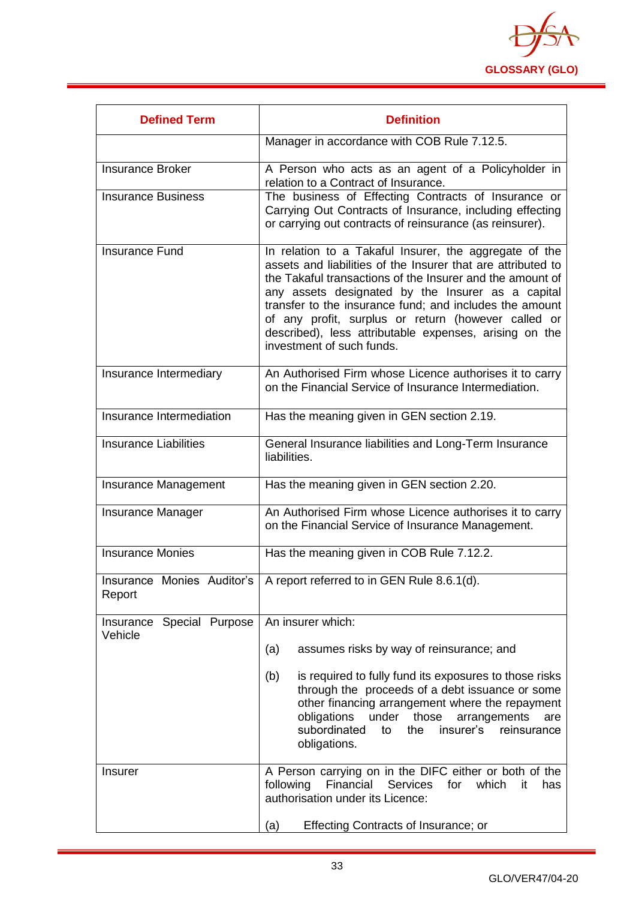| Defined Term | Definition |
| --- | --- |
| | Manager in accordance with COB Rule 7.12.5. |
| Insurance Broker | A Person who acts as an agent of a Policyholder in relation to a Contract of Insurance. |
| Insurance Business | The business of Effecting Contracts of Insurance or Carrying Out Contracts of Insurance, including effecting or carrying out contracts of reinsurance (as reinsurer). |
| Insurance Fund | In relation to a Takaful Insurer, the aggregate of the assets and liabilities of the Insurer that are attributed to the Takaful transactions of the Insurer and the amount of any assets designated by the Insurer as a capital transfer to the insurance fund; and includes the amount of any profit, surplus or return (however called or described), less attributable expenses, arising on the investment of such funds. |
| Insurance Intermediary | An Authorised Firm whose Licence authorises it to carry on the Financial Service of Insurance Intermediation. |
| Insurance Intermediation | Has the meaning given in GEN section 2.19. |
| Insurance Liabilities | General Insurance liabilities and Long-Term Insurance liabilities. |
| Insurance Management | Has the meaning given in GEN section 2.20. |
| Insurance Manager | An Authorised Firm whose Licence authorises it to carry on the Financial Service of Insurance Management. |
| Insurance Monies | Has the meaning given in COB Rule 7.12.2. |
| Insurance Monies Auditor's Report | A report referred to in GEN Rule 8.6.1(d). |
| Insurance Special Purpose Vehicle | An insurer which:<br><br>(a) assumes risks by way of reinsurance; and<br><br>(b) is required to fully fund its exposures to those risks through the proceeds of a debt issuance or some other financing arrangement where the repayment obligations under those arrangements are subordinated to the insurer's reinsurance obligations. |
| Insurer | A Person carrying on in the DIFC either or both of the following Financial Services for which it has authorisation under its Licence:<br><br>(a) Effecting Contracts of Insurance; or |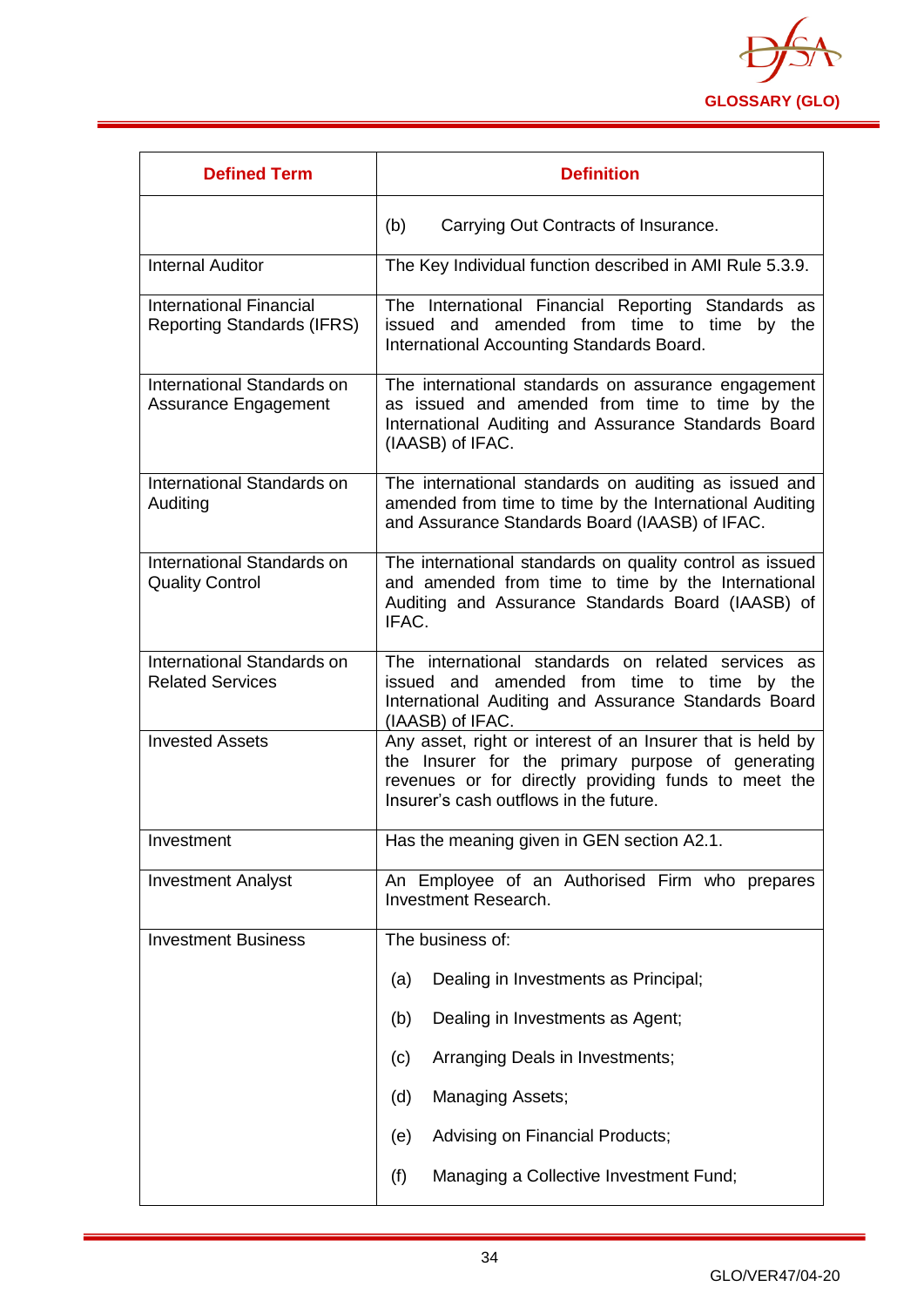| Defined Term | Definition |
| --- | --- |
| | (b) Carrying Out Contracts of Insurance. |
| Internal Auditor | The Key Individual function described in AMI Rule 5.3.9. |
| International Financial Reporting Standards (IFRS) | The International Financial Reporting Standards as issued and amended from time to time by the International Accounting Standards Board. |
| International Standards on Assurance Engagement | The international standards on assurance engagement as issued and amended from time to time by the International Auditing and Assurance Standards Board (IAASB) of IFAC. |
| International Standards on Auditing | The international standards on auditing as issued and amended from time to time by the International Auditing and Assurance Standards Board (IAASB) of IFAC. |
| International Standards on Quality Control | The international standards on quality control as issued and amended from time to time by the International Auditing and Assurance Standards Board (IAASB) of IFAC. |
| International Standards on Related Services | The international standards on related services as issued and amended from time to time by the International Auditing and Assurance Standards Board (IAASB) of IFAC. |
| Invested Assets | Any asset, right or interest of an Insurer that is held by the Insurer for the primary purpose of generating revenues or for directly providing funds to meet the Insurer's cash outflows in the future. |
| Investment | Has the meaning given in GEN section A2.1. |
| Investment Analyst | An Employee of an Authorised Firm who prepares Investment Research. |
| Investment Business | The business of:<br><br>(a) Dealing in Investments as Principal;<br><br>(b) Dealing in Investments as Agent;<br><br>(c) Arranging Deals in Investments;<br><br>(d) Managing Assets;<br><br>(e) Advising on Financial Products;<br><br>(f) Managing a Collective Investment Fund; |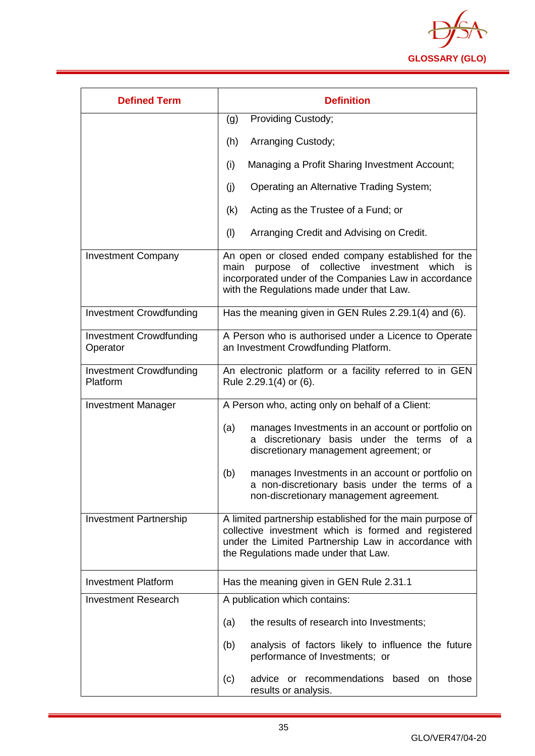| Defined Term | Definition |
|---|---|
| | (g) Providing Custody;<br><br>(h) Arranging Custody;<br><br>(i) Managing a Profit Sharing Investment Account;<br><br>(j) Operating an Alternative Trading System;<br><br>(k) Acting as the Trustee of a Fund; or<br><br>(l) Arranging Credit and Advising on Credit. |
| Investment Company | An open or closed ended company established for the main purpose of collective investment which is incorporated under of the Companies Law in accordance with the Regulations made under that Law. |
| Investment Crowdfunding | Has the meaning given in GEN Rules 2.29.1(4) and (6). |
| Investment Crowdfunding Operator | A Person who is authorised under a Licence to Operate an Investment Crowdfunding Platform. |
| Investment Crowdfunding Platform | An electronic platform or a facility referred to in GEN Rule 2.29.1(4) or (6). |
| Investment Manager | A Person who, acting only on behalf of a Client:<br><br>(a) manages Investments in an account or portfolio on a discretionary basis under the terms of a discretionary management agreement; or<br><br>(b) manages Investments in an account or portfolio on a non-discretionary basis under the terms of a non-discretionary management agreement. |
| Investment Partnership | A limited partnership established for the main purpose of collective investment which is formed and registered under the Limited Partnership Law in accordance with the Regulations made under that Law. |
| Investment Platform | Has the meaning given in GEN Rule 2.31.1 |
| Investment Research | A publication which contains:<br><br>(a) the results of research into Investments;<br><br>(b) analysis of factors likely to influence the future performance of Investments; or<br><br>(c) advice or recommendations based on those results or analysis. |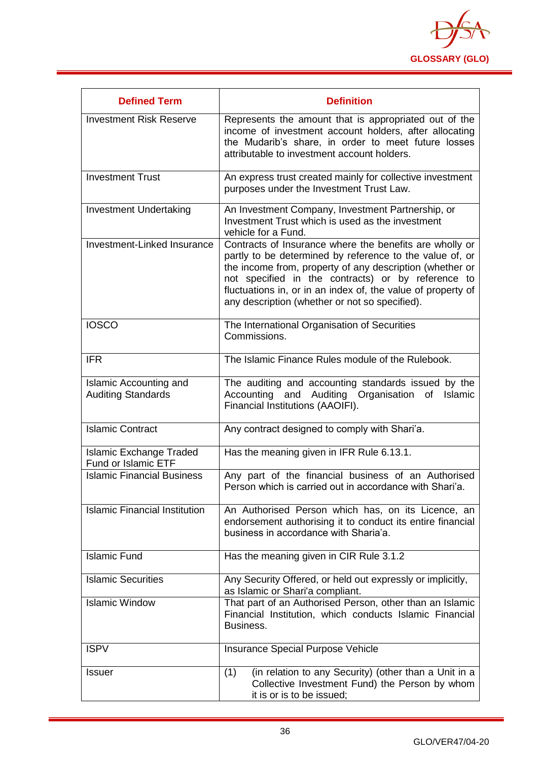| Defined Term | Definition |
|---|---|
| Investment Risk Reserve | Represents the amount that is appropriated out of the income of investment account holders, after allocating the Mudarib's share, in order to meet future losses attributable to investment account holders. |
| Investment Trust | An express trust created mainly for collective investment purposes under the Investment Trust Law. |
| Investment Undertaking | An Investment Company, Investment Partnership, or Investment Trust which is used as the investment vehicle for a Fund. |
| Investment-Linked Insurance | Contracts of Insurance where the benefits are wholly or partly to be determined by reference to the value of, or the income from, property of any description (whether or not specified in the contracts) or by reference to fluctuations in, or in an index of, the value of property of any description (whether or not so specified). |
| IOSCO | The International Organisation of Securities Commissions. |
| IFR | The Islamic Finance Rules module of the Rulebook. |
| Islamic Accounting and Auditing Standards | The auditing and accounting standards issued by the Accounting and Auditing Organisation of Islamic Financial Institutions (AAOIFI). |
| Islamic Contract | Any contract designed to comply with Shari'a. |
| Islamic Exchange Traded Fund or Islamic ETF | Has the meaning given in IFR Rule 6.13.1. |
| Islamic Financial Business | Any part of the financial business of an Authorised Person which is carried out in accordance with Shari'a. |
| Islamic Financial Institution | An Authorised Person which has, on its Licence, an endorsement authorising it to conduct its entire financial business in accordance with Sharia'a. |
| Islamic Fund | Has the meaning given in CIR Rule 3.1.2 |
| Islamic Securities | Any Security Offered, or held out expressly or implicitly, as Islamic or Shari'a compliant. |
| Islamic Window | That part of an Authorised Person, other than an Islamic Financial Institution, which conducts Islamic Financial Business. |
| ISPV | Insurance Special Purpose Vehicle |
| Issuer | (1) (in relation to any Security) (other than a Unit in a Collective Investment Fund) the Person by whom it is or is to be issued; |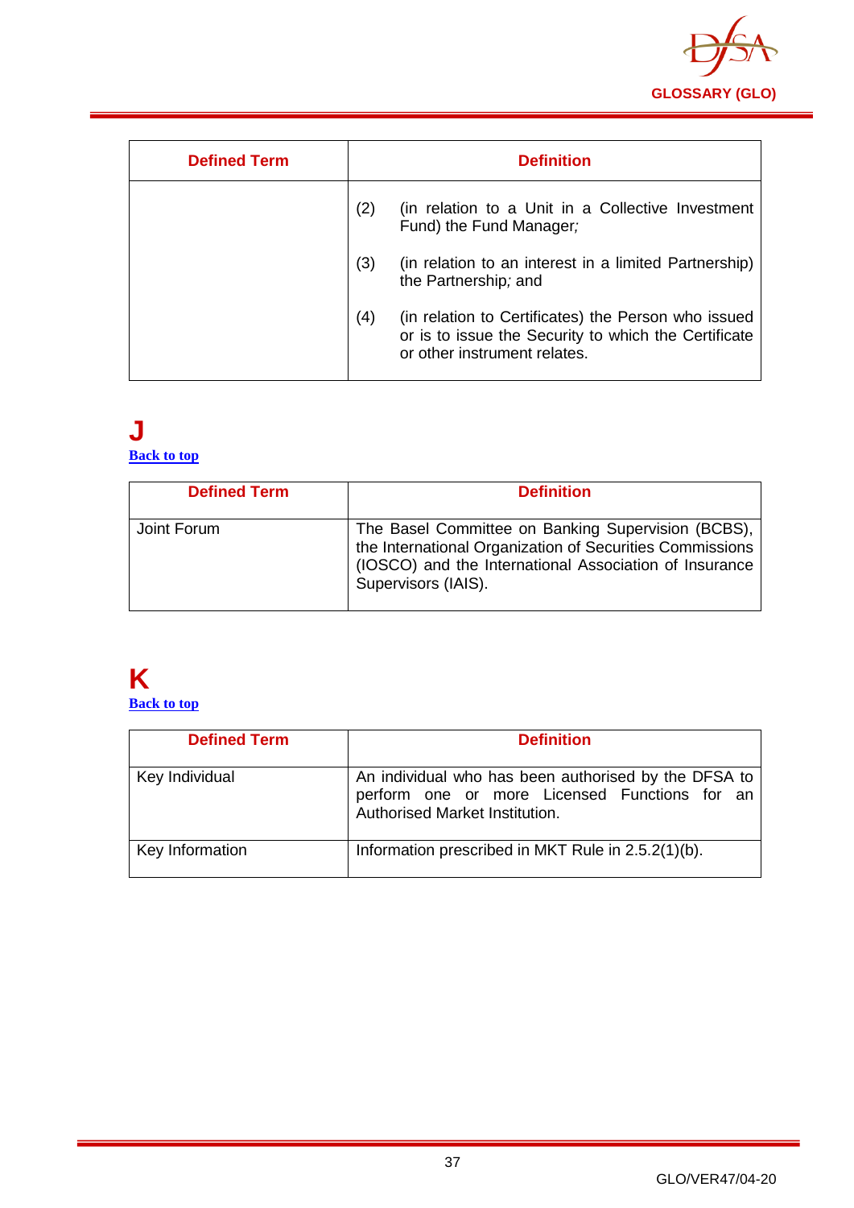| Defined Term | Definition |
|---|---|
| | (2) (in relation to a Unit in a Collective Investment Fund) the Fund Manager; <br><br> (3) (in relation to an interest in a limited Partnership) the Partnership; and <br><br> (4) (in relation to Certificates) the Person who issued or is to issue the Security to which the Certificate or other instrument relates. |

# J

Back to top

| Defined Term | Definition |
|---|---|
| Joint Forum | The Basel Committee on Banking Supervision (BCBS), the International Organization of Securities Commissions (IOSCO) and the International Association of Insurance Supervisors (IAIS). |

# K

Back to top

| Defined Term | Definition |
|---|---|
| Key Individual | An individual who has been authorised by the DFSA to perform one or more Licensed Functions for an Authorised Market Institution. |
| Key Information | Information prescribed in MKT Rule in 2.5.2(1)(b). |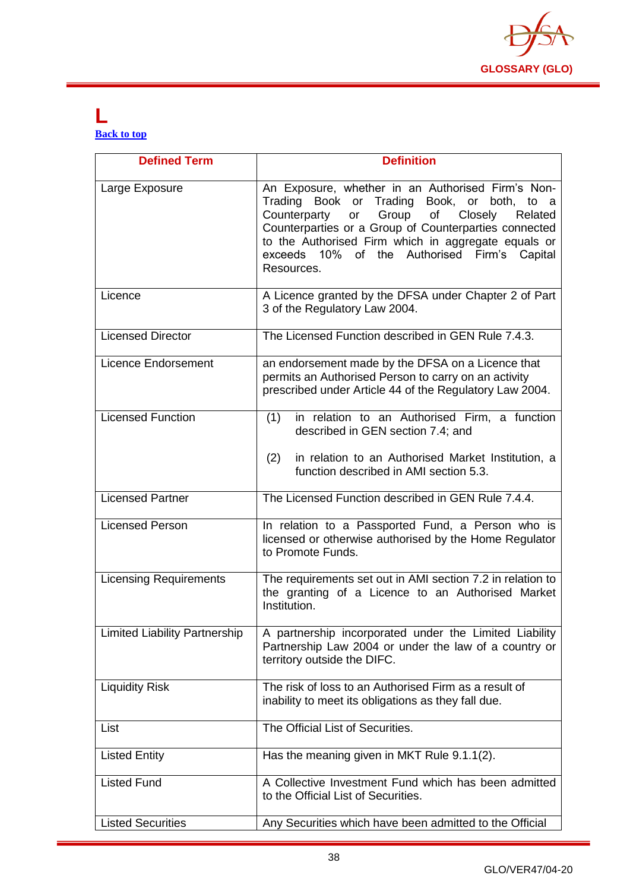# L

[Back to top]

| Defined Term | Definition |
|---|---|
| Large Exposure | An Exposure, whether in an Authorised Firm's Non-Trading Book or Trading Book, or both, to a Counterparty or Group of Closely Related Counterparties or a Group of Counterparties connected to the Authorised Firm which in aggregate equals or exceeds 10% of the Authorised Firm's Capital Resources. |
| Licence | A Licence granted by the DFSA under Chapter 2 of Part 3 of the Regulatory Law 2004. |
| Licensed Director | The Licensed Function described in GEN Rule 7.4.3. |
| Licence Endorsement | an endorsement made by the DFSA on a Licence that permits an Authorised Person to carry on an activity prescribed under Article 44 of the Regulatory Law 2004. |
| Licensed Function | (1) in relation to an Authorised Firm, a function described in GEN section 7.4; and<br>(2) in relation to an Authorised Market Institution, a function described in AMI section 5.3. |
| Licensed Partner | The Licensed Function described in GEN Rule 7.4.4. |
| Licensed Person | In relation to a Passported Fund, a Person who is licensed or otherwise authorised by the Home Regulator to Promote Funds. |
| Licensing Requirements | The requirements set out in AMI section 7.2 in relation to the granting of a Licence to an Authorised Market Institution. |
| Limited Liability Partnership | A partnership incorporated under the Limited Liability Partnership Law 2004 or under the law of a country or territory outside the DIFC. |
| Liquidity Risk | The risk of loss to an Authorised Firm as a result of inability to meet its obligations as they fall due. |
| List | The Official List of Securities. |
| Listed Entity | Has the meaning given in MKT Rule 9.1.1(2). |
| Listed Fund | A Collective Investment Fund which has been admitted to the Official List of Securities. |
| Listed Securities | Any Securities which have been admitted to the Official |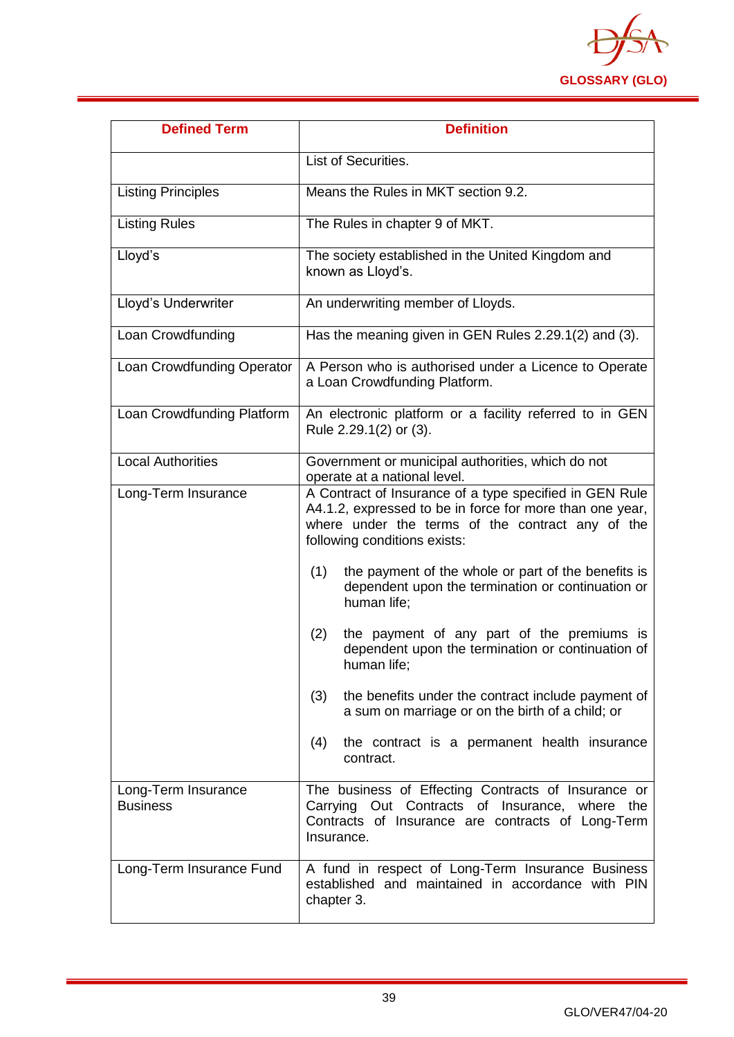| Defined Term | Definition |
|---|---|
| | List of Securities. |
| Listing Principles | Means the Rules in MKT section 9.2. |
| Listing Rules | The Rules in chapter 9 of MKT. |
| Lloyd's | The society established in the United Kingdom and known as Lloyd's. |
| Lloyd's Underwriter | An underwriting member of Lloyds. |
| Loan Crowdfunding | Has the meaning given in GEN Rules 2.29.1(2) and (3). |
| Loan Crowdfunding Operator | A Person who is authorised under a Licence to Operate a Loan Crowdfunding Platform. |
| Loan Crowdfunding Platform | An electronic platform or a facility referred to in GEN Rule 2.29.1(2) or (3). |
| Local Authorities | Government or municipal authorities, which do not operate at a national level. |
| Long-Term Insurance | A Contract of Insurance of a type specified in GEN Rule A4.1.2, expressed to be in force for more than one year, where under the terms of the contract any of the following conditions exists:<br><br>(1) the payment of the whole or part of the benefits is dependent upon the termination or continuation or human life;<br><br>(2) the payment of any part of the premiums is dependent upon the termination or continuation of human life;<br><br>(3) the benefits under the contract include payment of a sum on marriage or on the birth of a child; or<br><br>(4) the contract is a permanent health insurance contract. |
| Long-Term Insurance Business | The business of Effecting Contracts of Insurance or Carrying Out Contracts of Insurance, where the Contracts of Insurance are contracts of Long-Term Insurance. |
| Long-Term Insurance Fund | A fund in respect of Long-Term Insurance Business established and maintained in accordance with PIN chapter 3. |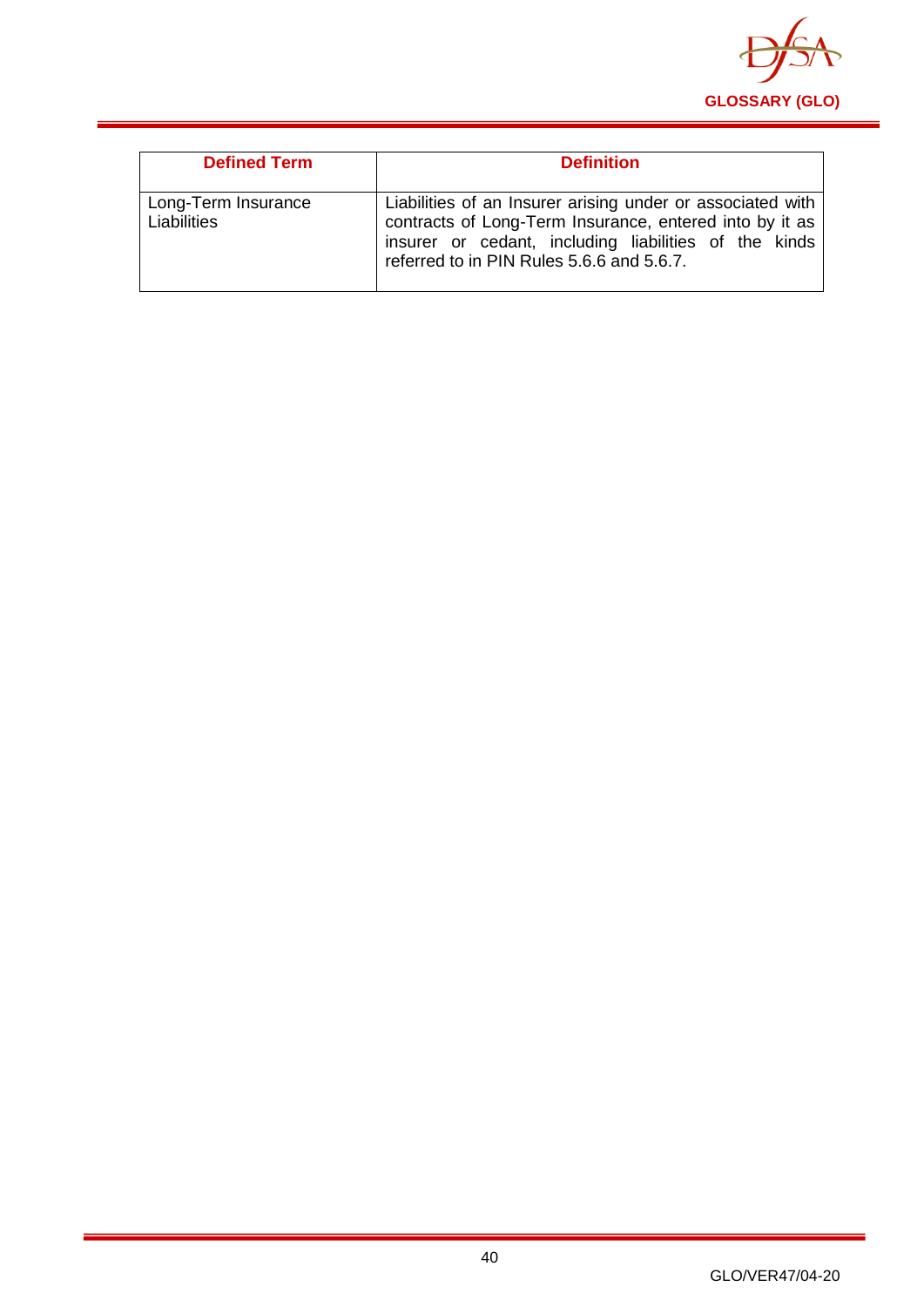| Defined Term | Definition |
|---|---|
| Long-Term Insurance Liabilities | Liabilities of an Insurer arising under or associated with contracts of Long-Term Insurance, entered into by it as insurer or cedant, including liabilities of the kinds referred to in PIN Rules 5.6.6 and 5.6.7. |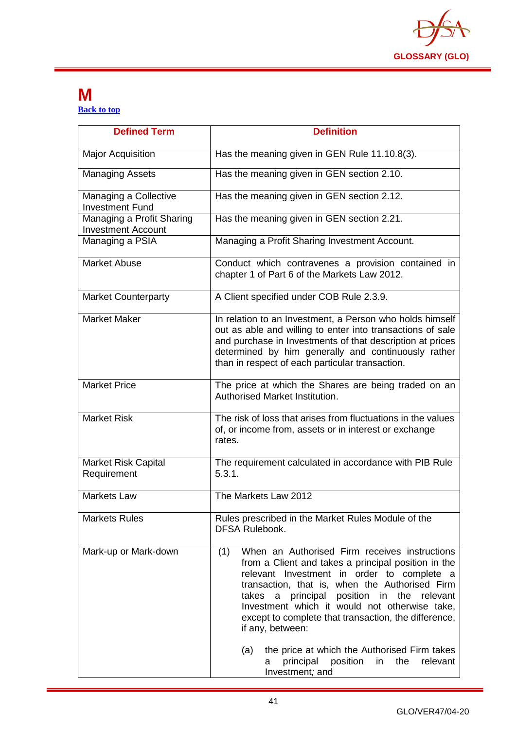# M

[Back to top]

| Defined Term | Definition |
|---|---|
| Major Acquisition | Has the meaning given in GEN Rule 11.10.8(3). |
| Managing Assets | Has the meaning given in GEN section 2.10. |
| Managing a Collective Investment Fund | Has the meaning given in GEN section 2.12. |
| Managing a Profit Sharing Investment Account | Has the meaning given in GEN section 2.21. |
| Managing a PSIA | Managing a Profit Sharing Investment Account. |
| Market Abuse | Conduct which contravenes a provision contained in chapter 1 of Part 6 of the Markets Law 2012. |
| Market Counterparty | A Client specified under COB Rule 2.3.9. |
| Market Maker | In relation to an Investment, a Person who holds himself out as able and willing to enter into transactions of sale and purchase in Investments of that description at prices determined by him generally and continuously rather than in respect of each particular transaction. |
| Market Price | The price at which the Shares are being traded on an Authorised Market Institution. |
| Market Risk | The risk of loss that arises from fluctuations in the values of, or income from, assets or in interest or exchange rates. |
| Market Risk Capital Requirement | The requirement calculated in accordance with PIB Rule 5.3.1. |
| Markets Law | The Markets Law 2012 |
| Markets Rules | Rules prescribed in the Market Rules Module of the DFSA Rulebook. |
| Mark-up or Mark-down | (1) When an Authorised Firm receives instructions from a Client and takes a principal position in the relevant Investment in order to complete a transaction, that is, when the Authorised Firm takes a principal position in the relevant Investment which it would not otherwise take, except to complete that transaction, the difference, if any, between:<br><br>(a) the price at which the Authorised Firm takes a principal position in the relevant Investment*;* and |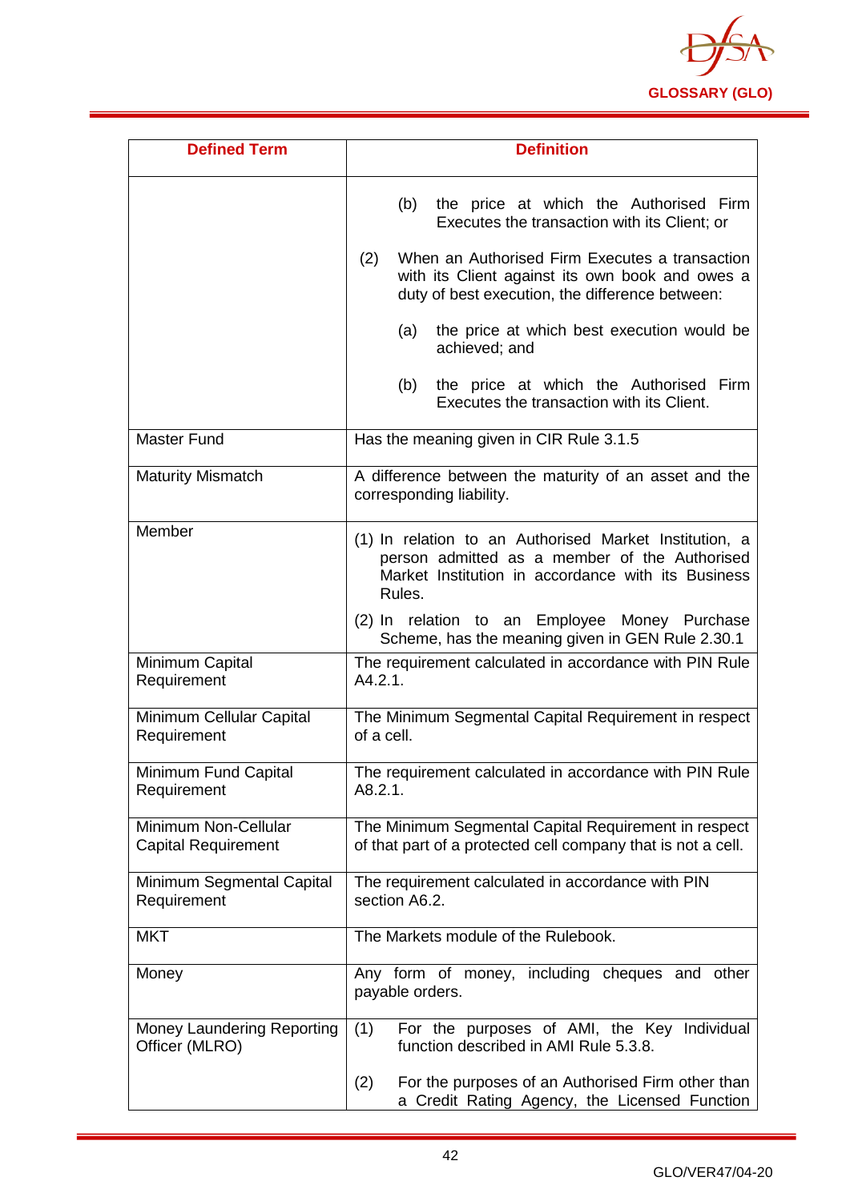| Defined Term | Definition |
|---|---|
| | (b) the price at which the Authorised Firm Executes the transaction with its Client; or<br><br>(2) When an Authorised Firm Executes a transaction with its Client against its own book and owes a duty of best execution, the difference between:<br><br>(a) the price at which best execution would be achieved; and<br><br>(b) the price at which the Authorised Firm Executes the transaction with its Client. |
| Master Fund | Has the meaning given in CIR Rule 3.1.5 |
| Maturity Mismatch | A difference between the maturity of an asset and the corresponding liability. |
| Member | (1) In relation to an Authorised Market Institution, a person admitted as a member of the Authorised Market Institution in accordance with its Business Rules.<br><br>(2) In relation to an Employee Money Purchase Scheme, has the meaning given in GEN Rule 2.30.1 |
| Minimum Capital Requirement | The requirement calculated in accordance with PIN Rule A4.2.1. |
| Minimum Cellular Capital Requirement | The Minimum Segmental Capital Requirement in respect of a cell. |
| Minimum Fund Capital Requirement | The requirement calculated in accordance with PIN Rule A8.2.1. |
| Minimum Non-Cellular Capital Requirement | The Minimum Segmental Capital Requirement in respect of that part of a protected cell company that is not a cell. |
| Minimum Segmental Capital Requirement | The requirement calculated in accordance with PIN section A6.2. |
| MKT | The Markets module of the Rulebook. |
| Money | Any form of money, including cheques and other payable orders. |
| Money Laundering Reporting Officer (MLRO) | (1) For the purposes of AMI, the Key Individual function described in AMI Rule 5.3.8.<br><br>(2) For the purposes of an Authorised Firm other than a Credit Rating Agency, the Licensed Function |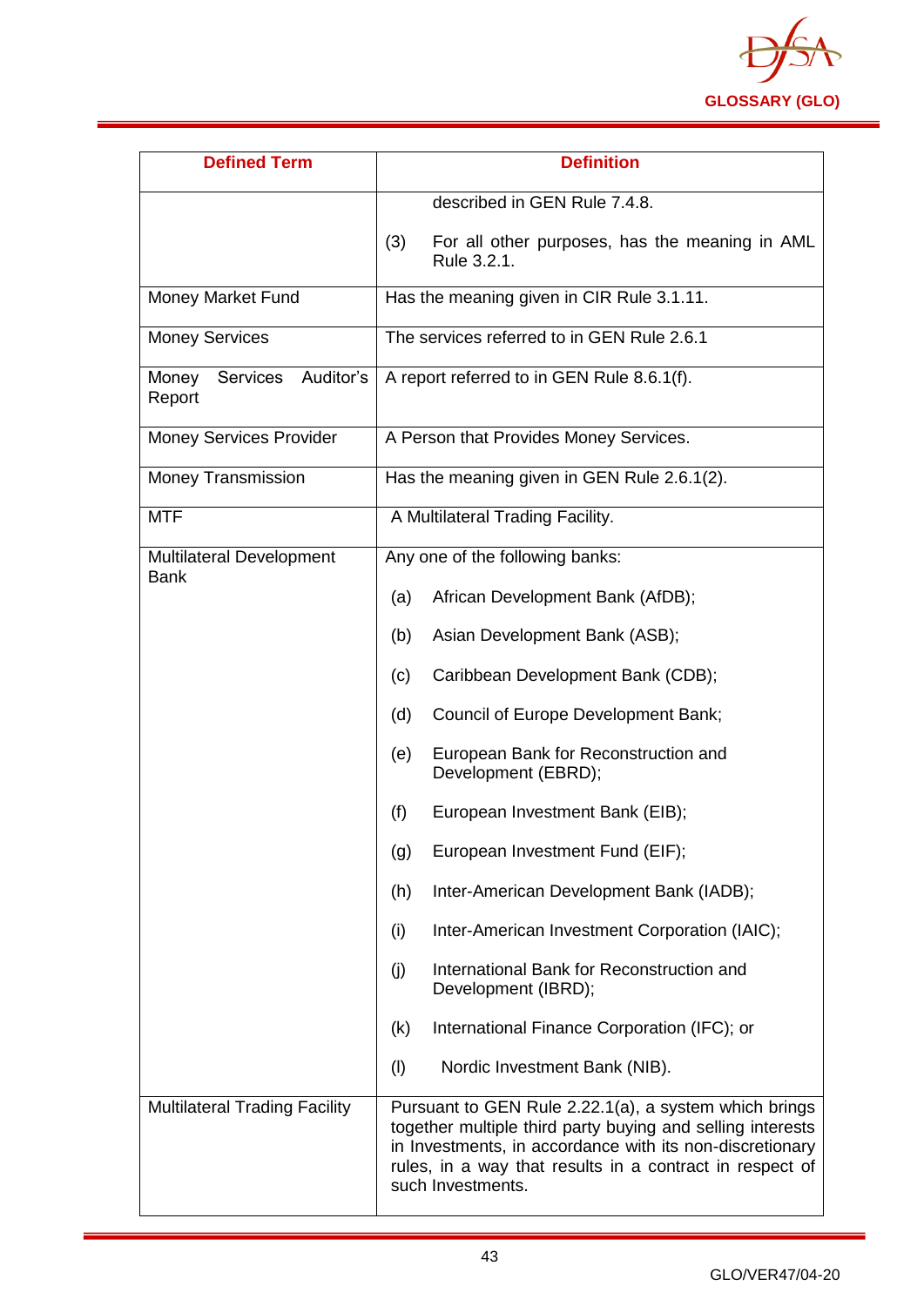| Defined Term | Definition |
|---|---|
| | described in GEN Rule 7.4.8.<br><br>(3) For all other purposes, has the meaning in AML Rule 3.2.1. |
| Money Market Fund | Has the meaning given in CIR Rule 3.1.11. |
| Money Services | The services referred to in GEN Rule 2.6.1 |
| Money Services Auditor's Report | A report referred to in GEN Rule 8.6.1(f). |
| Money Services Provider | A Person that Provides Money Services. |
| Money Transmission | Has the meaning given in GEN Rule 2.6.1(2). |
| MTF | A Multilateral Trading Facility. |
| Multilateral Development Bank | Any one of the following banks:<br><br>(a) African Development Bank (AfDB);<br><br>(b) Asian Development Bank (ASB);<br><br>(c) Caribbean Development Bank (CDB);<br><br>(d) Council of Europe Development Bank;<br><br>(e) European Bank for Reconstruction and Development (EBRD);<br><br>(f) European Investment Bank (EIB);<br><br>(g) European Investment Fund (EIF);<br><br>(h) Inter-American Development Bank (IADB);<br><br>(i) Inter-American Investment Corporation (IAIC);<br><br>(j) International Bank for Reconstruction and Development (IBRD);<br><br>(k) International Finance Corporation (IFC); or<br><br>(l) Nordic Investment Bank (NIB). |
| Multilateral Trading Facility | Pursuant to GEN Rule 2.22.1(a), a system which brings together multiple third party buying and selling interests in Investments, in accordance with its non-discretionary rules, in a way that results in a contract in respect of such Investments. |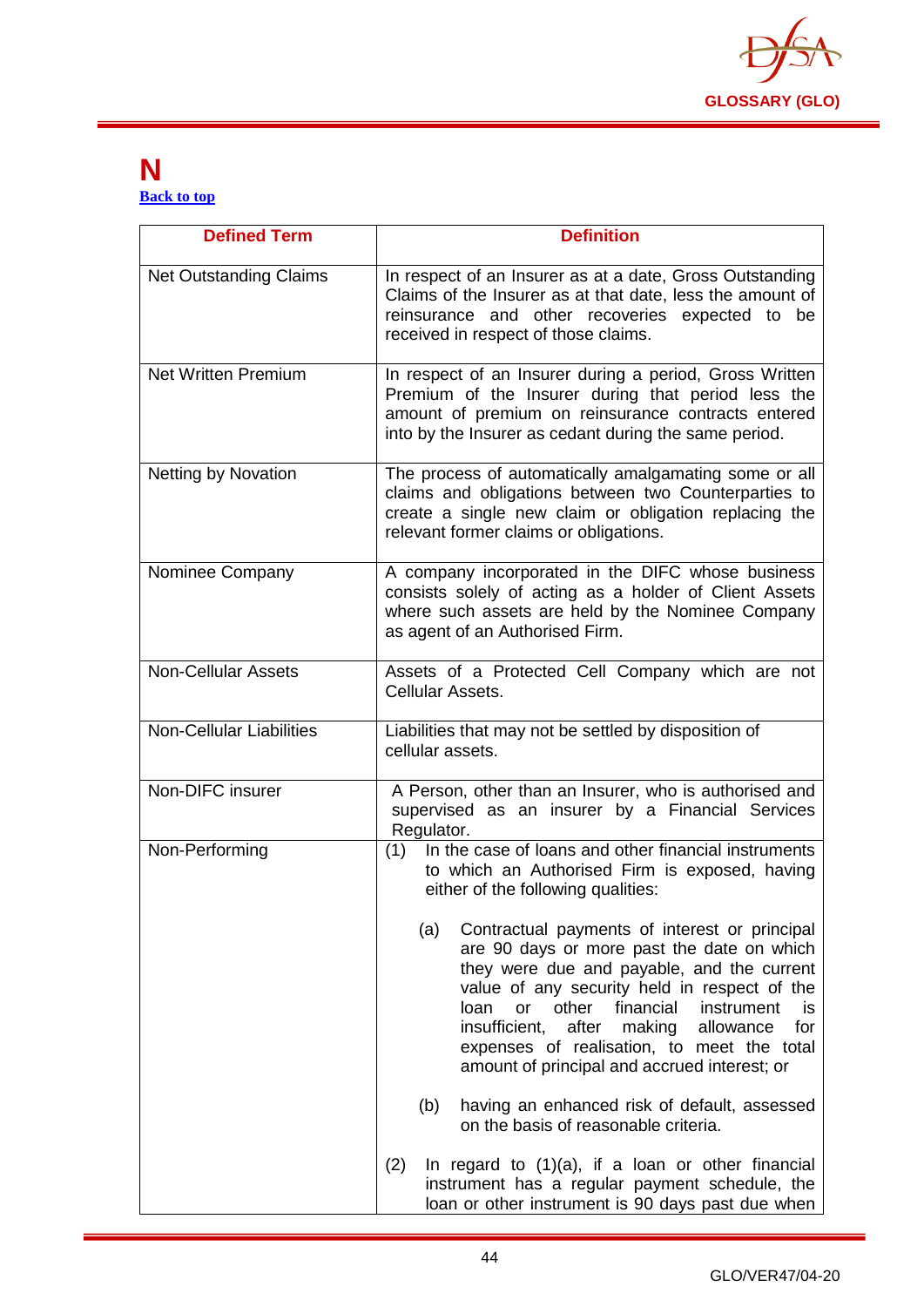# N

Back to top

| Defined Term | Definition |
|---|---|
| Net Outstanding Claims | In respect of an Insurer as at a date, Gross Outstanding Claims of the Insurer as at that date, less the amount of reinsurance and other recoveries expected to be received in respect of those claims. |
| Net Written Premium | In respect of an Insurer during a period, Gross Written Premium of the Insurer during that period less the amount of premium on reinsurance contracts entered into by the Insurer as cedant during the same period. |
| Netting by Novation | The process of automatically amalgamating some or all claims and obligations between two Counterparties to create a single new claim or obligation replacing the relevant former claims or obligations. |
| Nominee Company | A company incorporated in the DIFC whose business consists solely of acting as a holder of Client Assets where such assets are held by the Nominee Company as agent of an Authorised Firm. |
| Non-Cellular Assets | Assets of a Protected Cell Company which are not Cellular Assets. |
| Non-Cellular Liabilities | Liabilities that may not be settled by disposition of cellular assets. |
| Non-DIFC insurer | A Person, other than an Insurer, who is authorised and supervised as an insurer by a Financial Services Regulator. |
| Non-Performing | (1) In the case of loans and other financial instruments to which an Authorised Firm is exposed, having either of the following qualities:<br><br>(a) Contractual payments of interest or principal are 90 days or more past the date on which they were due and payable, and the current value of any security held in respect of the loan or other financial instrument is insufficient, after making allowance for expenses of realisation, to meet the total amount of principal and accrued interest; or<br><br>(b) having an enhanced risk of default, assessed on the basis of reasonable criteria.<br><br>(2) In regard to (1)(a), if a loan or other financial instrument has a regular payment schedule, the loan or other instrument is 90 days past due when |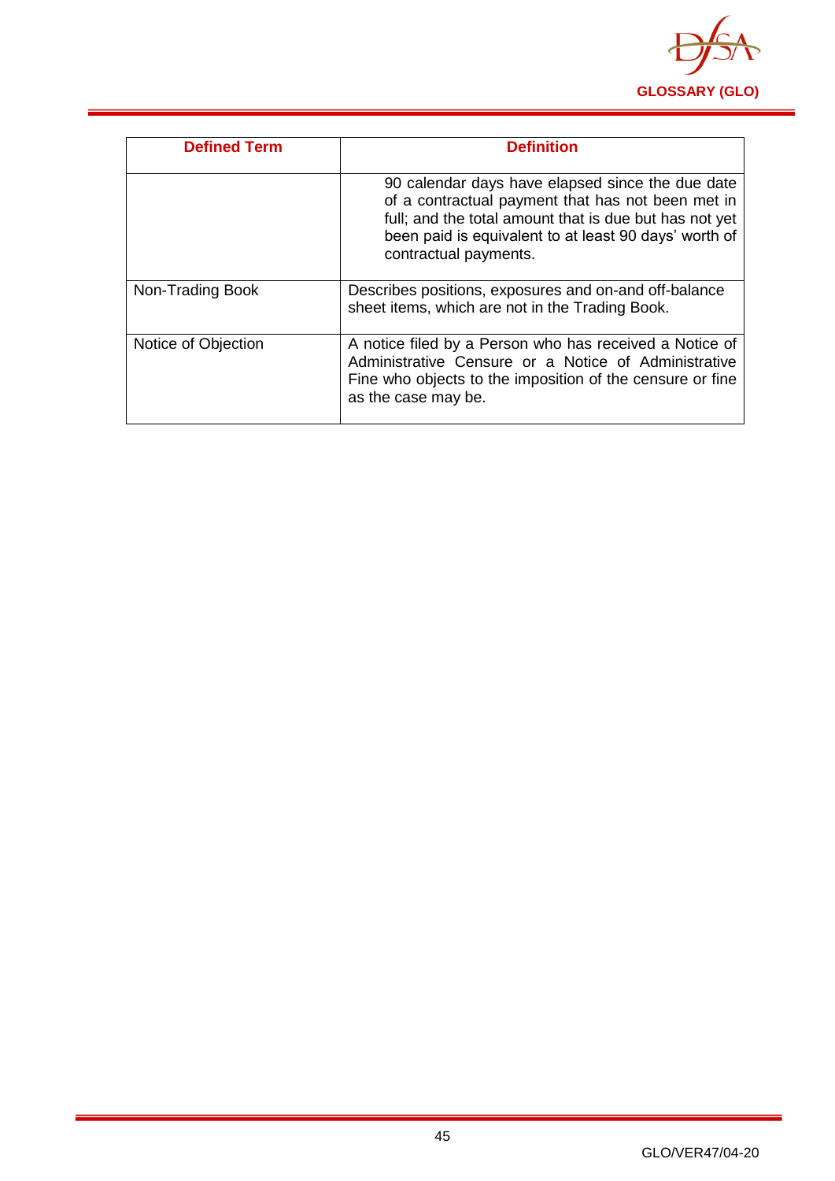| Defined Term | Definition |
|---|---|
| | 90 calendar days have elapsed since the due date of a contractual payment that has not been met in full; and the total amount that is due but has not yet been paid is equivalent to at least 90 days' worth of contractual payments. |
| Non-Trading Book | Describes positions, exposures and on-and off-balance sheet items, which are not in the Trading Book. |
| Notice of Objection | A notice filed by a Person who has received a Notice of Administrative Censure or a Notice of Administrative Fine who objects to the imposition of the censure or fine as the case may be. |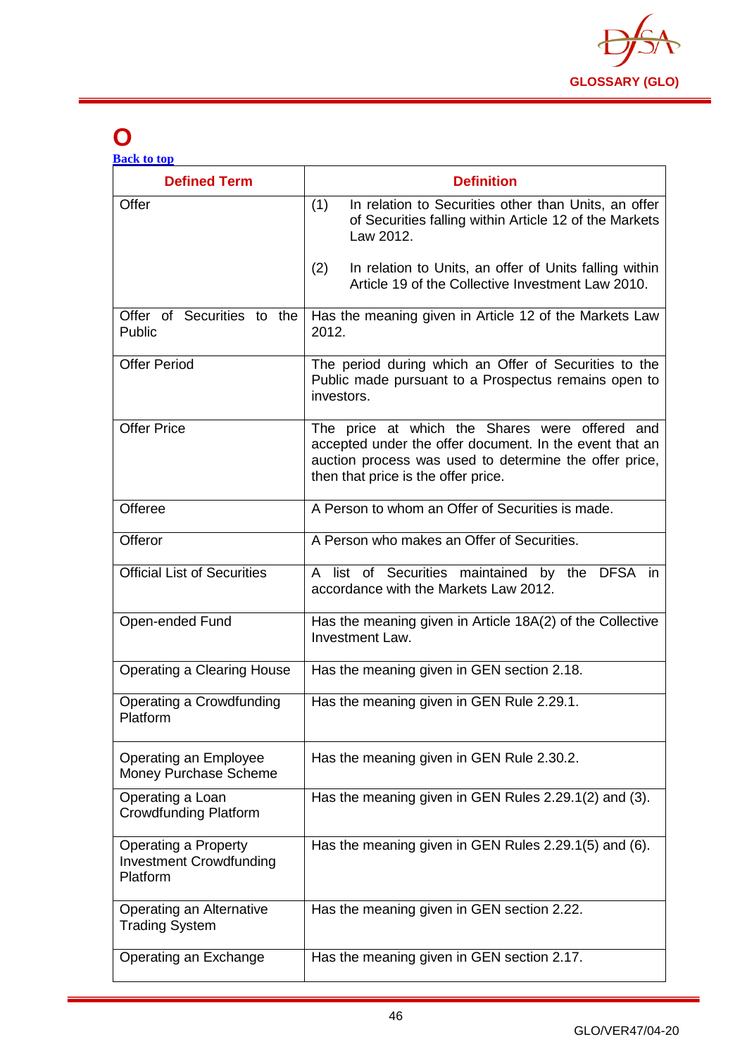# O

Back to top

| Defined Term | Definition |
|---|---|
| Offer | (1) In relation to Securities other than Units, an offer of Securities falling within Article 12 of the Markets Law 2012.<br><br>(2) In relation to Units, an offer of Units falling within Article 19 of the Collective Investment Law 2010. |
| Offer of Securities to the Public | Has the meaning given in Article 12 of the Markets Law 2012. |
| Offer Period | The period during which an Offer of Securities to the Public made pursuant to a Prospectus remains open to investors. |
| Offer Price | The price at which the Shares were offered and accepted under the offer document. In the event that an auction process was used to determine the offer price, then that price is the offer price. |
| Offeree | A Person to whom an Offer of Securities is made. |
| Offeror | A Person who makes an Offer of Securities. |
| Official List of Securities | A list of Securities maintained by the DFSA in accordance with the Markets Law 2012. |
| Open-ended Fund | Has the meaning given in Article 18A(2) of the Collective Investment Law. |
| Operating a Clearing House | Has the meaning given in GEN section 2.18. |
| Operating a Crowdfunding Platform | Has the meaning given in GEN Rule 2.29.1. |
| Operating an Employee Money Purchase Scheme | Has the meaning given in GEN Rule 2.30.2. |
| Operating a Loan Crowdfunding Platform | Has the meaning given in GEN Rules 2.29.1(2) and (3). |
| Operating a Property Investment Crowdfunding Platform | Has the meaning given in GEN Rules 2.29.1(5) and (6). |
| Operating an Alternative Trading System | Has the meaning given in GEN section 2.22. |
| Operating an Exchange | Has the meaning given in GEN section 2.17. |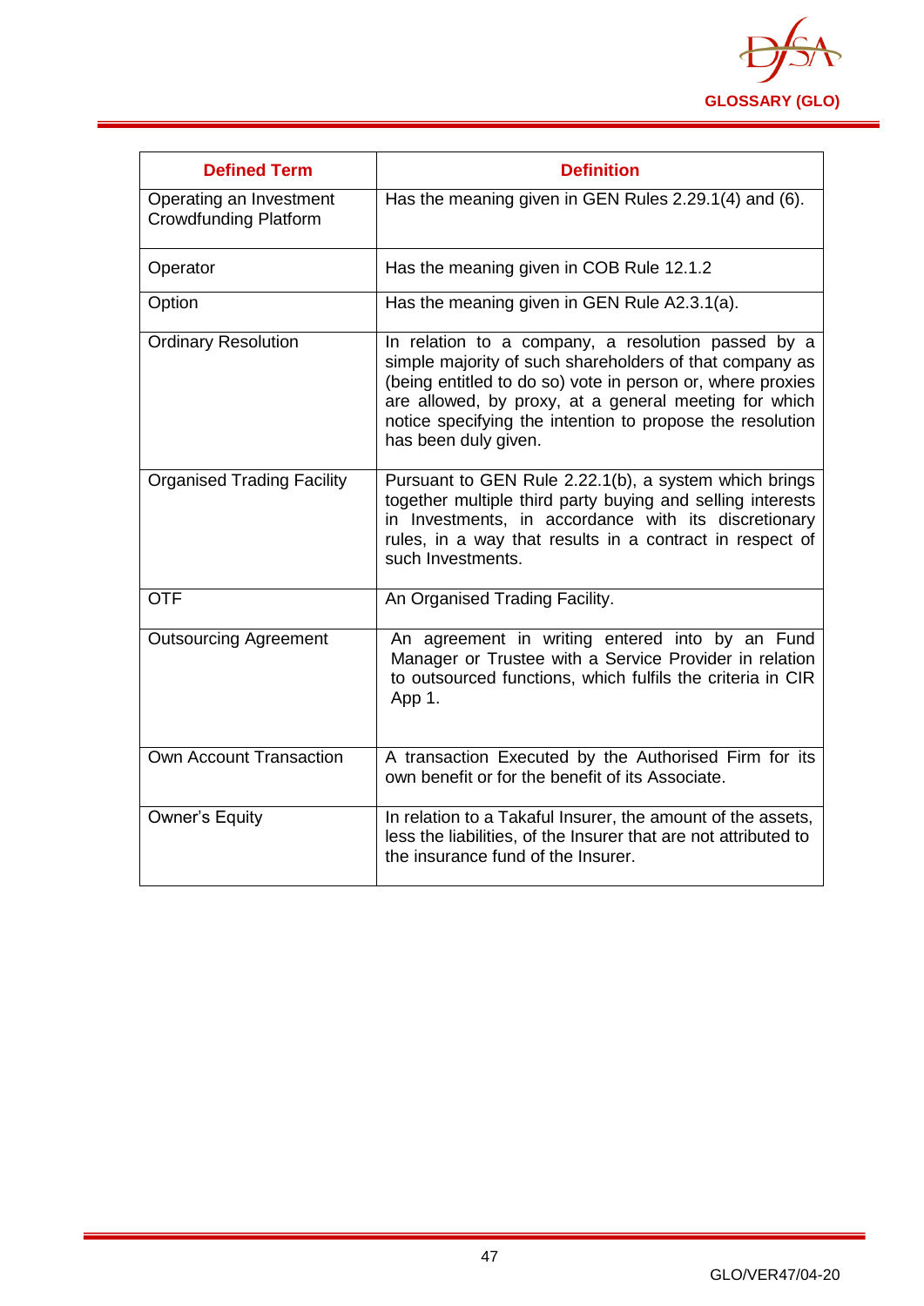| Defined Term | Definition |
|---|---|
| Operating an Investment Crowdfunding Platform | Has the meaning given in GEN Rules 2.29.1(4) and (6). |
| Operator | Has the meaning given in COB Rule 12.1.2 |
| Option | Has the meaning given in GEN Rule A2.3.1(a). |
| Ordinary Resolution | In relation to a company, a resolution passed by a simple majority of such shareholders of that company as (being entitled to do so) vote in person or, where proxies are allowed, by proxy, at a general meeting for which notice specifying the intention to propose the resolution has been duly given. |
| Organised Trading Facility | Pursuant to GEN Rule 2.22.1(b), a system which brings together multiple third party buying and selling interests in Investments, in accordance with its discretionary rules, in a way that results in a contract in respect of such Investments. |
| OTF | An Organised Trading Facility. |
| Outsourcing Agreement | An agreement in writing entered into by an Fund Manager or Trustee with a Service Provider in relation to outsourced functions, which fulfils the criteria in CIR App 1. |
| Own Account Transaction | A transaction Executed by the Authorised Firm for its own benefit or for the benefit of its Associate. |
| Owner's Equity | In relation to a Takaful Insurer, the amount of the assets, less the liabilities, of the Insurer that are not attributed to the insurance fund of the Insurer. |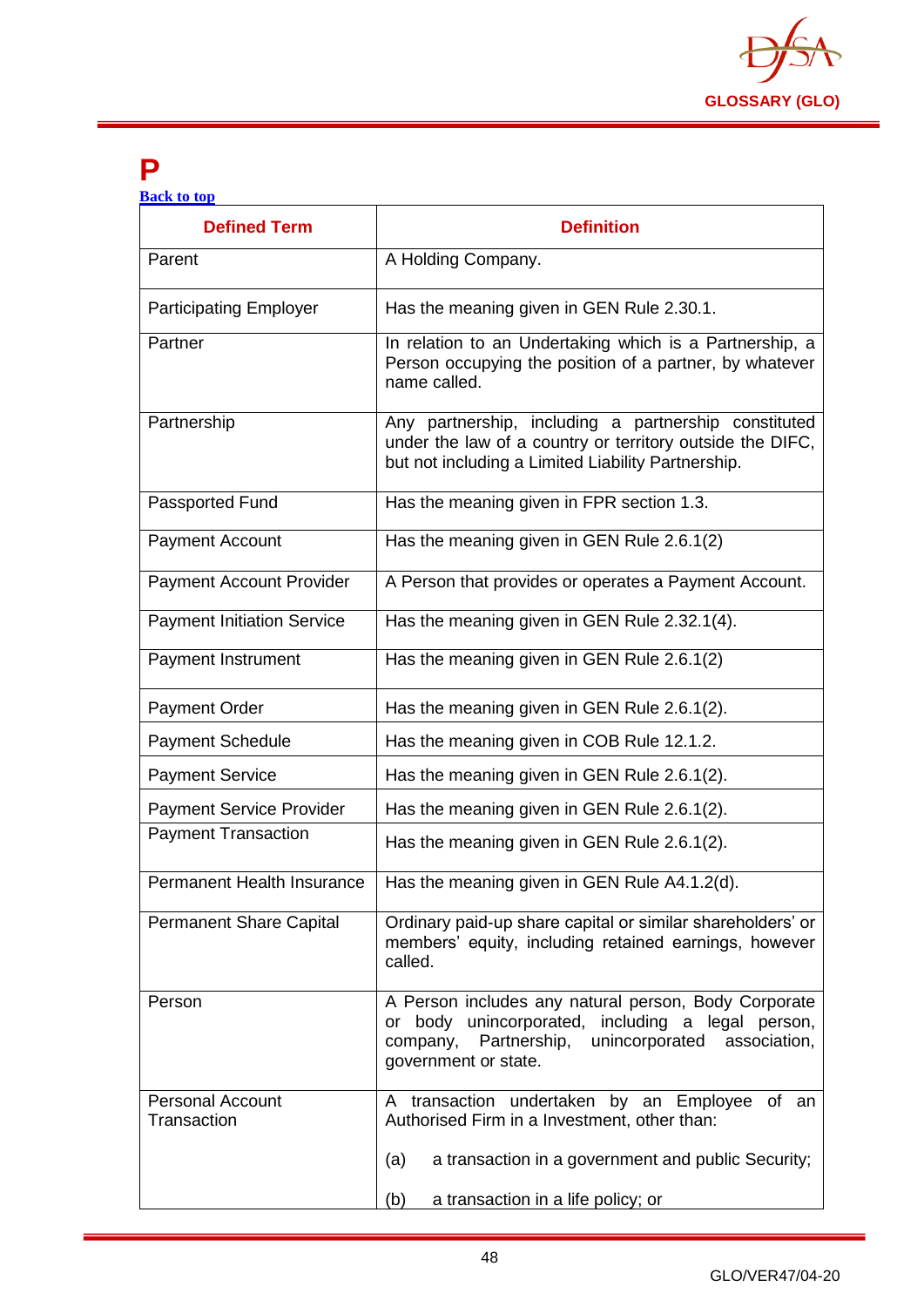# P

[Back to top](#)

| Defined Term | Definition |
|---|---|
| Parent | A Holding Company. |
| Participating Employer | Has the meaning given in GEN Rule 2.30.1. |
| Partner | In relation to an Undertaking which is a Partnership, a Person occupying the position of a partner, by whatever name called. |
| Partnership | Any partnership, including a partnership constituted under the law of a country or territory outside the DIFC, but not including a Limited Liability Partnership. |
| Passported Fund | Has the meaning given in FPR section 1.3. |
| Payment Account | Has the meaning given in GEN Rule 2.6.1(2) |
| Payment Account Provider | A Person that provides or operates a Payment Account. |
| Payment Initiation Service | Has the meaning given in GEN Rule 2.32.1(4). |
| Payment Instrument | Has the meaning given in GEN Rule 2.6.1(2) |
| Payment Order | Has the meaning given in GEN Rule 2.6.1(2). |
| Payment Schedule | Has the meaning given in COB Rule 12.1.2. |
| Payment Service | Has the meaning given in GEN Rule 2.6.1(2). |
| Payment Service Provider | Has the meaning given in GEN Rule 2.6.1(2). |
| Payment Transaction | Has the meaning given in GEN Rule 2.6.1(2). |
| Permanent Health Insurance | Has the meaning given in GEN Rule A4.1.2(d). |
| Permanent Share Capital | Ordinary paid-up share capital or similar shareholders' or members' equity, including retained earnings, however called. |
| Person | A Person includes any natural person, Body Corporate or body unincorporated, including a legal person, company, Partnership, unincorporated association, government or state. |
| Personal Account Transaction | A transaction undertaken by an Employee of an Authorised Firm in a Investment, other than:<br><br>(a) a transaction in a government and public Security;<br><br>(b) a transaction in a life policy; or |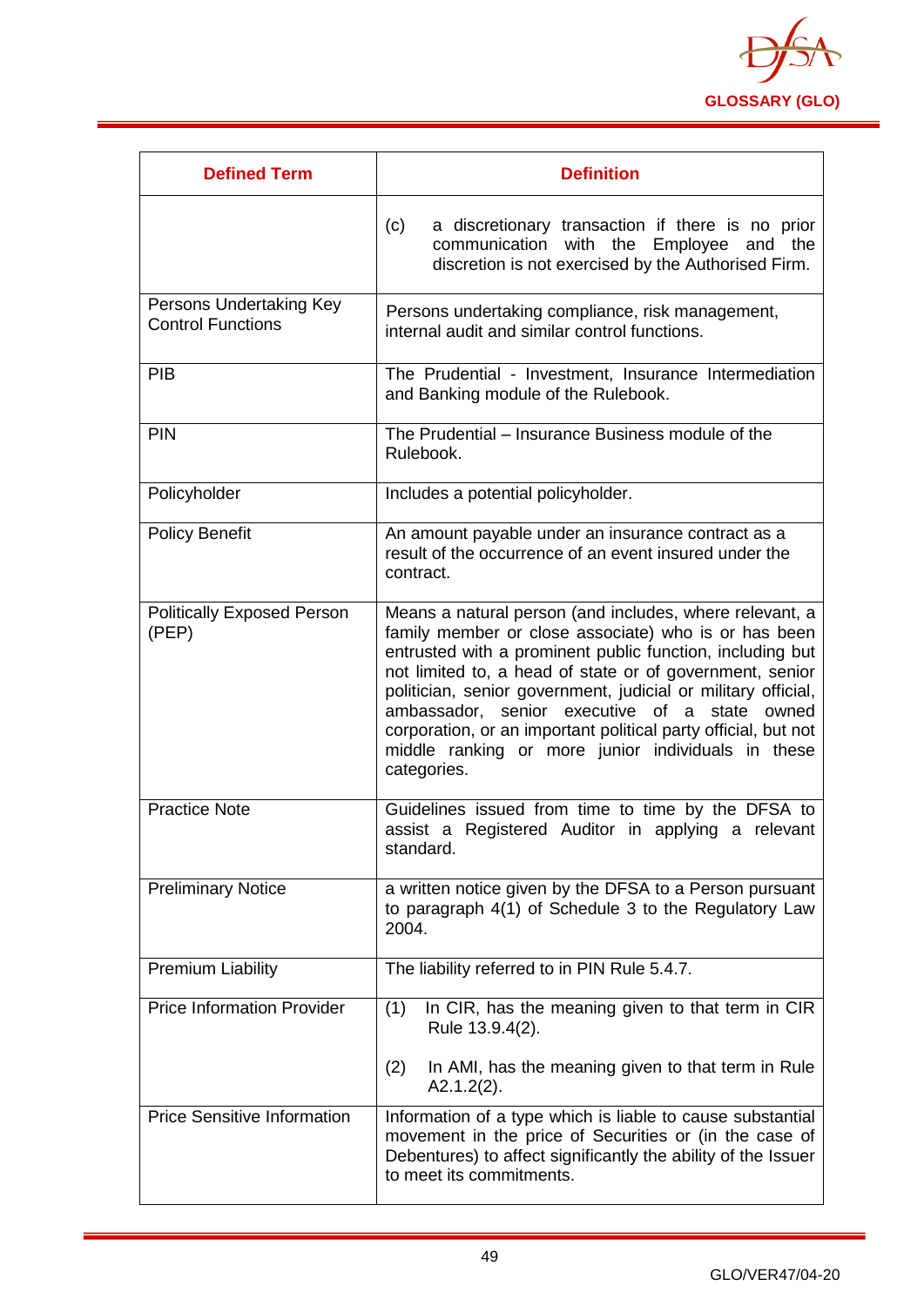| Defined Term | Definition |
|---|---|
| | (c) a discretionary transaction if there is no prior communication with the Employee and the discretion is not exercised by the Authorised Firm. |
| Persons Undertaking Key Control Functions | Persons undertaking compliance, risk management, internal audit and similar control functions. |
| PIB | The Prudential - Investment, Insurance Intermediation and Banking module of the Rulebook. |
| PIN | The Prudential – Insurance Business module of the Rulebook. |
| Policyholder | Includes a potential policyholder. |
| Policy Benefit | An amount payable under an insurance contract as a result of the occurrence of an event insured under the contract. |
| Politically Exposed Person (PEP) | Means a natural person (and includes, where relevant, a family member or close associate) who is or has been entrusted with a prominent public function, including but not limited to, a head of state or of government, senior politician, senior government, judicial or military official, ambassador, senior executive of a state owned corporation, or an important political party official, but not middle ranking or more junior individuals in these categories. |
| Practice Note | Guidelines issued from time to time by the DFSA to assist a Registered Auditor in applying a relevant standard. |
| Preliminary Notice | a written notice given by the DFSA to a Person pursuant to paragraph 4(1) of Schedule 3 to the Regulatory Law 2004. |
| Premium Liability | The liability referred to in PIN Rule 5.4.7. |
| Price Information Provider | (1) In CIR, has the meaning given to that term in CIR Rule 13.9.4(2).<br><br>(2) In AMI, has the meaning given to that term in Rule A2.1.2(2). |
| Price Sensitive Information | Information of a type which is liable to cause substantial movement in the price of Securities or (in the case of Debentures) to affect significantly the ability of the Issuer to meet its commitments. |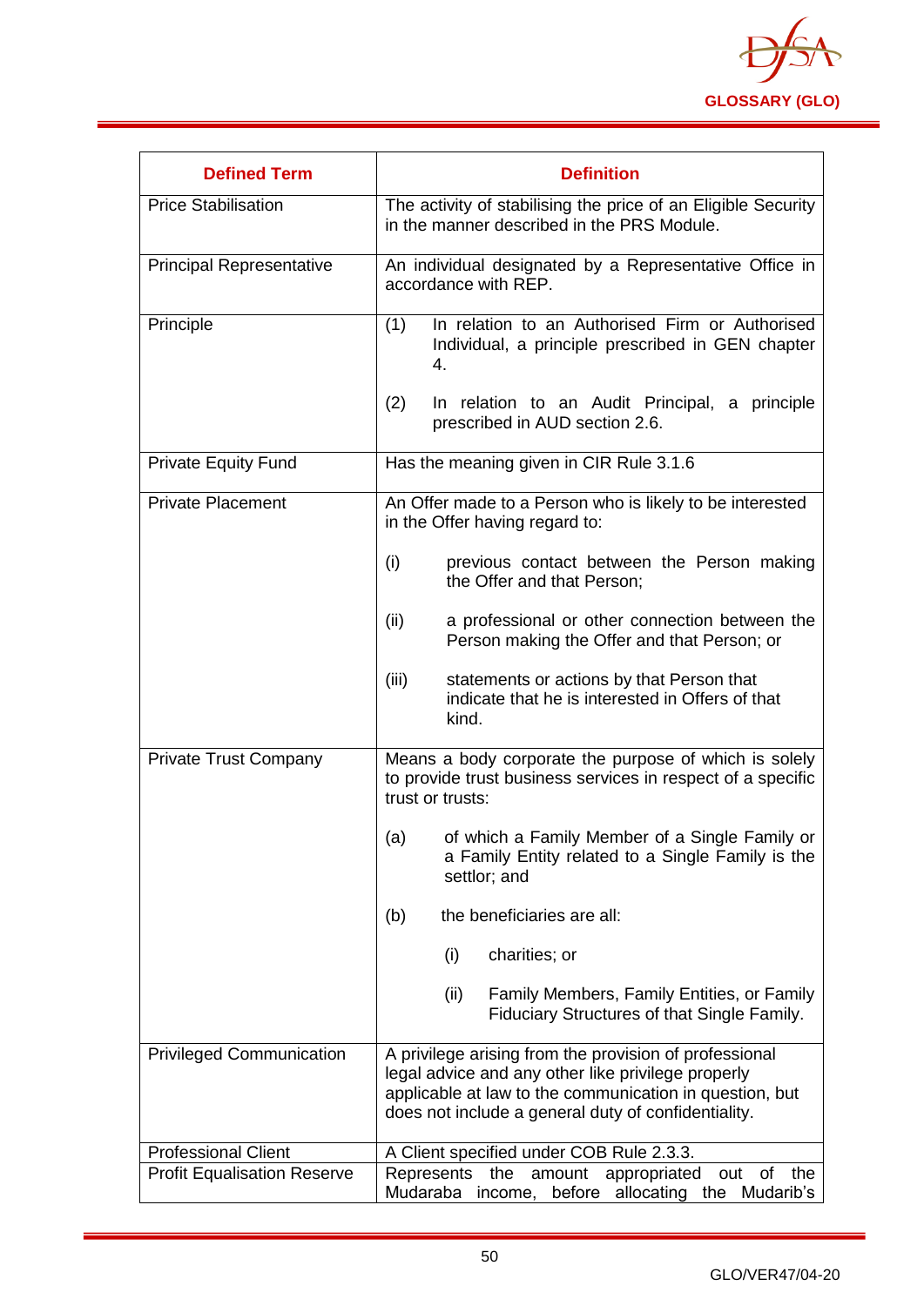| Defined Term | Definition |
| --- | --- |
| Price Stabilisation | The activity of stabilising the price of an Eligible Security in the manner described in the PRS Module. |
| Principal Representative | An individual designated by a Representative Office in accordance with REP. |
| Principle | (1) In relation to an Authorised Firm or Authorised Individual, a principle prescribed in GEN chapter 4.<br><br>(2) In relation to an Audit Principal, a principle prescribed in AUD section 2.6. |
| Private Equity Fund | Has the meaning given in CIR Rule 3.1.6 |
| Private Placement | An Offer made to a Person who is likely to be interested in the Offer having regard to:<br><br>(i) previous contact between the Person making the Offer and that Person;<br><br>(ii) a professional or other connection between the Person making the Offer and that Person; or<br><br>(iii) statements or actions by that Person that indicate that he is interested in Offers of that kind. |
| Private Trust Company | Means a body corporate the purpose of which is solely to provide trust business services in respect of a specific trust or trusts:<br><br>(a) of which a Family Member of a Single Family or a Family Entity related to a Single Family is the settlor; and<br><br>(b) the beneficiaries are all:<br><br>(i) charities; or<br><br>(ii) Family Members, Family Entities, or Family Fiduciary Structures of that Single Family. |
| Privileged Communication | A privilege arising from the provision of professional legal advice and any other like privilege properly applicable at law to the communication in question, but does not include a general duty of confidentiality. |
| Professional Client | A Client specified under COB Rule 2.3.3. |
| Profit Equalisation Reserve | Represents the amount appropriated out of the Mudaraba income, before allocating the Mudarib's |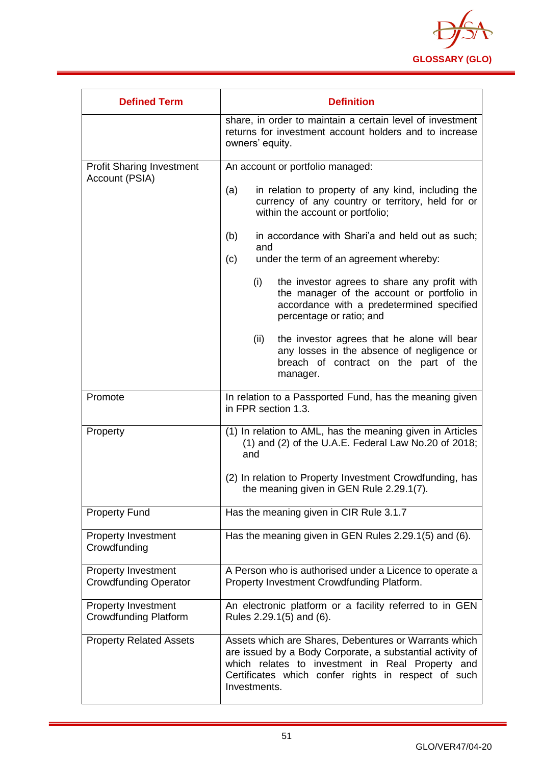| Defined Term | Definition |
|---|---|
| | share, in order to maintain a certain level of investment returns for investment account holders and to increase owners' equity. |
| Profit Sharing Investment Account (PSIA) | An account or portfolio managed:<br><br>(a) in relation to property of any kind, including the currency of any country or territory, held for or within the account or portfolio;<br><br>(b) in accordance with Shari'a and held out as such; and<br>(c) under the term of an agreement whereby:<br><br>(i) the investor agrees to share any profit with the manager of the account or portfolio in accordance with a predetermined specified percentage or ratio; and<br><br>(ii) the investor agrees that he alone will bear any losses in the absence of negligence or breach of contract on the part of the manager. |
| Promote | In relation to a Passported Fund, has the meaning given in FPR section 1.3. |
| Property | (1) In relation to AML, has the meaning given in Articles (1) and (2) of the U.A.E. Federal Law No.20 of 2018; and<br><br>(2) In relation to Property Investment Crowdfunding, has the meaning given in GEN Rule 2.29.1(7). |
| Property Fund | Has the meaning given in CIR Rule 3.1.7 |
| Property Investment Crowdfunding | Has the meaning given in GEN Rules 2.29.1(5) and (6). |
| Property Investment Crowdfunding Operator | A Person who is authorised under a Licence to operate a Property Investment Crowdfunding Platform. |
| Property Investment Crowdfunding Platform | An electronic platform or a facility referred to in GEN Rules 2.29.1(5) and (6). |
| Property Related Assets | Assets which are Shares, Debentures or Warrants which are issued by a Body Corporate, a substantial activity of which relates to investment in Real Property and Certificates which confer rights in respect of such Investments. |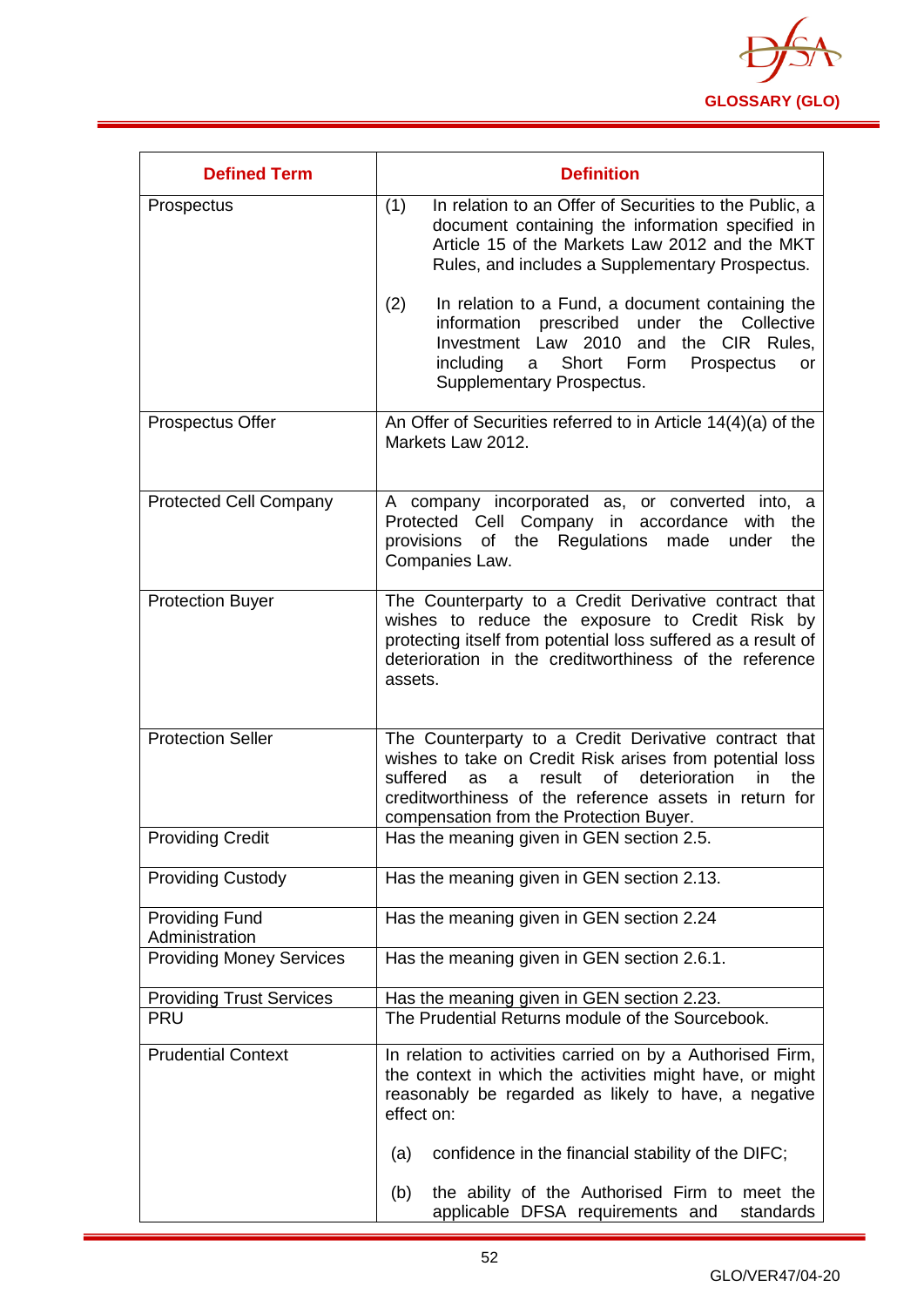| Defined Term | Definition |
|---|---|
| Prospectus | (1) In relation to an Offer of Securities to the Public, a document containing the information specified in Article 15 of the Markets Law 2012 and the MKT Rules, and includes a Supplementary Prospectus.<br><br>(2) In relation to a Fund, a document containing the information prescribed under the Collective Investment Law 2010 and the CIR Rules, including a Short Form Prospectus or Supplementary Prospectus. |
| Prospectus Offer | An Offer of Securities referred to in Article 14(4)(a) of the Markets Law 2012. |
| Protected Cell Company | A company incorporated as, or converted into, a Protected Cell Company in accordance with the provisions of the Regulations made under the Companies Law. |
| Protection Buyer | The Counterparty to a Credit Derivative contract that wishes to reduce the exposure to Credit Risk by protecting itself from potential loss suffered as a result of deterioration in the creditworthiness of the reference assets. |
| Protection Seller | The Counterparty to a Credit Derivative contract that wishes to take on Credit Risk arises from potential loss suffered as a result of deterioration in the creditworthiness of the reference assets in return for compensation from the Protection Buyer. |
| Providing Credit | Has the meaning given in GEN section 2.5. |
| Providing Custody | Has the meaning given in GEN section 2.13. |
| Providing Fund Administration | Has the meaning given in GEN section 2.24 |
| Providing Money Services | Has the meaning given in GEN section 2.6.1. |
| Providing Trust Services | Has the meaning given in GEN section 2.23. |
| PRU | The Prudential Returns module of the Sourcebook. |
| Prudential Context | In relation to activities carried on by a Authorised Firm, the context in which the activities might have, or might reasonably be regarded as likely to have, a negative effect on:<br><br>(a) confidence in the financial stability of the DIFC;<br><br>(b) the ability of the Authorised Firm to meet the applicable DFSA requirements and standards |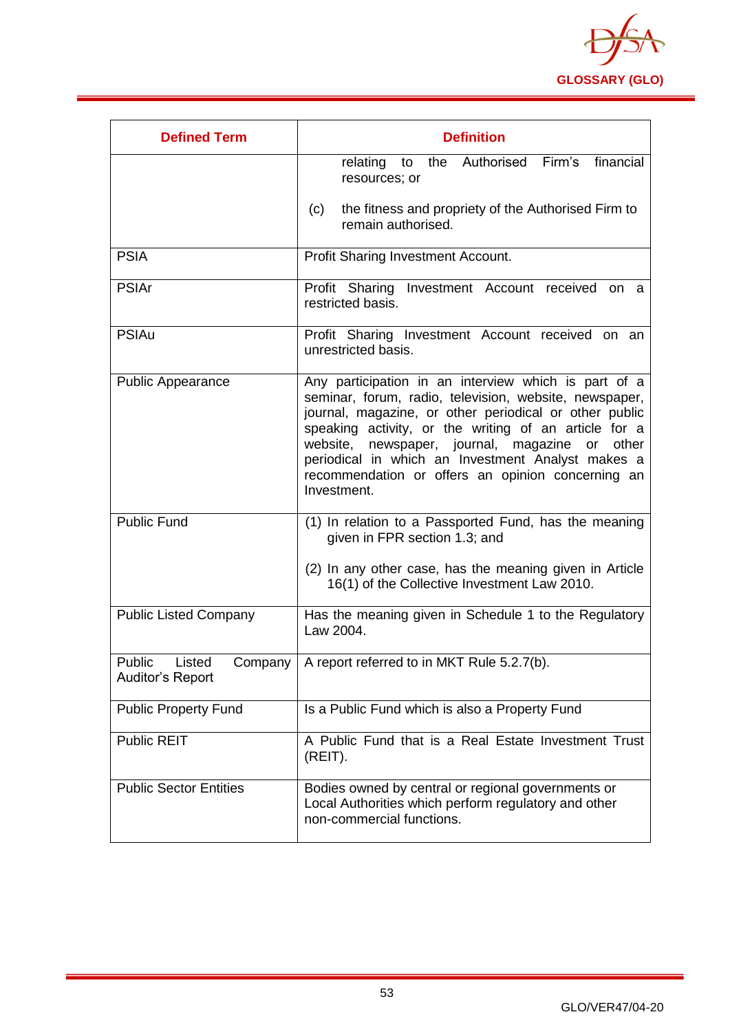| Defined Term | Definition |
|---|---|
| | relating to the Authorised Firm's financial resources; or<br><br>(c) the fitness and propriety of the Authorised Firm to remain authorised. |
| PSIA | Profit Sharing Investment Account. |
| PSIAr | Profit Sharing Investment Account received on a restricted basis. |
| PSIAu | Profit Sharing Investment Account received on an unrestricted basis. |
| Public Appearance | Any participation in an interview which is part of a seminar, forum, radio, television, website, newspaper, journal, magazine, or other periodical or other public speaking activity, or the writing of an article for a website, newspaper, journal, magazine or other periodical in which an Investment Analyst makes a recommendation or offers an opinion concerning an Investment. |
| Public Fund | (1) In relation to a Passported Fund, has the meaning given in FPR section 1.3; and<br><br>(2) In any other case, has the meaning given in Article 16(1) of the Collective Investment Law 2010. |
| Public Listed Company | Has the meaning given in Schedule 1 to the Regulatory Law 2004. |
| Public Listed Company Auditor's Report | A report referred to in MKT Rule 5.2.7(b). |
| Public Property Fund | Is a Public Fund which is also a Property Fund |
| Public REIT | A Public Fund that is a Real Estate Investment Trust (REIT). |
| Public Sector Entities | Bodies owned by central or regional governments or Local Authorities which perform regulatory and other non-commercial functions. |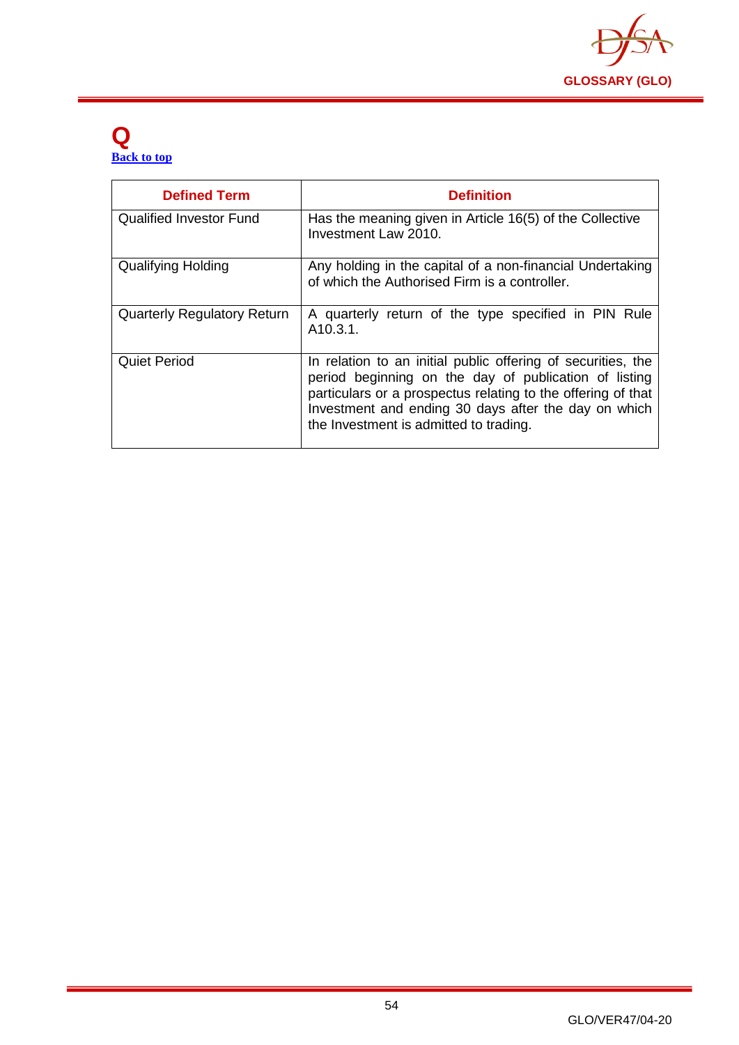# Q

[Back to top]

| Defined Term | Definition |
| --- | --- |
| Qualified Investor Fund | Has the meaning given in Article 16(5) of the Collective Investment Law 2010. |
| Qualifying Holding | Any holding in the capital of a non-financial Undertaking of which the Authorised Firm is a controller. |
| Quarterly Regulatory Return | A quarterly return of the type specified in PIN Rule A10.3.1. |
| Quiet Period | In relation to an initial public offering of securities, the period beginning on the day of publication of listing particulars or a prospectus relating to the offering of that Investment and ending 30 days after the day on which the Investment is admitted to trading. |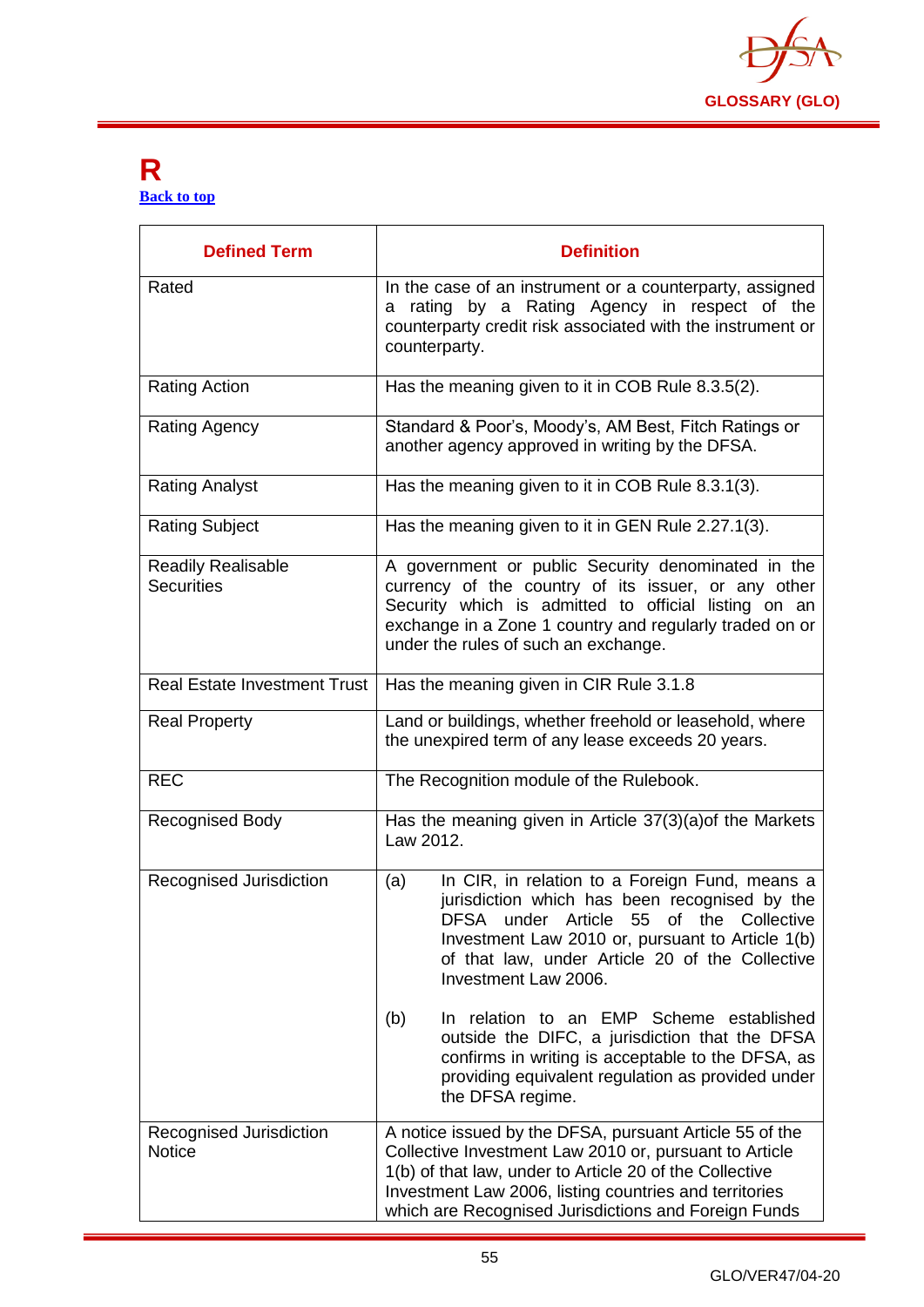# R

[Back to top](#)

| Defined Term | Definition |
|---|---|
| Rated | In the case of an instrument or a counterparty, assigned a rating by a Rating Agency in respect of the counterparty credit risk associated with the instrument or counterparty. |
| Rating Action | Has the meaning given to it in COB Rule 8.3.5(2). |
| Rating Agency | Standard & Poor's, Moody's, AM Best, Fitch Ratings or another agency approved in writing by the DFSA. |
| Rating Analyst | Has the meaning given to it in COB Rule 8.3.1(3). |
| Rating Subject | Has the meaning given to it in GEN Rule 2.27.1(3). |
| Readily Realisable Securities | A government or public Security denominated in the currency of the country of its issuer, or any other Security which is admitted to official listing on an exchange in a Zone 1 country and regularly traded on or under the rules of such an exchange. |
| Real Estate Investment Trust | Has the meaning given in CIR Rule 3.1.8 |
| Real Property | Land or buildings, whether freehold or leasehold, where the unexpired term of any lease exceeds 20 years. |
| REC | The Recognition module of the Rulebook. |
| Recognised Body | Has the meaning given in Article 37(3)(a)of the Markets Law 2012. |
| Recognised Jurisdiction | (a) In CIR, in relation to a Foreign Fund, means a jurisdiction which has been recognised by the DFSA under Article 55 of the Collective Investment Law 2010 or, pursuant to Article 1(b) of that law, under Article 20 of the Collective Investment Law 2006.<br><br>(b) In relation to an EMP Scheme established outside the DIFC, a jurisdiction that the DFSA confirms in writing is acceptable to the DFSA, as providing equivalent regulation as provided under the DFSA regime. |
| Recognised Jurisdiction Notice | A notice issued by the DFSA, pursuant Article 55 of the Collective Investment Law 2010 or, pursuant to Article 1(b) of that law, under to Article 20 of the Collective Investment Law 2006, listing countries and territories which are Recognised Jurisdictions and Foreign Funds |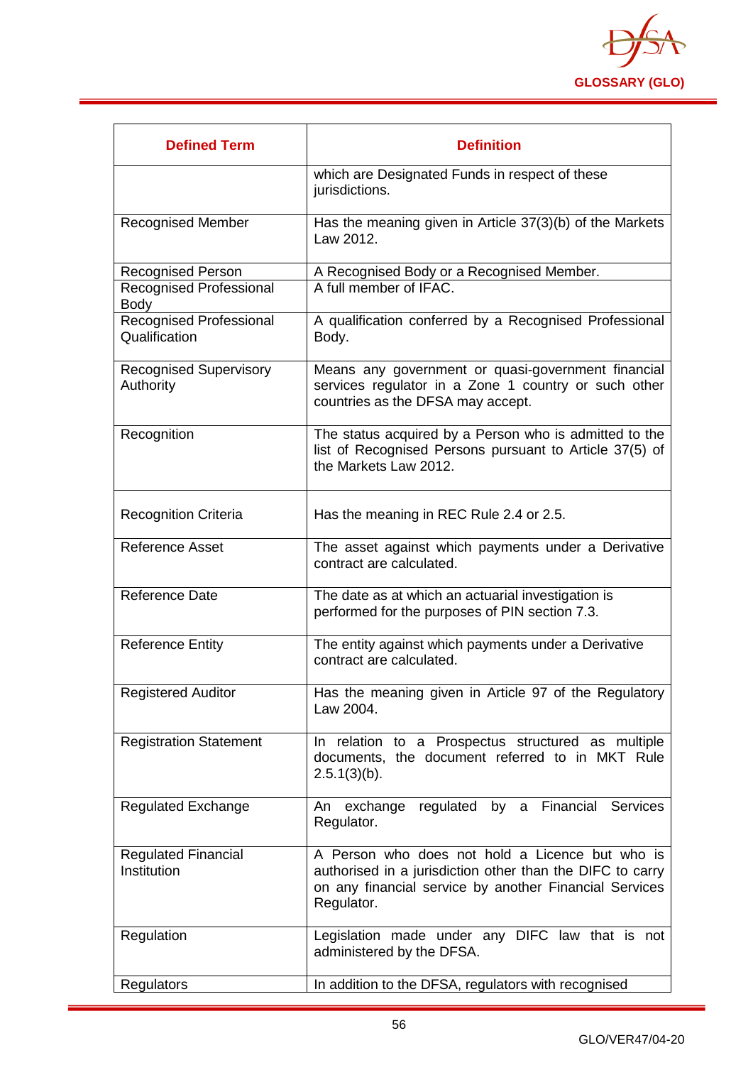| Defined Term | Definition |
|---|---|
| | which are Designated Funds in respect of these jurisdictions. |
| Recognised Member | Has the meaning given in Article 37(3)(b) of the Markets Law 2012. |
| Recognised Person | A Recognised Body or a Recognised Member. |
| Recognised Professional Body | A full member of IFAC. |
| Recognised Professional Qualification | A qualification conferred by a Recognised Professional Body. |
| Recognised Supervisory Authority | Means any government or quasi-government financial services regulator in a Zone 1 country or such other countries as the DFSA may accept. |
| Recognition | The status acquired by a Person who is admitted to the list of Recognised Persons pursuant to Article 37(5) of the Markets Law 2012. |
| Recognition Criteria | Has the meaning in REC Rule 2.4 or 2.5. |
| Reference Asset | The asset against which payments under a Derivative contract are calculated. |
| Reference Date | The date as at which an actuarial investigation is performed for the purposes of PIN section 7.3. |
| Reference Entity | The entity against which payments under a Derivative contract are calculated. |
| Registered Auditor | Has the meaning given in Article 97 of the Regulatory Law 2004. |
| Registration Statement | In relation to a Prospectus structured as multiple documents, the document referred to in MKT Rule 2.5.1(3)(b). |
| Regulated Exchange | An exchange regulated by a Financial Services Regulator. |
| Regulated Financial Institution | A Person who does not hold a Licence but who is authorised in a jurisdiction other than the DIFC to carry on any financial service by another Financial Services Regulator. |
| Regulation | Legislation made under any DIFC law that is not administered by the DFSA. |
| Regulators | In addition to the DFSA, regulators with recognised |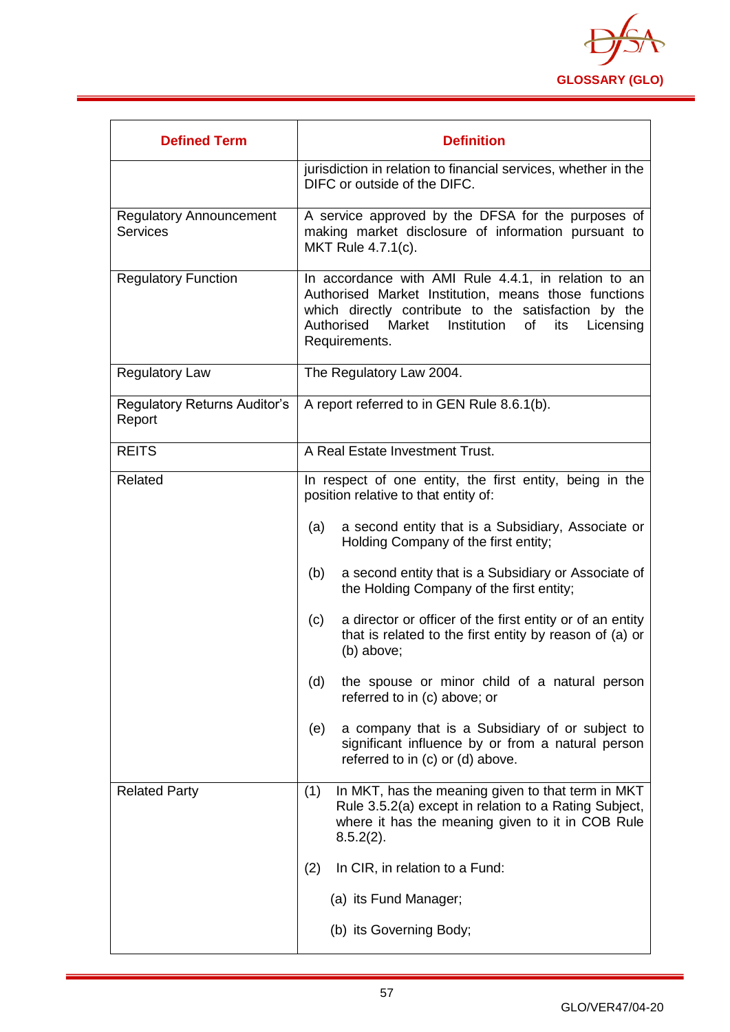| Defined Term | Definition |
|---|---|
| | jurisdiction in relation to financial services, whether in the DIFC or outside of the DIFC. |
| Regulatory Announcement Services | A service approved by the DFSA for the purposes of making market disclosure of information pursuant to MKT Rule 4.7.1(c). |
| Regulatory Function | In accordance with AMI Rule 4.4.1, in relation to an Authorised Market Institution, means those functions which directly contribute to the satisfaction by the Authorised Market Institution of its Licensing Requirements. |
| Regulatory Law | The Regulatory Law 2004. |
| Regulatory Returns Auditor's Report | A report referred to in GEN Rule 8.6.1(b). |
| REITS | A Real Estate Investment Trust. |
| Related | In respect of one entity, the first entity, being in the position relative to that entity of:<br><br>(a) a second entity that is a Subsidiary, Associate or Holding Company of the first entity;<br><br>(b) a second entity that is a Subsidiary or Associate of the Holding Company of the first entity;<br><br>(c) a director or officer of the first entity or of an entity that is related to the first entity by reason of (a) or (b) above;<br><br>(d) the spouse or minor child of a natural person referred to in (c) above; or<br><br>(e) a company that is a Subsidiary of or subject to significant influence by or from a natural person referred to in (c) or (d) above. |
| Related Party | (1) In MKT, has the meaning given to that term in MKT Rule 3.5.2(a) except in relation to a Rating Subject, where it has the meaning given to it in COB Rule 8.5.2(2).<br><br>(2) In CIR, in relation to a Fund:<br><br>(a) its Fund Manager;<br><br>(b) its Governing Body; |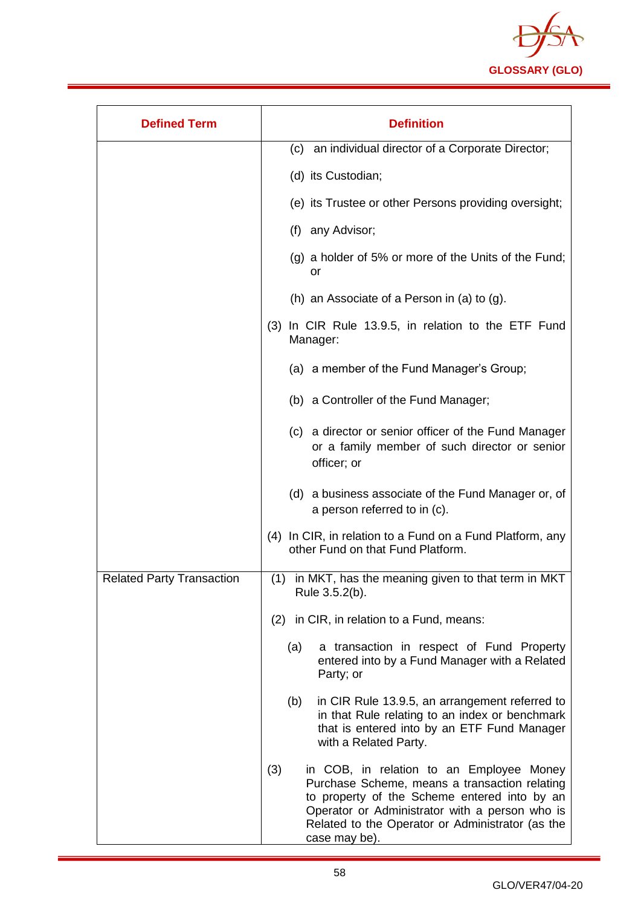| Defined Term | Definition |
| --- | --- |
| | (c) an individual director of a Corporate Director;<br><br>(d) its Custodian;<br><br>(e) its Trustee or other Persons providing oversight;<br><br>(f) any Advisor;<br><br>(g) a holder of 5% or more of the Units of the Fund; or<br><br>(h) an Associate of a Person in (a) to (g).<br><br>(3) In CIR Rule 13.9.5, in relation to the ETF Fund Manager:<br><br>(a) a member of the Fund Manager's Group;<br><br>(b) a Controller of the Fund Manager;<br><br>(c) a director or senior officer of the Fund Manager or a family member of such director or senior officer; or<br><br>(d) a business associate of the Fund Manager or, of a person referred to in (c).<br><br>(4) In CIR, in relation to a Fund on a Fund Platform, any other Fund on that Fund Platform. |
| Related Party Transaction | (1) in MKT, has the meaning given to that term in MKT Rule 3.5.2(b).<br><br>(2) in CIR, in relation to a Fund, means:<br><br>(a) a transaction in respect of Fund Property entered into by a Fund Manager with a Related Party; or<br><br>(b) in CIR Rule 13.9.5, an arrangement referred to in that Rule relating to an index or benchmark that is entered into by an ETF Fund Manager with a Related Party.<br><br>(3) in COB, in relation to an Employee Money Purchase Scheme, means a transaction relating to property of the Scheme entered into by an Operator or Administrator with a person who is Related to the Operator or Administrator (as the case may be). |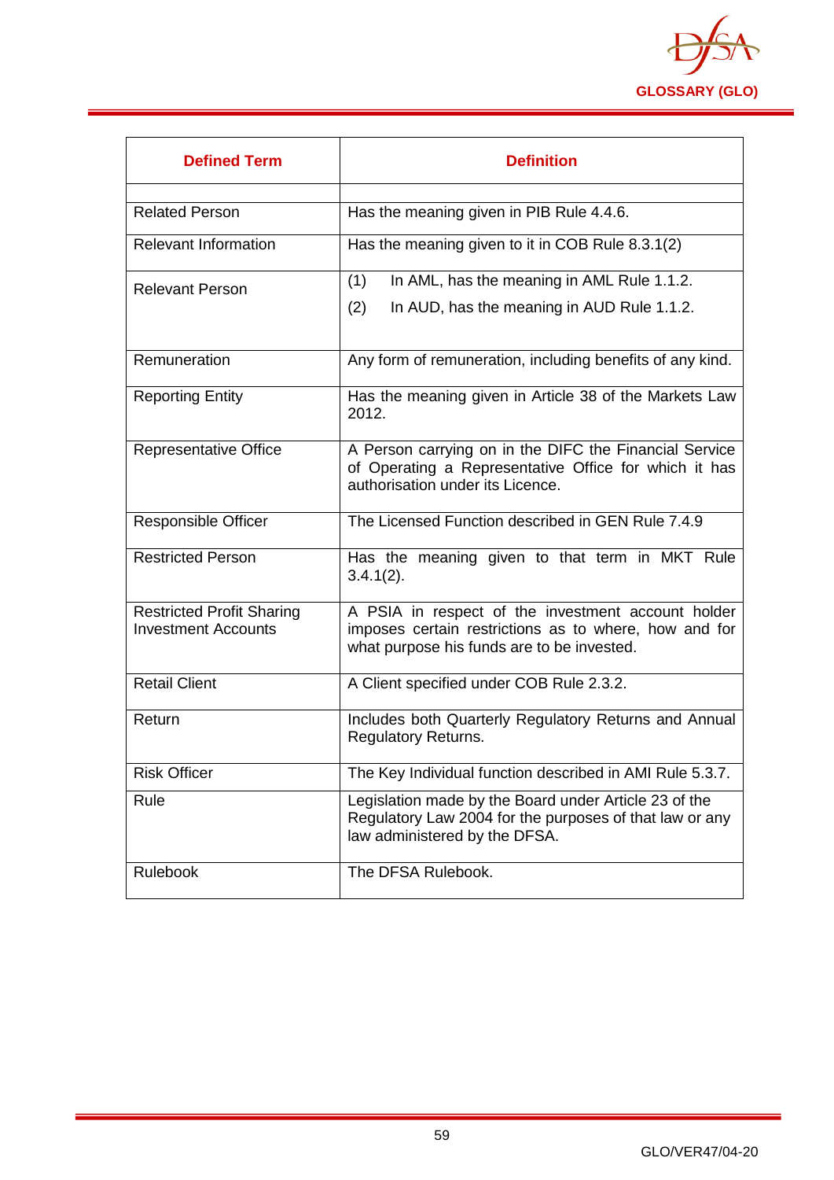| Defined Term | Definition |
|---|---|
| | |
| Related Person | Has the meaning given in PIB Rule 4.4.6. |
| Relevant Information | Has the meaning given to it in COB Rule 8.3.1(2) |
| Relevant Person | (1) In AML, has the meaning in AML Rule 1.1.2.<br>(2) In AUD, has the meaning in AUD Rule 1.1.2. |
| Remuneration | Any form of remuneration, including benefits of any kind. |
| Reporting Entity | Has the meaning given in Article 38 of the Markets Law 2012. |
| Representative Office | A Person carrying on in the DIFC the Financial Service of Operating a Representative Office for which it has authorisation under its Licence. |
| Responsible Officer | The Licensed Function described in GEN Rule 7.4.9 |
| Restricted Person | Has the meaning given to that term in MKT Rule 3.4.1(2). |
| Restricted Profit Sharing Investment Accounts | A PSIA in respect of the investment account holder imposes certain restrictions as to where, how and for what purpose his funds are to be invested. |
| Retail Client | A Client specified under COB Rule 2.3.2. |
| Return | Includes both Quarterly Regulatory Returns and Annual Regulatory Returns. |
| Risk Officer | The Key Individual function described in AMI Rule 5.3.7. |
| Rule | Legislation made by the Board under Article 23 of the Regulatory Law 2004 for the purposes of that law or any law administered by the DFSA. |
| Rulebook | The DFSA Rulebook. |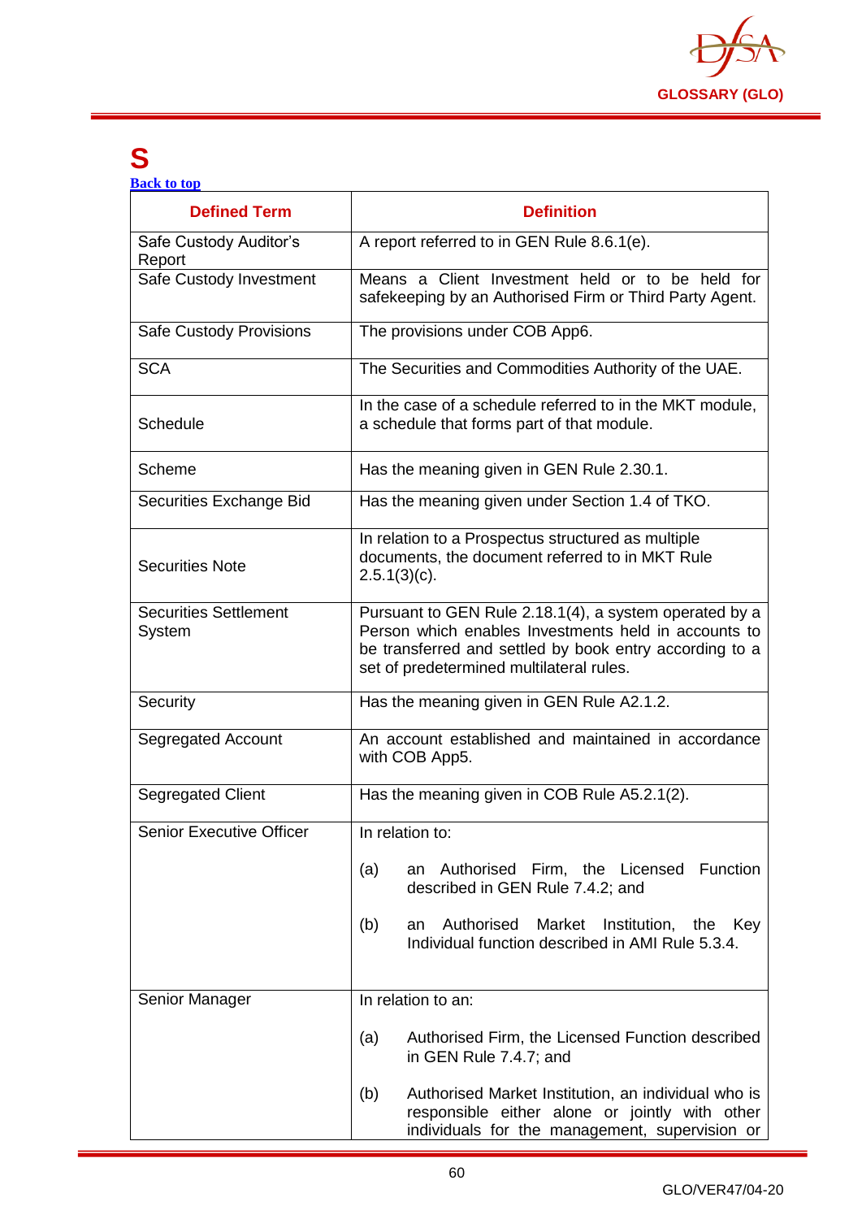# S

Back to top

| Defined Term | Definition |
|---|---|
| Safe Custody Auditor's Report | A report referred to in GEN Rule 8.6.1(e). |
| Safe Custody Investment | Means a Client Investment held or to be held for safekeeping by an Authorised Firm or Third Party Agent. |
| Safe Custody Provisions | The provisions under COB App6. |
| SCA | The Securities and Commodities Authority of the UAE. |
| Schedule | In the case of a schedule referred to in the MKT module, a schedule that forms part of that module. |
| Scheme | Has the meaning given in GEN Rule 2.30.1. |
| Securities Exchange Bid | Has the meaning given under Section 1.4 of TKO. |
| Securities Note | In relation to a Prospectus structured as multiple documents, the document referred to in MKT Rule 2.5.1(3)(c). |
| Securities Settlement System | Pursuant to GEN Rule 2.18.1(4), a system operated by a Person which enables Investments held in accounts to be transferred and settled by book entry according to a set of predetermined multilateral rules. |
| Security | Has the meaning given in GEN Rule A2.1.2. |
| Segregated Account | An account established and maintained in accordance with COB App5. |
| Segregated Client | Has the meaning given in COB Rule A5.2.1(2). |
| Senior Executive Officer | In relation to:<br><br>(a) an Authorised Firm, the Licensed Function described in GEN Rule 7.4.2; and<br><br>(b) an Authorised Market Institution, the Key Individual function described in AMI Rule 5.3.4. |
| Senior Manager | In relation to an:<br><br>(a) Authorised Firm, the Licensed Function described in GEN Rule 7.4.7; and<br><br>(b) Authorised Market Institution, an individual who is responsible either alone or jointly with other individuals for the management, supervision or |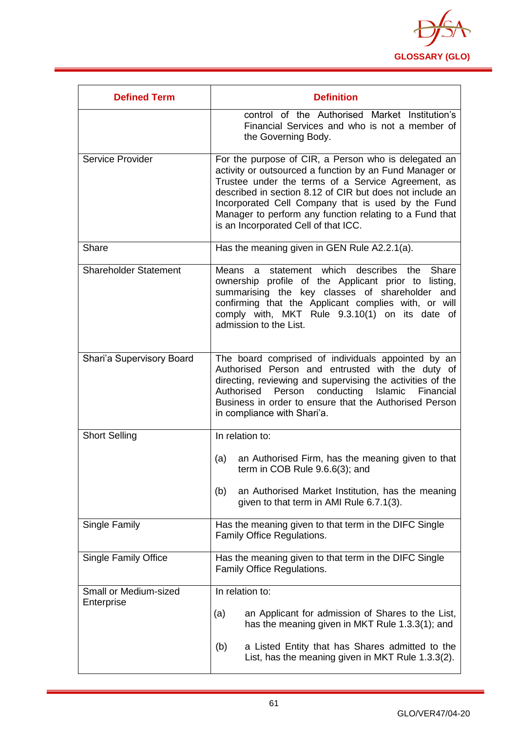| Defined Term | Definition |
|---|---|
| | control of the Authorised Market Institution's Financial Services and who is not a member of the Governing Body. |
| Service Provider | For the purpose of CIR, a Person who is delegated an activity or outsourced a function by an Fund Manager or Trustee under the terms of a Service Agreement, as described in section 8.12 of CIR but does not include an Incorporated Cell Company that is used by the Fund Manager to perform any function relating to a Fund that is an Incorporated Cell of that ICC. |
| Share | Has the meaning given in GEN Rule A2.2.1(a). |
| Shareholder Statement | Means a statement which describes the Share ownership profile of the Applicant prior to listing, summarising the key classes of shareholder and confirming that the Applicant complies with, or will comply with, MKT Rule 9.3.10(1) on its date of admission to the List. |
| Shari'a Supervisory Board | The board comprised of individuals appointed by an Authorised Person and entrusted with the duty of directing, reviewing and supervising the activities of the Authorised Person conducting Islamic Financial Business in order to ensure that the Authorised Person in compliance with Shari'a. |
| Short Selling | In relation to:<br><br>(a) an Authorised Firm, has the meaning given to that term in COB Rule 9.6.6(3); and<br><br>(b) an Authorised Market Institution, has the meaning given to that term in AMI Rule 6.7.1(3). |
| Single Family | Has the meaning given to that term in the DIFC Single Family Office Regulations. |
| Single Family Office | Has the meaning given to that term in the DIFC Single Family Office Regulations. |
| Small or Medium-sized Enterprise | In relation to:<br><br>(a) an Applicant for admission of Shares to the List, has the meaning given in MKT Rule 1.3.3(1); and<br><br>(b) a Listed Entity that has Shares admitted to the List, has the meaning given in MKT Rule 1.3.3(2). |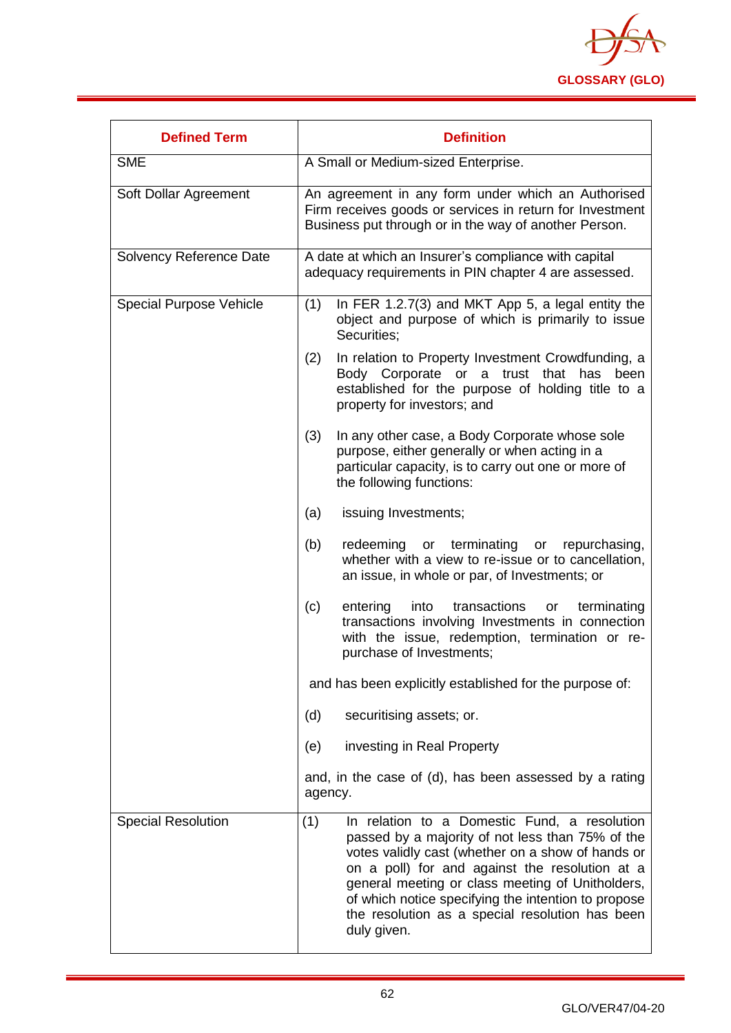| Defined Term | Definition |
|---|---|
| SME | A Small or Medium-sized Enterprise. |
| Soft Dollar Agreement | An agreement in any form under which an Authorised Firm receives goods or services in return for Investment Business put through or in the way of another Person. |
| Solvency Reference Date | A date at which an Insurer's compliance with capital adequacy requirements in PIN chapter 4 are assessed. |
| Special Purpose Vehicle | (1) In FER 1.2.7(3) and MKT App 5, a legal entity the object and purpose of which is primarily to issue Securities;<br><br>(2) In relation to Property Investment Crowdfunding, a Body Corporate or a trust that has been established for the purpose of holding title to a property for investors; and<br><br>(3) In any other case, a Body Corporate whose sole purpose, either generally or when acting in a particular capacity, is to carry out one or more of the following functions:<br><br>(a) issuing Investments;<br><br>(b) redeeming or terminating or repurchasing, whether with a view to re-issue or to cancellation, an issue, in whole or par, of Investments; or<br><br>(c) entering into transactions or terminating transactions involving Investments in connection with the issue, redemption, termination or re-purchase of Investments;<br><br>and has been explicitly established for the purpose of:<br><br>(d) securitising assets; or.<br><br>(e) investing in Real Property<br><br>and, in the case of (d), has been assessed by a rating agency. |
| Special Resolution | (1) In relation to a Domestic Fund, a resolution passed by a majority of not less than 75% of the votes validly cast (whether on a show of hands or on a poll) for and against the resolution at a general meeting or class meeting of Unitholders, of which notice specifying the intention to propose the resolution as a special resolution has been duly given. |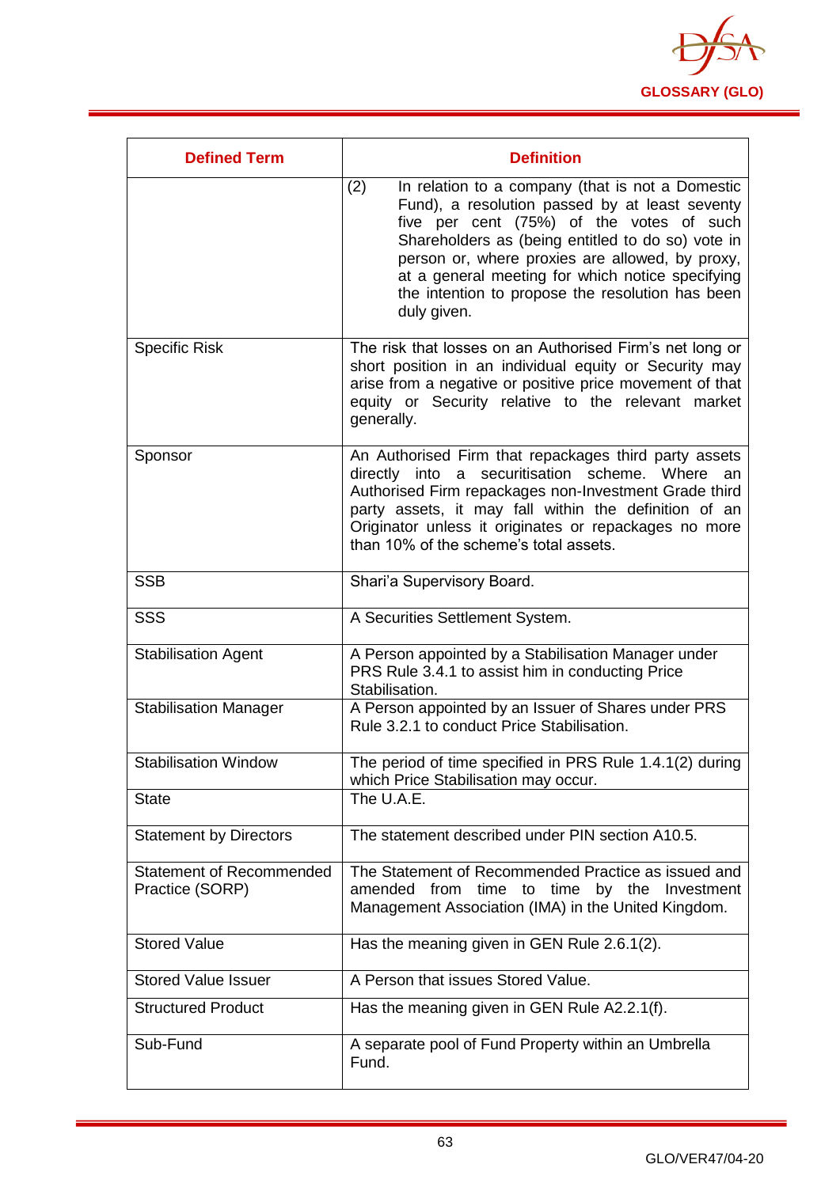| Defined Term | Definition |
|---|---|
| | (2) In relation to a company (that is not a Domestic Fund), a resolution passed by at least seventy five per cent (75%) of the votes of such Shareholders as (being entitled to do so) vote in person or, where proxies are allowed, by proxy, at a general meeting for which notice specifying the intention to propose the resolution has been duly given. |
| Specific Risk | The risk that losses on an Authorised Firm's net long or short position in an individual equity or Security may arise from a negative or positive price movement of that equity or Security relative to the relevant market generally. |
| Sponsor | An Authorised Firm that repackages third party assets directly into a securitisation scheme. Where an Authorised Firm repackages non-Investment Grade third party assets, it may fall within the definition of an Originator unless it originates or repackages no more than 10% of the scheme's total assets. |
| SSB | Shari'a Supervisory Board. |
| SSS | A Securities Settlement System. |
| Stabilisation Agent | A Person appointed by a Stabilisation Manager under PRS Rule 3.4.1 to assist him in conducting Price Stabilisation. |
| Stabilisation Manager | A Person appointed by an Issuer of Shares under PRS Rule 3.2.1 to conduct Price Stabilisation. |
| Stabilisation Window | The period of time specified in PRS Rule 1.4.1(2) during which Price Stabilisation may occur. |
| State | The U.A.E. |
| Statement by Directors | The statement described under PIN section A10.5. |
| Statement of Recommended Practice (SORP) | The Statement of Recommended Practice as issued and amended from time to time by the Investment Management Association (IMA) in the United Kingdom. |
| Stored Value | Has the meaning given in GEN Rule 2.6.1(2). |
| Stored Value Issuer | A Person that issues Stored Value. |
| Structured Product | Has the meaning given in GEN Rule A2.2.1(f). |
| Sub-Fund | A separate pool of Fund Property within an Umbrella Fund. |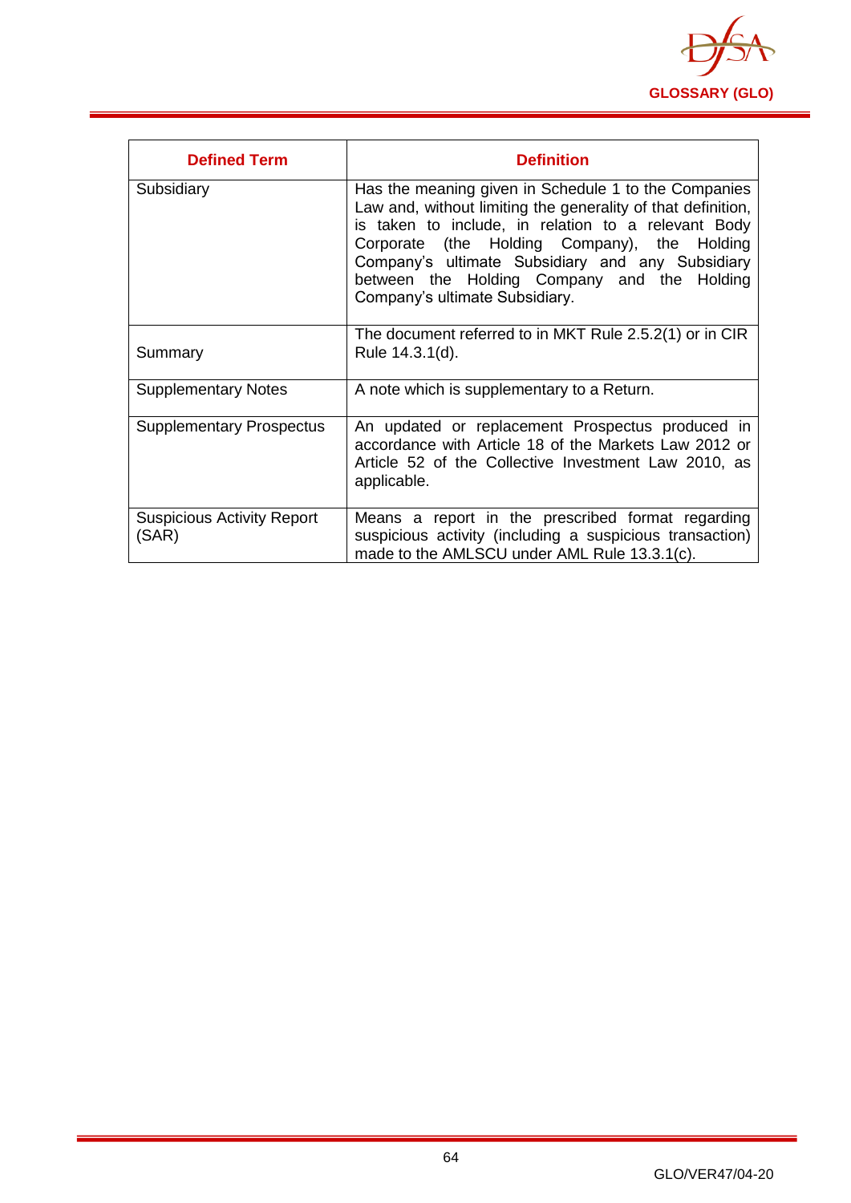| Defined Term | Definition |
|---|---|
| Subsidiary | Has the meaning given in Schedule 1 to the Companies Law and, without limiting the generality of that definition, is taken to include, in relation to a relevant Body Corporate (the Holding Company), the Holding Company's ultimate Subsidiary and any Subsidiary between the Holding Company and the Holding Company's ultimate Subsidiary. |
| Summary | The document referred to in MKT Rule 2.5.2(1) or in CIR Rule 14.3.1(d). |
| Supplementary Notes | A note which is supplementary to a Return. |
| Supplementary Prospectus | An updated or replacement Prospectus produced in accordance with Article 18 of the Markets Law 2012 or Article 52 of the Collective Investment Law 2010, as applicable. |
| Suspicious Activity Report (SAR) | Means a report in the prescribed format regarding suspicious activity (including a suspicious transaction) made to the AMLSCU under AML Rule 13.3.1(c). |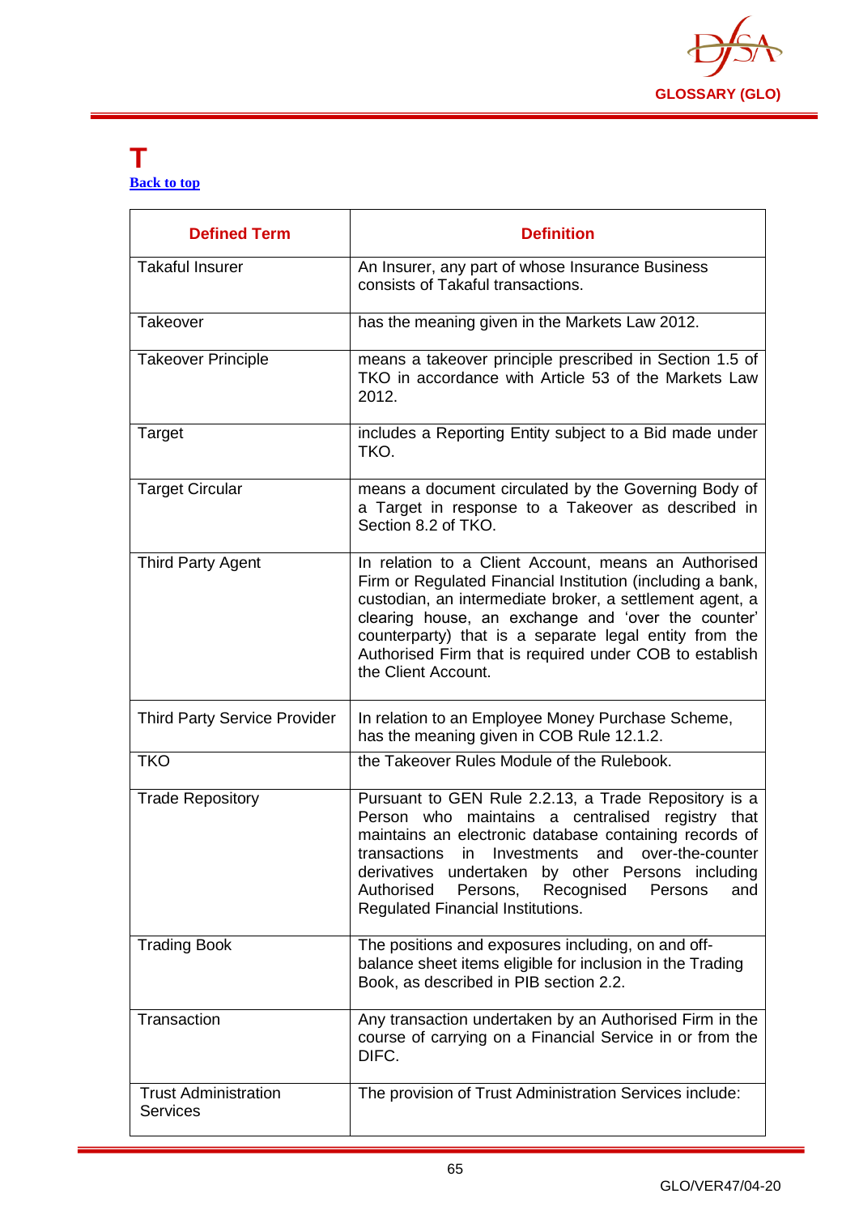# T

[Back to top](#)

| Defined Term | Definition |
|---|---|
| Takaful Insurer | An Insurer, any part of whose Insurance Business consists of Takaful transactions. |
| Takeover | has the meaning given in the Markets Law 2012. |
| Takeover Principle | means a takeover principle prescribed in Section 1.5 of TKO in accordance with Article 53 of the Markets Law 2012. |
| Target | includes a Reporting Entity subject to a Bid made under TKO. |
| Target Circular | means a document circulated by the Governing Body of a Target in response to a Takeover as described in Section 8.2 of TKO. |
| Third Party Agent | In relation to a Client Account, means an Authorised Firm or Regulated Financial Institution (including a bank, custodian, an intermediate broker, a settlement agent, a clearing house, an exchange and 'over the counter' counterparty) that is a separate legal entity from the Authorised Firm that is required under COB to establish the Client Account. |
| Third Party Service Provider | In relation to an Employee Money Purchase Scheme, has the meaning given in COB Rule 12.1.2. |
| TKO | the Takeover Rules Module of the Rulebook. |
| Trade Repository | Pursuant to GEN Rule 2.2.13, a Trade Repository is a Person who maintains a centralised registry that maintains an electronic database containing records of transactions in Investments and over-the-counter derivatives undertaken by other Persons including Authorised Persons, Recognised Persons and Regulated Financial Institutions. |
| Trading Book | The positions and exposures including, on and off-balance sheet items eligible for inclusion in the Trading Book, as described in PIB section 2.2. |
| Transaction | Any transaction undertaken by an Authorised Firm in the course of carrying on a Financial Service in or from the DIFC. |
| Trust Administration Services | The provision of Trust Administration Services include: |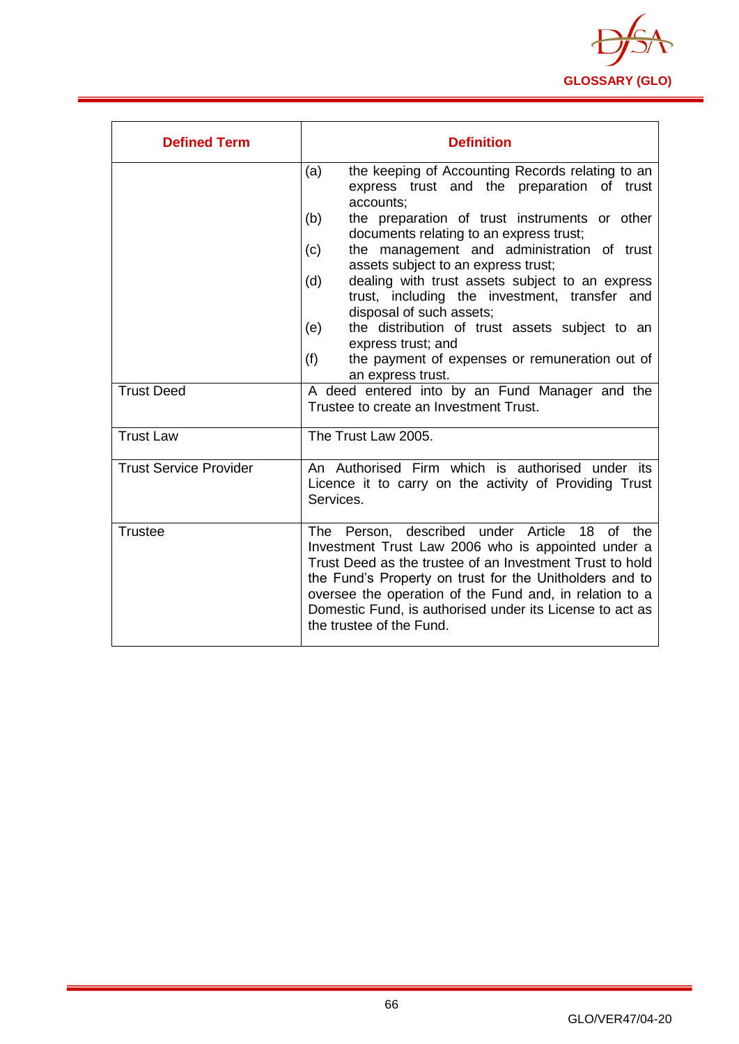| Defined Term | Definition |
|---|---|
| | (a) the keeping of Accounting Records relating to an express trust and the preparation of trust accounts;<br>(b) the preparation of trust instruments or other documents relating to an express trust;<br>(c) the management and administration of trust assets subject to an express trust;<br>(d) dealing with trust assets subject to an express trust, including the investment, transfer and disposal of such assets;<br>(e) the distribution of trust assets subject to an express trust; and<br>(f) the payment of expenses or remuneration out of an express trust. |
| Trust Deed | A deed entered into by an Fund Manager and the Trustee to create an Investment Trust. |
| Trust Law | The Trust Law 2005. |
| Trust Service Provider | An Authorised Firm which is authorised under its Licence it to carry on the activity of Providing Trust Services. |
| Trustee | The Person, described under Article 18 of the Investment Trust Law 2006 who is appointed under a Trust Deed as the trustee of an Investment Trust to hold the Fund's Property on trust for the Unitholders and to oversee the operation of the Fund and, in relation to a Domestic Fund, is authorised under its License to act as the trustee of the Fund. |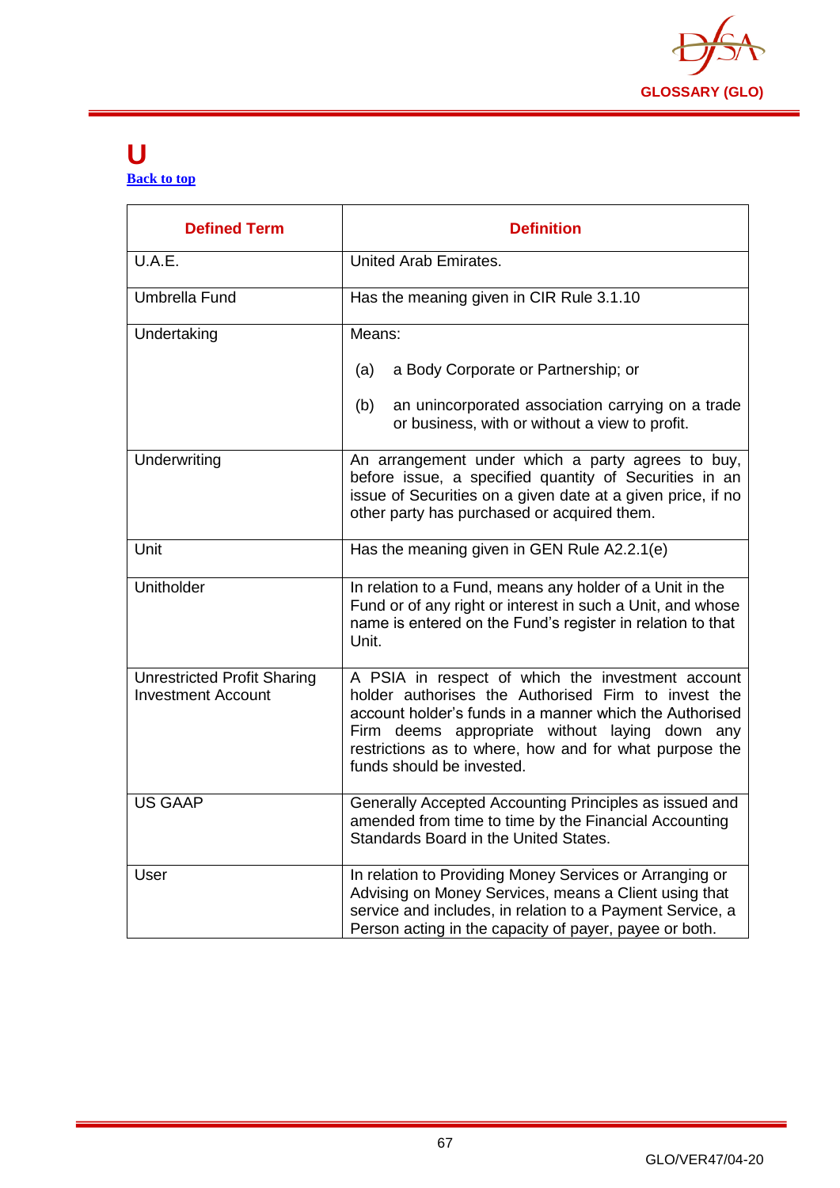# U

Back to top

| Defined Term | Definition |
|---|---|
| U.A.E. | United Arab Emirates. |
| Umbrella Fund | Has the meaning given in CIR Rule 3.1.10 |
| Undertaking | Means:<br><br>(a) a Body Corporate or Partnership; or<br><br>(b) an unincorporated association carrying on a trade or business, with or without a view to profit. |
| Underwriting | An arrangement under which a party agrees to buy, before issue, a specified quantity of Securities in an issue of Securities on a given date at a given price, if no other party has purchased or acquired them. |
| Unit | Has the meaning given in GEN Rule A2.2.1(e) |
| Unitholder | In relation to a Fund, means any holder of a Unit in the Fund or of any right or interest in such a Unit, and whose name is entered on the Fund's register in relation to that Unit. |
| Unrestricted Profit Sharing Investment Account | A PSIA in respect of which the investment account holder authorises the Authorised Firm to invest the account holder's funds in a manner which the Authorised Firm deems appropriate without laying down any restrictions as to where, how and for what purpose the funds should be invested. |
| US GAAP | Generally Accepted Accounting Principles as issued and amended from time to time by the Financial Accounting Standards Board in the United States. |
| User | In relation to Providing Money Services or Arranging or Advising on Money Services, means a Client using that service and includes, in relation to a Payment Service, a Person acting in the capacity of payer, payee or both. |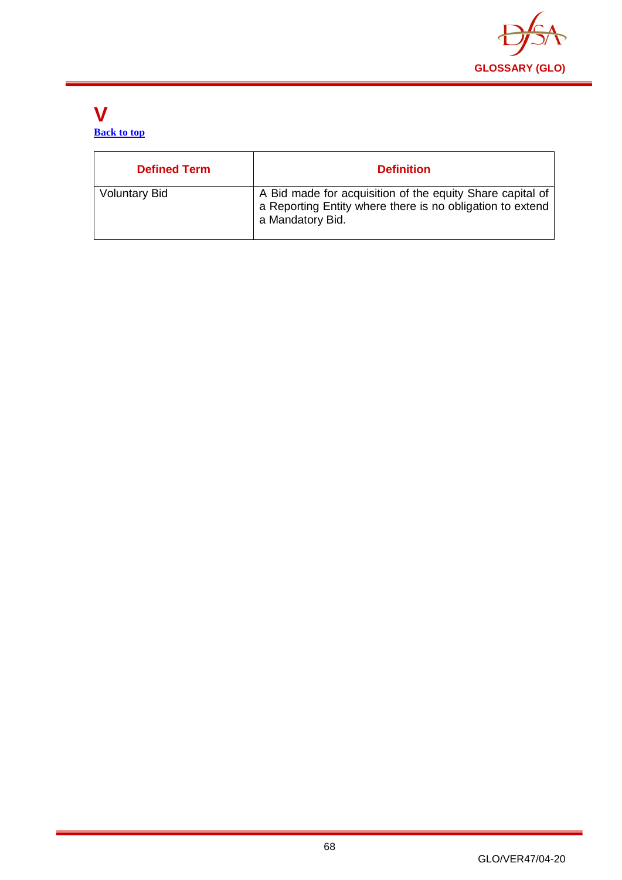# V

[Back to top](#)

| Defined Term | Definition |
|---|---|
| Voluntary Bid | A Bid made for acquisition of the equity Share capital of a Reporting Entity where there is no obligation to extend a Mandatory Bid. |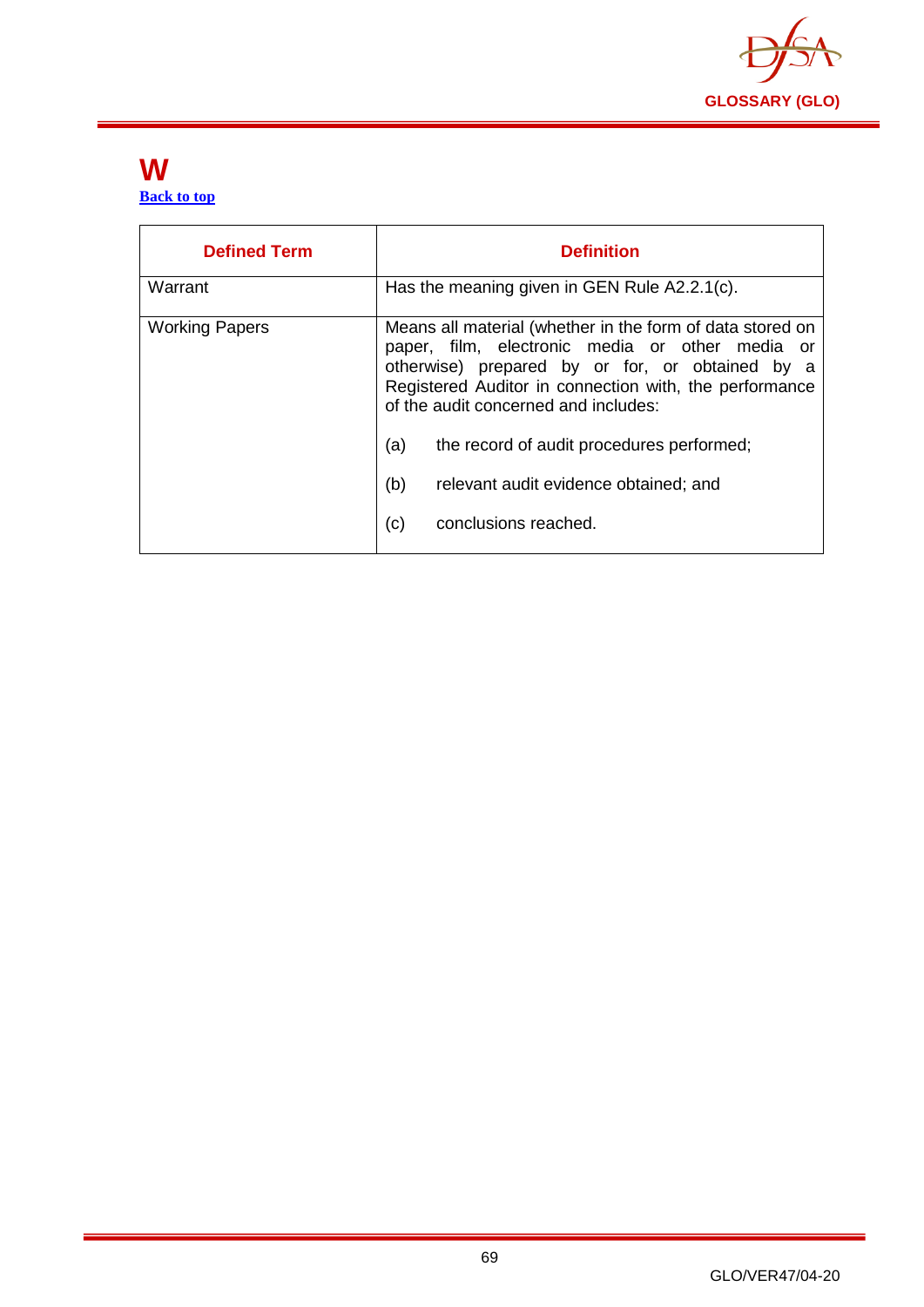# W

[Back to top](#)

| Defined Term | Definition |
|---|---|
| Warrant | Has the meaning given in GEN Rule A2.2.1(c). |
| Working Papers | Means all material (whether in the form of data stored on paper, film, electronic media or other media or otherwise) prepared by or for, or obtained by a Registered Auditor in connection with, the performance of the audit concerned and includes:<br><br>(a) the record of audit procedures performed;<br><br>(b) relevant audit evidence obtained; and<br><br>(c) conclusions reached. |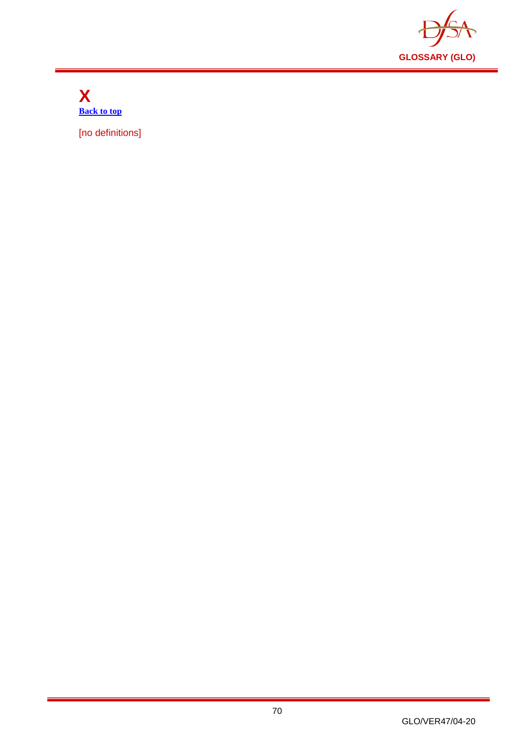# X

[Back to top]

[no definitions]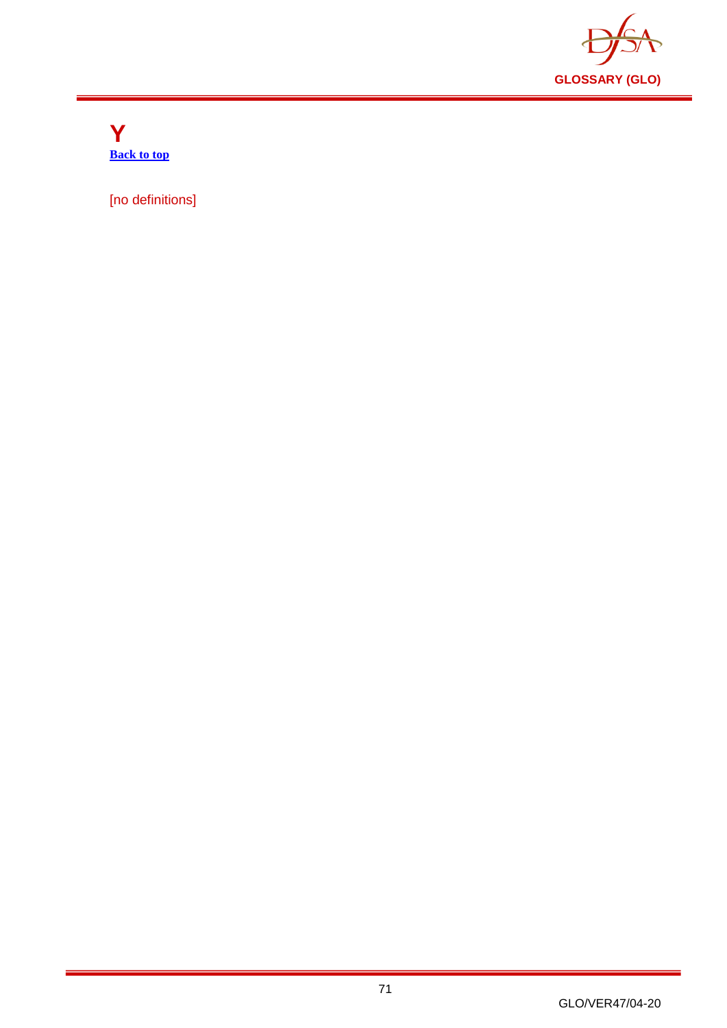# Y

[Back to top](#)

[no definitions]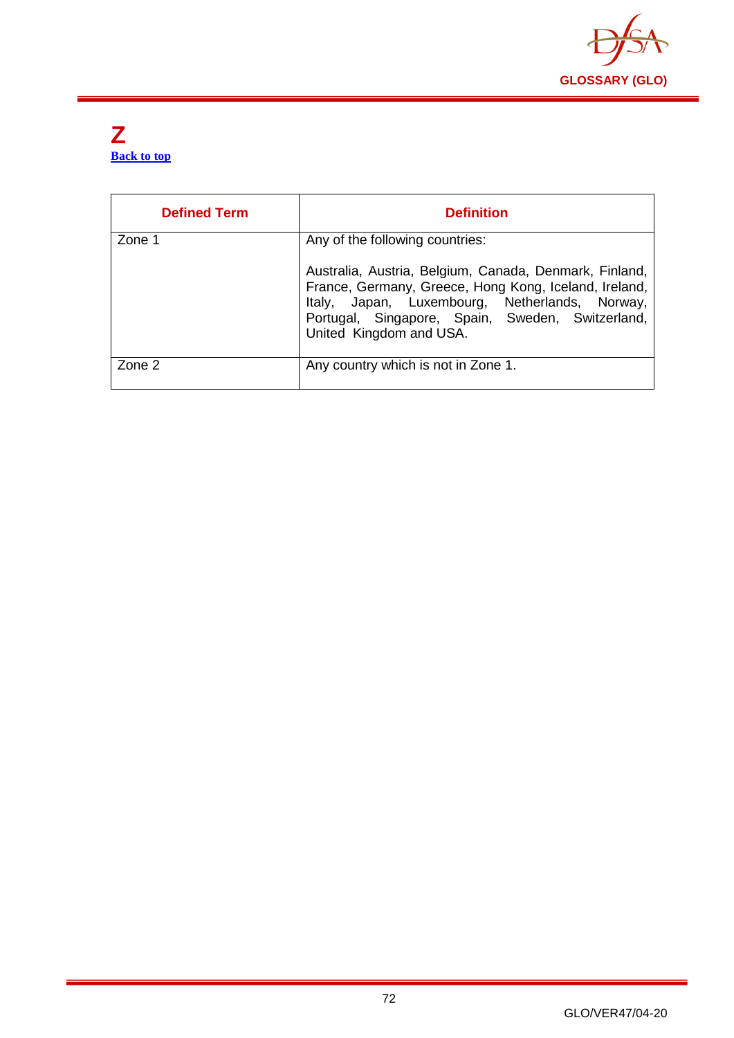# Z

Back to top

| Defined Term | Definition |
|---|---|
| Zone 1 | Any of the following countries:<br><br>Australia, Austria, Belgium, Canada, Denmark, Finland, France, Germany, Greece, Hong Kong, Iceland, Ireland, Italy, Japan, Luxembourg, Netherlands, Norway, Portugal, Singapore, Spain, Sweden, Switzerland, United Kingdom and USA. |
| Zone 2 | Any country which is not in Zone 1. |